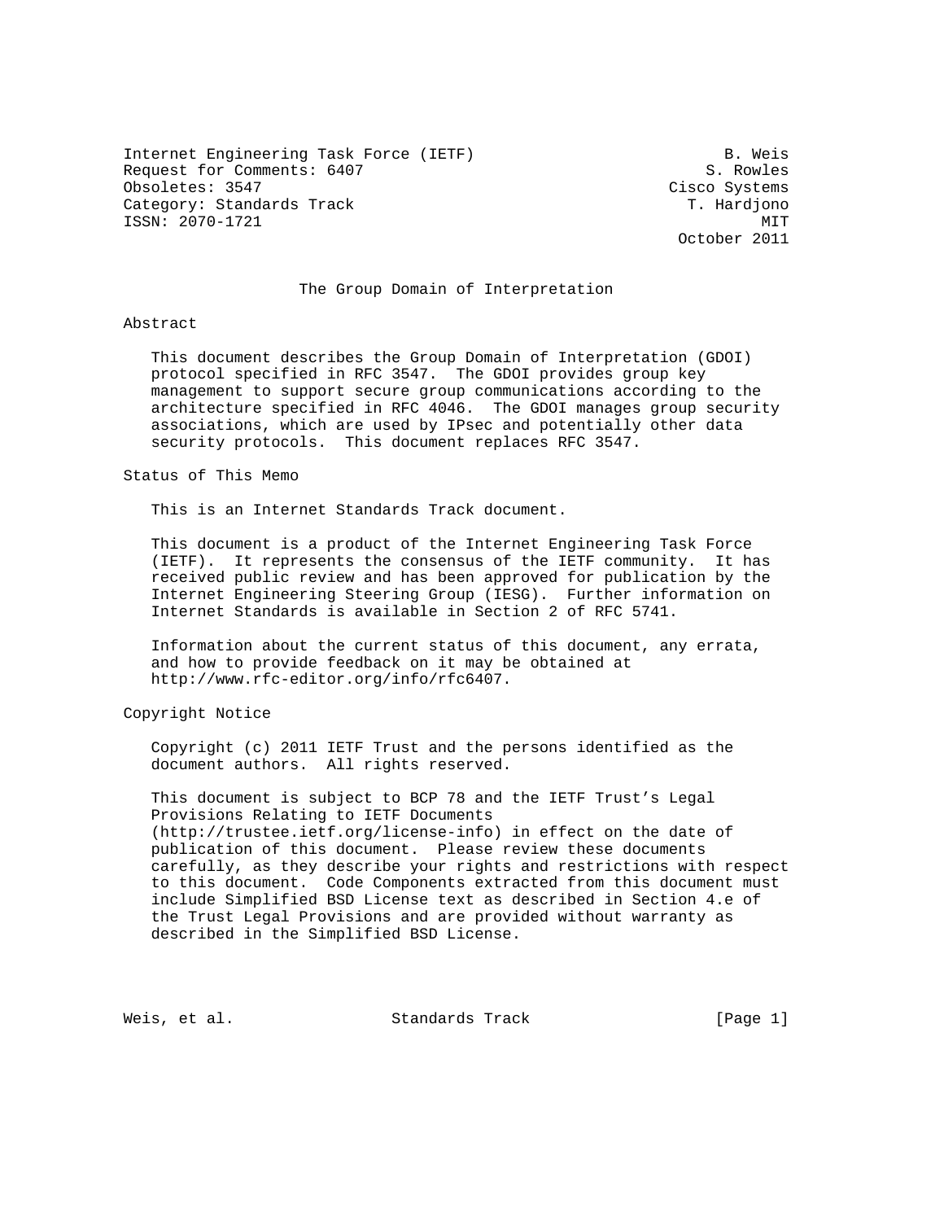Internet Engineering Task Force (IETF) B. Weis
Request for Comments: 6407 S. Rowles
Obsoletes: 3547 Cisco Systems
Category: Standards Track T. Hardjono
ISSN: 2070-1721 MIT
October 2011

# The Group Domain of Interpretation

## Abstract

This document describes the Group Domain of Interpretation (GDOI) protocol specified in RFC 3547. The GDOI provides group key management to support secure group communications according to the architecture specified in RFC 4046. The GDOI manages group security associations, which are used by IPsec and potentially other data security protocols. This document replaces RFC 3547.

## Status of This Memo

This is an Internet Standards Track document.

This document is a product of the Internet Engineering Task Force (IETF). It represents the consensus of the IETF community. It has received public review and has been approved for publication by the Internet Engineering Steering Group (IESG). Further information on Internet Standards is available in Section 2 of RFC 5741.

Information about the current status of this document, any errata, and how to provide feedback on it may be obtained at http://www.rfc-editor.org/info/rfc6407.

## Copyright Notice

Copyright (c) 2011 IETF Trust and the persons identified as the document authors. All rights reserved.

This document is subject to BCP 78 and the IETF Trust's Legal Provisions Relating to IETF Documents (http://trustee.ietf.org/license-info) in effect on the date of publication of this document. Please review these documents carefully, as they describe your rights and restrictions with respect to this document. Code Components extracted from this document must include Simplified BSD License text as described in Section 4.e of the Trust Legal Provisions and are provided without warranty as described in the Simplified BSD License.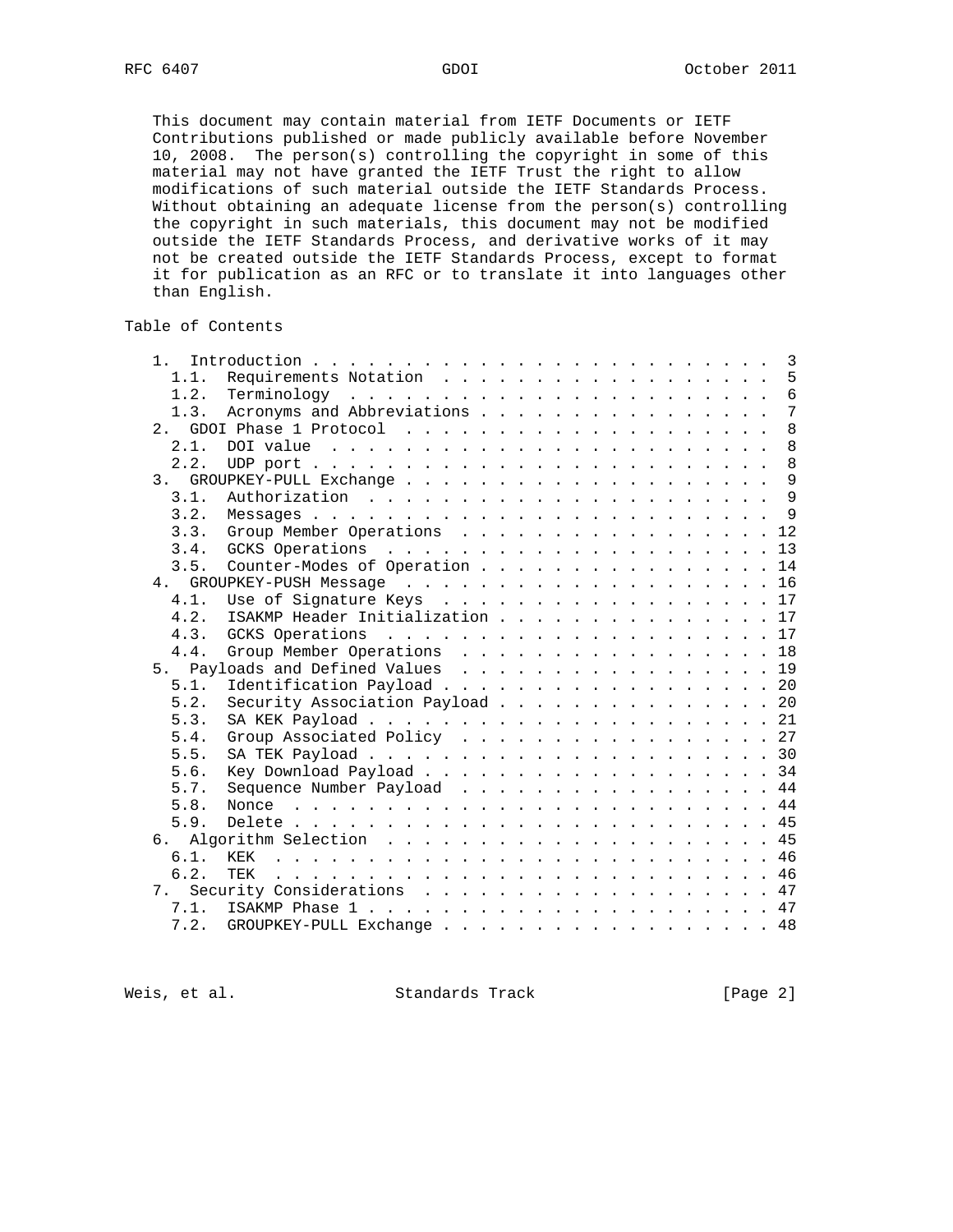This document may contain material from IETF Documents or IETF Contributions published or made publicly available before November 10, 2008. The person(s) controlling the copyright in some of this material may not have granted the IETF Trust the right to allow modifications of such material outside the IETF Standards Process. Without obtaining an adequate license from the person(s) controlling the copyright in such materials, this document may not be modified outside the IETF Standards Process, and derivative works of it may not be created outside the IETF Standards Process, except to format it for publication as an RFC or to translate it into languages other than English.

## Table of Contents

```
   1.  Introduction . . . . . . . . . . . . . . . . . . . . . . . . .  3
     1.1.  Requirements Notation  . . . . . . . . . . . . . . . . . .  5
     1.2.  Terminology  . . . . . . . . . . . . . . . . . . . . . . .  6
     1.3.  Acronyms and Abbreviations . . . . . . . . . . . . . . . .  7
   2.  GDOI Phase 1 Protocol  . . . . . . . . . . . . . . . . . . . .  8
     2.1.  DOI value  . . . . . . . . . . . . . . . . . . . . . . . .  8
     2.2.  UDP port . . . . . . . . . . . . . . . . . . . . . . . . .  8
   3.  GROUPKEY-PULL Exchange . . . . . . . . . . . . . . . . . . . .  9
     3.1.  Authorization  . . . . . . . . . . . . . . . . . . . . . .  9
     3.2.  Messages . . . . . . . . . . . . . . . . . . . . . . . . .  9
     3.3.  Group Member Operations  . . . . . . . . . . . . . . . . . 12
     3.4.  GCKS Operations  . . . . . . . . . . . . . . . . . . . . . 13
     3.5.  Counter-Modes of Operation . . . . . . . . . . . . . . . . 14
   4.  GROUPKEY-PUSH Message  . . . . . . . . . . . . . . . . . . . . 16
     4.1.  Use of Signature Keys  . . . . . . . . . . . . . . . . . . 17
     4.2.  ISAKMP Header Initialization . . . . . . . . . . . . . . . 17
     4.3.  GCKS Operations  . . . . . . . . . . . . . . . . . . . . . 17
     4.4.  Group Member Operations  . . . . . . . . . . . . . . . . . 18
   5.  Payloads and Defined Values  . . . . . . . . . . . . . . . . . 19
     5.1.  Identification Payload . . . . . . . . . . . . . . . . . . 20
     5.2.  Security Association Payload . . . . . . . . . . . . . . . 20
     5.3.  SA KEK Payload . . . . . . . . . . . . . . . . . . . . . . 21
     5.4.  Group Associated Policy  . . . . . . . . . . . . . . . . . 27
     5.5.  SA TEK Payload . . . . . . . . . . . . . . . . . . . . . . 30
     5.6.  Key Download Payload . . . . . . . . . . . . . . . . . . . 34
     5.7.  Sequence Number Payload  . . . . . . . . . . . . . . . . . 44
     5.8.  Nonce  . . . . . . . . . . . . . . . . . . . . . . . . . . 44
     5.9.  Delete . . . . . . . . . . . . . . . . . . . . . . . . . . 45
   6.  Algorithm Selection  . . . . . . . . . . . . . . . . . . . . . 45
     6.1.  KEK  . . . . . . . . . . . . . . . . . . . . . . . . . . . 46
     6.2.  TEK  . . . . . . . . . . . . . . . . . . . . . . . . . . . 46
   7.  Security Considerations  . . . . . . . . . . . . . . . . . . . 47
     7.1.  ISAKMP Phase 1 . . . . . . . . . . . . . . . . . . . . . . 47
     7.2.  GROUPKEY-PULL Exchange . . . . . . . . . . . . . . . . . . 48
```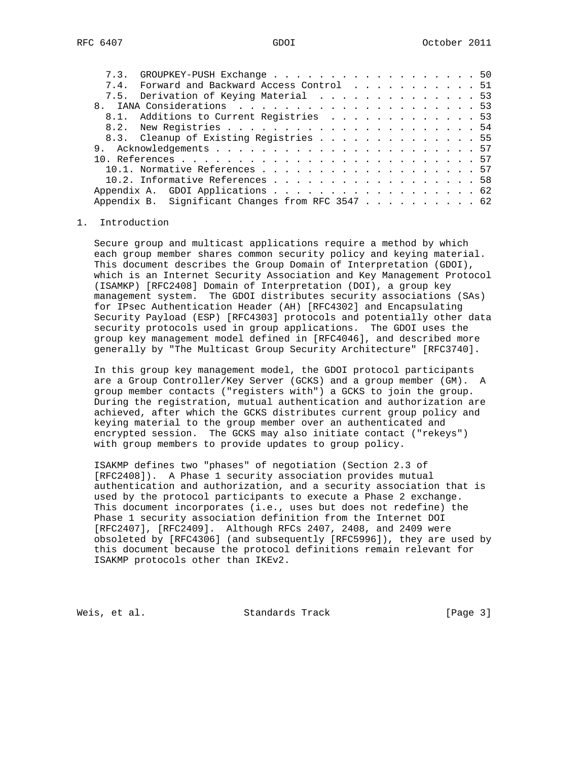7.3. GROUPKEY-PUSH Exchange . . . . . . . . . . . . . . . . . . . 50
   7.4. Forward and Backward Access Control . . . . . . . . . . . . 51
   7.5. Derivation of Keying Material . . . . . . . . . . . . . . . 53
8. IANA Considerations . . . . . . . . . . . . . . . . . . . . . . . 53
   8.1. Additions to Current Registries . . . . . . . . . . . . . . 53
   8.2. New Registries . . . . . . . . . . . . . . . . . . . . . . . 54
   8.3. Cleanup of Existing Registries . . . . . . . . . . . . . . . 55
9. Acknowledgements . . . . . . . . . . . . . . . . . . . . . . . . 57
10. References . . . . . . . . . . . . . . . . . . . . . . . . . . . 57
   10.1. Normative References . . . . . . . . . . . . . . . . . . . . 57
   10.2. Informative References . . . . . . . . . . . . . . . . . . . 58
Appendix A. GDOI Applications . . . . . . . . . . . . . . . . . . . 62
Appendix B. Significant Changes from RFC 3547 . . . . . . . . . . . 62

# 1. Introduction

Secure group and multicast applications require a method by which each group member shares common security policy and keying material. This document describes the Group Domain of Interpretation (GDOI), which is an Internet Security Association and Key Management Protocol (ISAMKP) [RFC2408] Domain of Interpretation (DOI), a group key management system. The GDOI distributes security associations (SAs) for IPsec Authentication Header (AH) [RFC4302] and Encapsulating Security Payload (ESP) [RFC4303] protocols and potentially other data security protocols used in group applications. The GDOI uses the group key management model defined in [RFC4046], and described more generally by "The Multicast Group Security Architecture" [RFC3740].

In this group key management model, the GDOI protocol participants are a Group Controller/Key Server (GCKS) and a group member (GM). A group member contacts ("registers with") a GCKS to join the group. During the registration, mutual authentication and authorization are achieved, after which the GCKS distributes current group policy and keying material to the group member over an authenticated and encrypted session. The GCKS may also initiate contact ("rekeys") with group members to provide updates to group policy.

ISAKMP defines two "phases" of negotiation (Section 2.3 of [RFC2408]). A Phase 1 security association provides mutual authentication and authorization, and a security association that is used by the protocol participants to execute a Phase 2 exchange. This document incorporates (i.e., uses but does not redefine) the Phase 1 security association definition from the Internet DOI [RFC2407], [RFC2409]. Although RFCs 2407, 2408, and 2409 were obsoleted by [RFC4306] (and subsequently [RFC5996]), they are used by this document because the protocol definitions remain relevant for ISAKMP protocols other than IKEv2.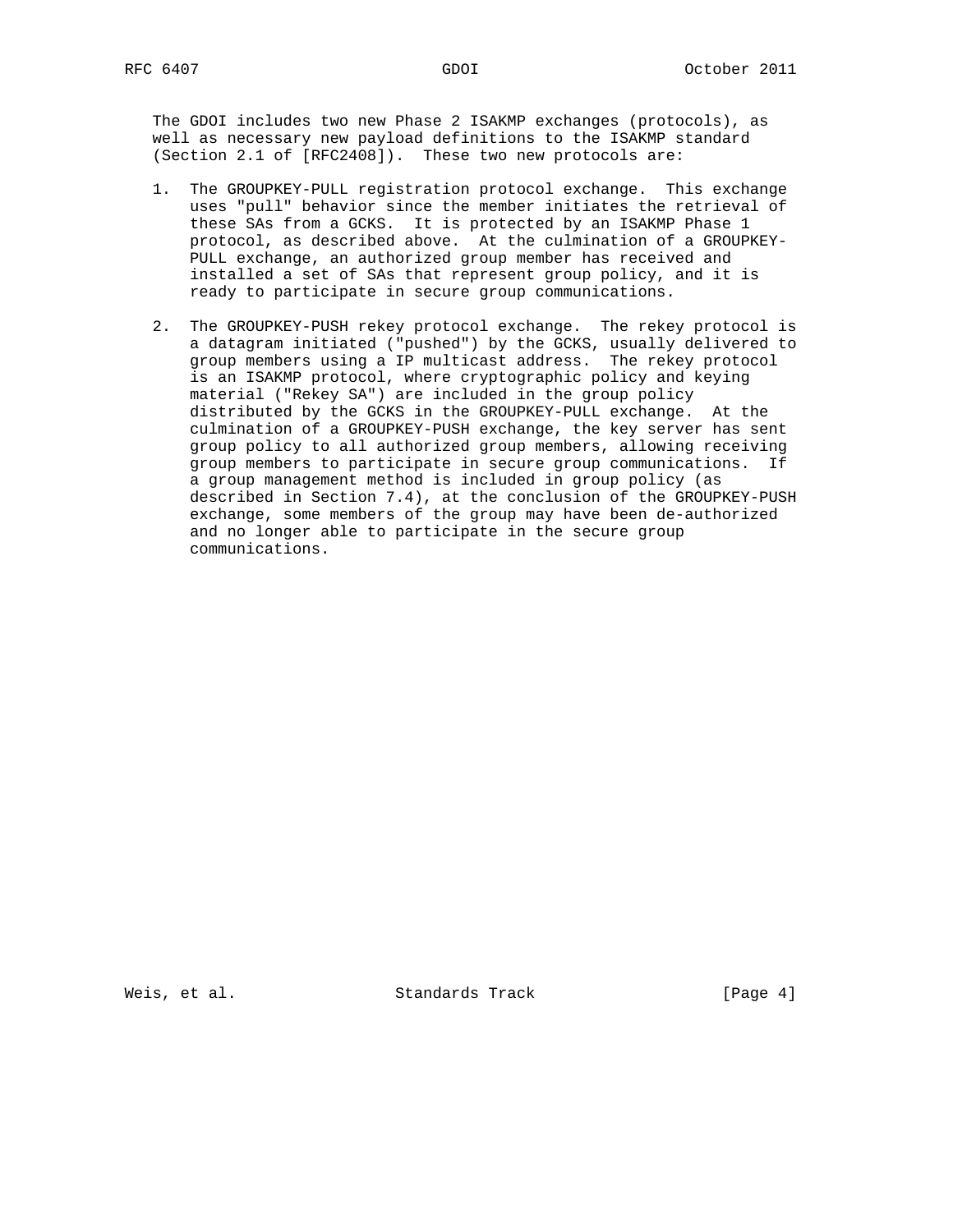The GDOI includes two new Phase 2 ISAKMP exchanges (protocols), as well as necessary new payload definitions to the ISAKMP standard (Section 2.1 of [RFC2408]). These two new protocols are:

1. The GROUPKEY-PULL registration protocol exchange. This exchange uses "pull" behavior since the member initiates the retrieval of these SAs from a GCKS. It is protected by an ISAKMP Phase 1 protocol, as described above. At the culmination of a GROUPKEY-PULL exchange, an authorized group member has received and installed a set of SAs that represent group policy, and it is ready to participate in secure group communications.

2. The GROUPKEY-PUSH rekey protocol exchange. The rekey protocol is a datagram initiated ("pushed") by the GCKS, usually delivered to group members using a IP multicast address. The rekey protocol is an ISAKMP protocol, where cryptographic policy and keying material ("Rekey SA") are included in the group policy distributed by the GCKS in the GROUPKEY-PULL exchange. At the culmination of a GROUPKEY-PUSH exchange, the key server has sent group policy to all authorized group members, allowing receiving group members to participate in secure group communications. If a group management method is included in group policy (as described in Section 7.4), at the conclusion of the GROUPKEY-PUSH exchange, some members of the group may have been de-authorized and no longer able to participate in the secure group communications.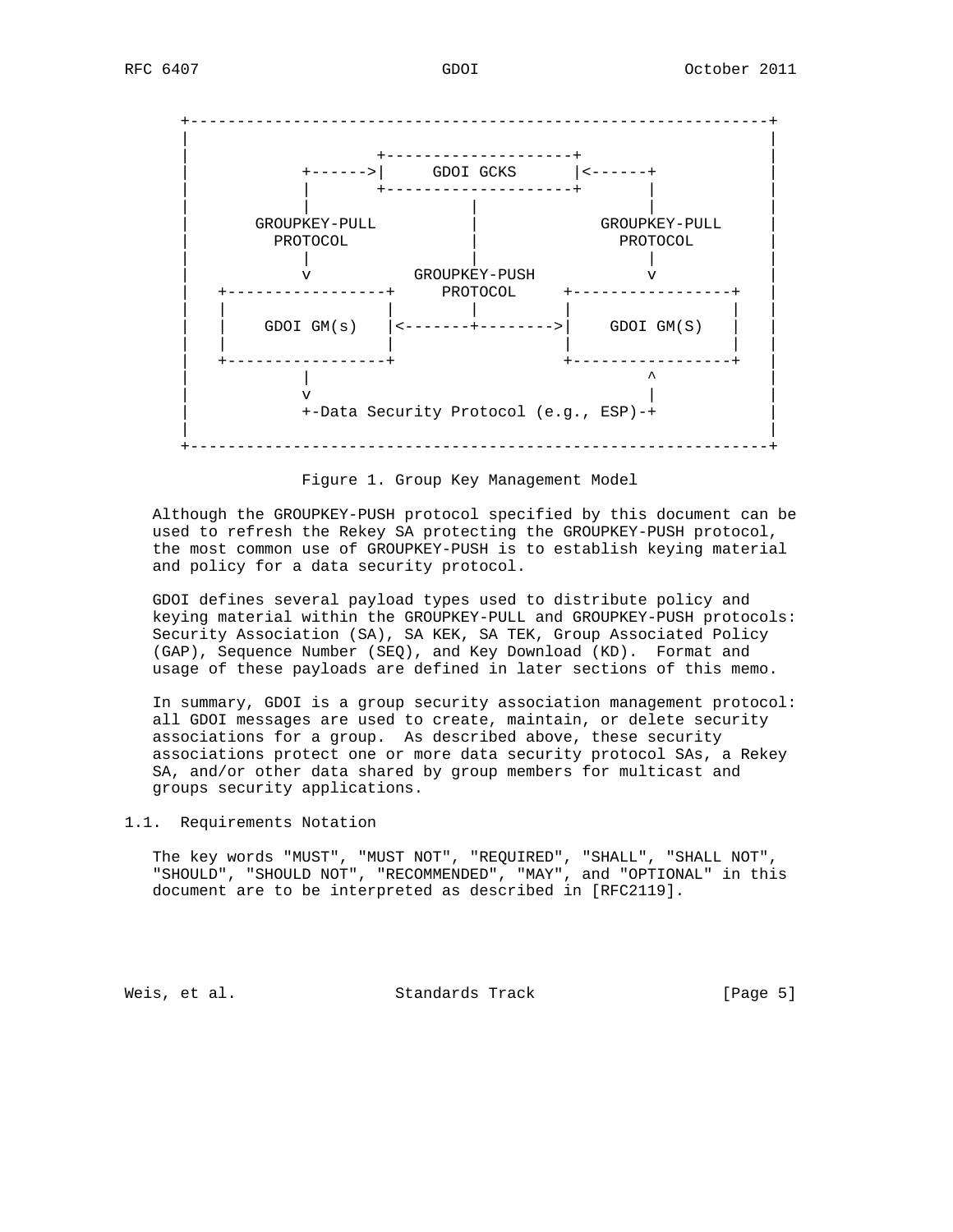```
+------------------------------------------------------------+
|                                                            |
|                +--------------------+                       |
|        +------>|     GDOI GCKS      |<------+              |
|        |       +--------------------+       |              |
|        |                 |                  |              |
|   GROUPKEY-PULL          |             GROUPKEY-PULL       |
|     PROTOCOL             |               PROTOCOL          |
|        |                 |                  |              |
|        v           GROUPKEY-PUSH            v              |
|  +-----------------+    PROTOCOL     +-----------------+   |
|  |                 |       |         |                 |   |
|  |    GDOI GM(s)   |<-------+-------->|    GDOI GM(S)   |   |
|  |                 |                 |                 |   |
|  +-----------------+                 +-----------------+   |
|        |                                    ^              |
|        v                                    |              |
|        +-Data Security Protocol (e.g., ESP)-+              |
|                                                            |
+------------------------------------------------------------+
```

Figure 1. Group Key Management Model

Although the GROUPKEY-PUSH protocol specified by this document can be used to refresh the Rekey SA protecting the GROUPKEY-PUSH protocol, the most common use of GROUPKEY-PUSH is to establish keying material and policy for a data security protocol.

GDOI defines several payload types used to distribute policy and keying material within the GROUPKEY-PULL and GROUPKEY-PUSH protocols: Security Association (SA), SA KEK, SA TEK, Group Associated Policy (GAP), Sequence Number (SEQ), and Key Download (KD). Format and usage of these payloads are defined in later sections of this memo.

In summary, GDOI is a group security association management protocol: all GDOI messages are used to create, maintain, or delete security associations for a group. As described above, these security associations protect one or more data security protocol SAs, a Rekey SA, and/or other data shared by group members for multicast and groups security applications.

### 1.1. Requirements Notation

The key words "MUST", "MUST NOT", "REQUIRED", "SHALL", "SHALL NOT", "SHOULD", "SHOULD NOT", "RECOMMENDED", "MAY", and "OPTIONAL" in this document are to be interpreted as described in [RFC2119].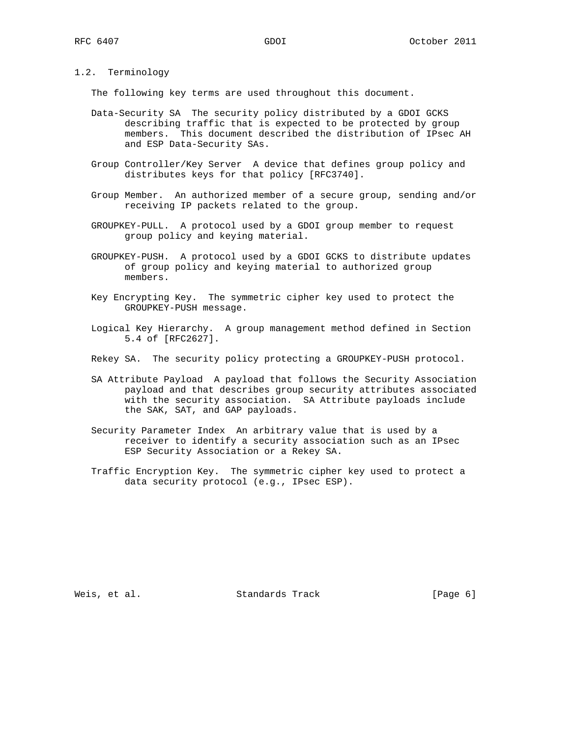## 1.2. Terminology

The following key terms are used throughout this document.

Data-Security SA  The security policy distributed by a GDOI GCKS describing traffic that is expected to be protected by group members. This document described the distribution of IPsec AH and ESP Data-Security SAs.

Group Controller/Key Server  A device that defines group policy and distributes keys for that policy [RFC3740].

Group Member.  An authorized member of a secure group, sending and/or receiving IP packets related to the group.

GROUPKEY-PULL.  A protocol used by a GDOI group member to request group policy and keying material.

GROUPKEY-PUSH.  A protocol used by a GDOI GCKS to distribute updates of group policy and keying material to authorized group members.

Key Encrypting Key.  The symmetric cipher key used to protect the GROUPKEY-PUSH message.

Logical Key Hierarchy.  A group management method defined in Section 5.4 of [RFC2627].

Rekey SA.  The security policy protecting a GROUPKEY-PUSH protocol.

SA Attribute Payload  A payload that follows the Security Association payload and that describes group security attributes associated with the security association. SA Attribute payloads include the SAK, SAT, and GAP payloads.

Security Parameter Index  An arbitrary value that is used by a receiver to identify a security association such as an IPsec ESP Security Association or a Rekey SA.

Traffic Encryption Key.  The symmetric cipher key used to protect a data security protocol (e.g., IPsec ESP).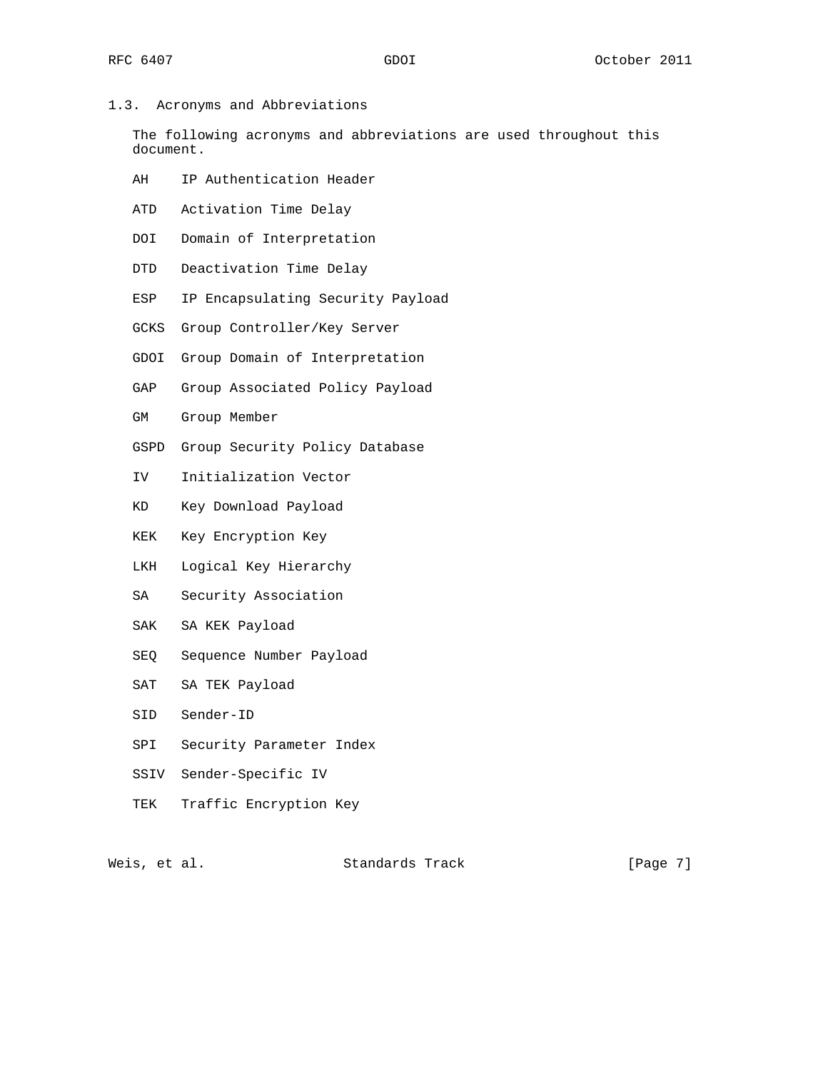### 1.3. Acronyms and Abbreviations

The following acronyms and abbreviations are used throughout this document.

| | |
|---|---|
| AH | IP Authentication Header |
| ATD | Activation Time Delay |
| DOI | Domain of Interpretation |
| DTD | Deactivation Time Delay |
| ESP | IP Encapsulating Security Payload |
| GCKS | Group Controller/Key Server |
| GDOI | Group Domain of Interpretation |
| GAP | Group Associated Policy Payload |
| GM | Group Member |
| GSPD | Group Security Policy Database |
| IV | Initialization Vector |
| KD | Key Download Payload |
| KEK | Key Encryption Key |
| LKH | Logical Key Hierarchy |
| SA | Security Association |
| SAK | SA KEK Payload |
| SEQ | Sequence Number Payload |
| SAT | SA TEK Payload |
| SID | Sender-ID |
| SPI | Security Parameter Index |
| SSIV | Sender-Specific IV |
| TEK | Traffic Encryption Key |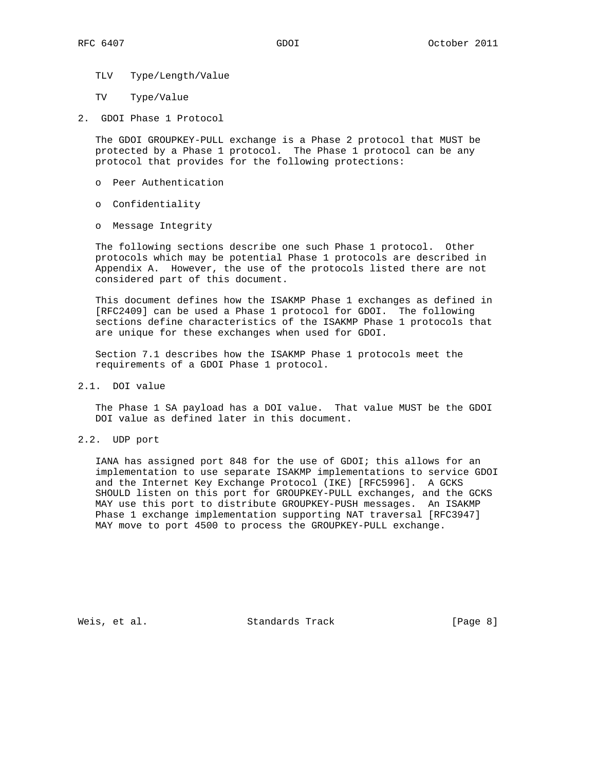TLV   Type/Length/Value

TV    Type/Value

## 2. GDOI Phase 1 Protocol

The GDOI GROUPKEY-PULL exchange is a Phase 2 protocol that MUST be protected by a Phase 1 protocol. The Phase 1 protocol can be any protocol that provides for the following protections:

- Peer Authentication
- Confidentiality
- Message Integrity

The following sections describe one such Phase 1 protocol. Other protocols which may be potential Phase 1 protocols are described in Appendix A. However, the use of the protocols listed there are not considered part of this document.

This document defines how the ISAKMP Phase 1 exchanges as defined in [RFC2409] can be used a Phase 1 protocol for GDOI. The following sections define characteristics of the ISAKMP Phase 1 protocols that are unique for these exchanges when used for GDOI.

Section 7.1 describes how the ISAKMP Phase 1 protocols meet the requirements of a GDOI Phase 1 protocol.

### 2.1. DOI value

The Phase 1 SA payload has a DOI value. That value MUST be the GDOI DOI value as defined later in this document.

### 2.2. UDP port

IANA has assigned port 848 for the use of GDOI; this allows for an implementation to use separate ISAKMP implementations to service GDOI and the Internet Key Exchange Protocol (IKE) [RFC5996]. A GCKS SHOULD listen on this port for GROUPKEY-PULL exchanges, and the GCKS MAY use this port to distribute GROUPKEY-PUSH messages. An ISAKMP Phase 1 exchange implementation supporting NAT traversal [RFC3947] MAY move to port 4500 to process the GROUPKEY-PULL exchange.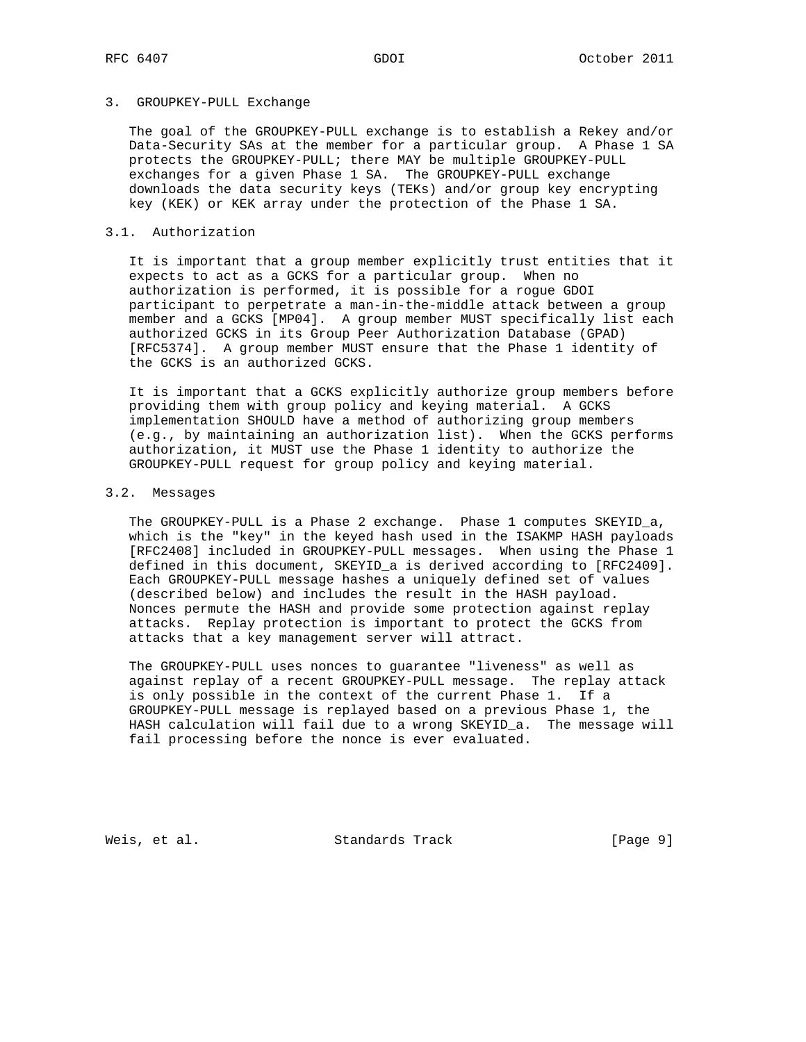## 3. GROUPKEY-PULL Exchange

The goal of the GROUPKEY-PULL exchange is to establish a Rekey and/or Data-Security SAs at the member for a particular group. A Phase 1 SA protects the GROUPKEY-PULL; there MAY be multiple GROUPKEY-PULL exchanges for a given Phase 1 SA. The GROUPKEY-PULL exchange downloads the data security keys (TEKs) and/or group key encrypting key (KEK) or KEK array under the protection of the Phase 1 SA.

### 3.1. Authorization

It is important that a group member explicitly trust entities that it expects to act as a GCKS for a particular group. When no authorization is performed, it is possible for a rogue GDOI participant to perpetrate a man-in-the-middle attack between a group member and a GCKS [MP04]. A group member MUST specifically list each authorized GCKS in its Group Peer Authorization Database (GPAD) [RFC5374]. A group member MUST ensure that the Phase 1 identity of the GCKS is an authorized GCKS.

It is important that a GCKS explicitly authorize group members before providing them with group policy and keying material. A GCKS implementation SHOULD have a method of authorizing group members (e.g., by maintaining an authorization list). When the GCKS performs authorization, it MUST use the Phase 1 identity to authorize the GROUPKEY-PULL request for group policy and keying material.

### 3.2. Messages

The GROUPKEY-PULL is a Phase 2 exchange. Phase 1 computes SKEYID_a, which is the "key" in the keyed hash used in the ISAKMP HASH payloads [RFC2408] included in GROUPKEY-PULL messages. When using the Phase 1 defined in this document, SKEYID_a is derived according to [RFC2409]. Each GROUPKEY-PULL message hashes a uniquely defined set of values (described below) and includes the result in the HASH payload. Nonces permute the HASH and provide some protection against replay attacks. Replay protection is important to protect the GCKS from attacks that a key management server will attract.

The GROUPKEY-PULL uses nonces to guarantee "liveness" as well as against replay of a recent GROUPKEY-PULL message. The replay attack is only possible in the context of the current Phase 1. If a GROUPKEY-PULL message is replayed based on a previous Phase 1, the HASH calculation will fail due to a wrong SKEYID_a. The message will fail processing before the nonce is ever evaluated.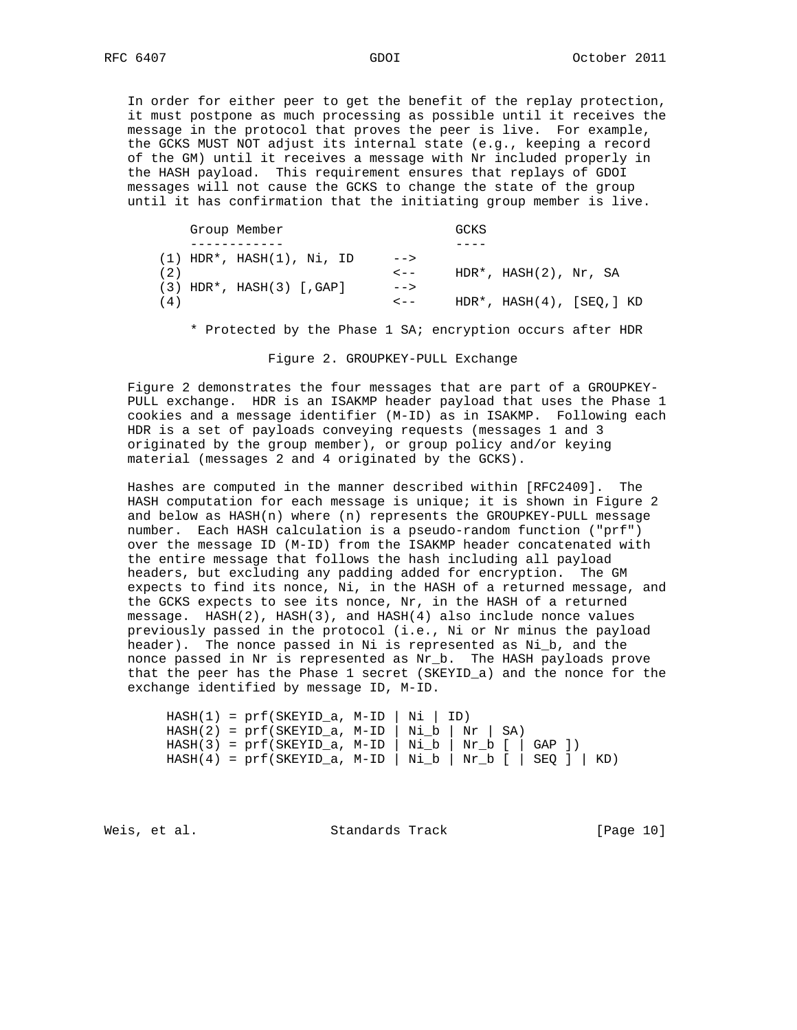In order for either peer to get the benefit of the replay protection, it must postpone as much processing as possible until it receives the message in the protocol that proves the peer is live. For example, the GCKS MUST NOT adjust its internal state (e.g., keeping a record of the GM) until it receives a message with Nr included properly in the HASH payload. This requirement ensures that replays of GDOI messages will not cause the GCKS to change the state of the group until it has confirmation that the initiating group member is live.

```
       Group Member                      GCKS
       ------------                      ----
   (1) HDR*, HASH(1), Ni, ID     -->
   (2)                           <--     HDR*, HASH(2), Nr, SA
   (3) HDR*, HASH(3) [,GAP]      -->
   (4)                           <--     HDR*, HASH(4), [SEQ,] KD

       * Protected by the Phase 1 SA; encryption occurs after HDR
```

Figure 2. GROUPKEY-PULL Exchange

Figure 2 demonstrates the four messages that are part of a GROUPKEY-PULL exchange. HDR is an ISAKMP header payload that uses the Phase 1 cookies and a message identifier (M-ID) as in ISAKMP. Following each HDR is a set of payloads conveying requests (messages 1 and 3 originated by the group member), or group policy and/or keying material (messages 2 and 4 originated by the GCKS).

Hashes are computed in the manner described within [RFC2409]. The HASH computation for each message is unique; it is shown in Figure 2 and below as HASH(n) where (n) represents the GROUPKEY-PULL message number. Each HASH calculation is a pseudo-random function ("prf") over the message ID (M-ID) from the ISAKMP header concatenated with the entire message that follows the hash including all payload headers, but excluding any padding added for encryption. The GM expects to find its nonce, Ni, in the HASH of a returned message, and the GCKS expects to see its nonce, Nr, in the HASH of a returned message. HASH(2), HASH(3), and HASH(4) also include nonce values previously passed in the protocol (i.e., Ni or Nr minus the payload header). The nonce passed in Ni is represented as Ni_b, and the nonce passed in Nr is represented as Nr_b. The HASH payloads prove that the peer has the Phase 1 secret (SKEYID_a) and the nonce for the exchange identified by message ID, M-ID.

```
HASH(1) = prf(SKEYID_a, M-ID | Ni | ID)
HASH(2) = prf(SKEYID_a, M-ID | Ni_b | Nr | SA)
HASH(3) = prf(SKEYID_a, M-ID | Ni_b | Nr_b [ | GAP ])
HASH(4) = prf(SKEYID_a, M-ID | Ni_b | Nr_b [ | SEQ ] | KD)
```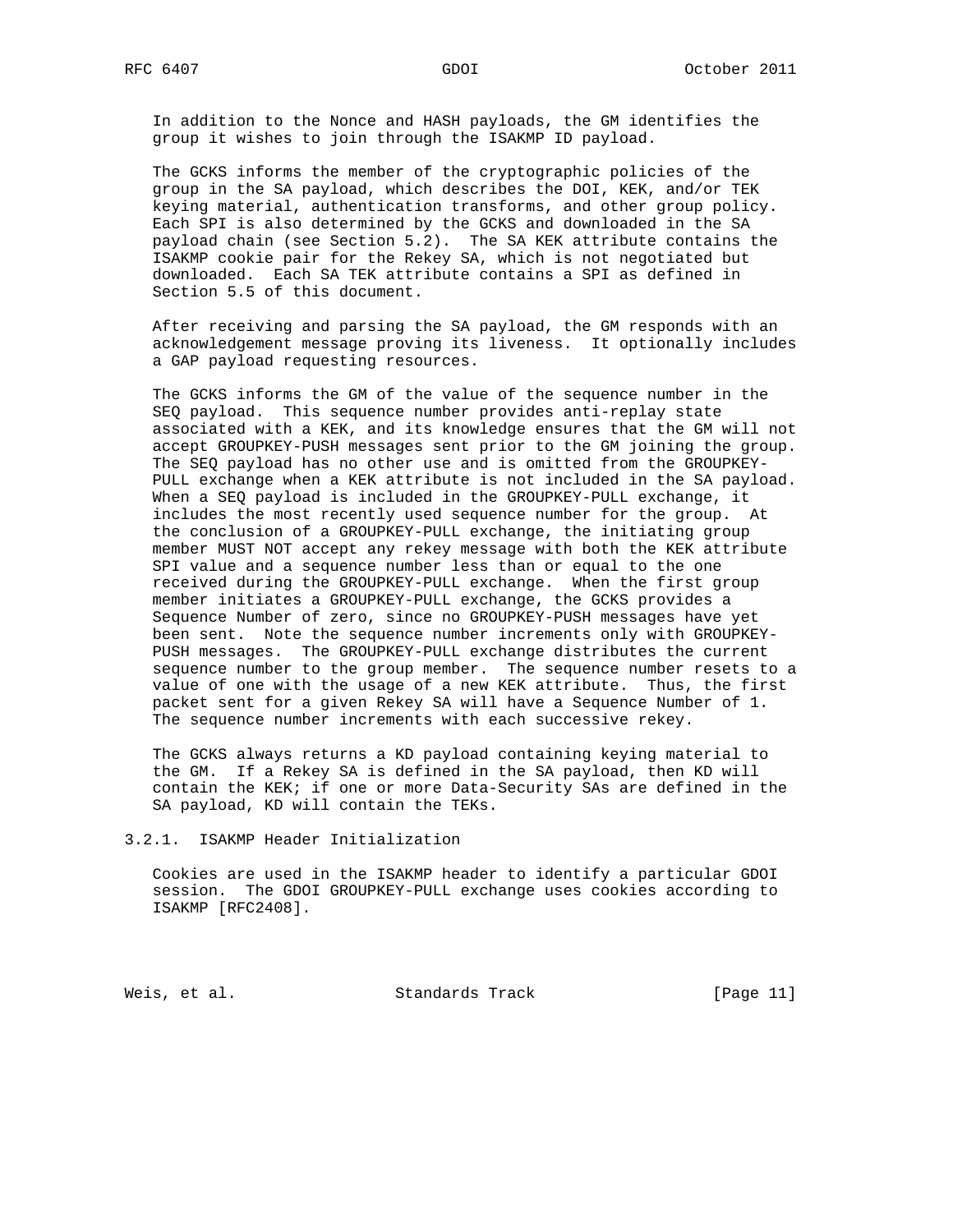In addition to the Nonce and HASH payloads, the GM identifies the group it wishes to join through the ISAKMP ID payload.

The GCKS informs the member of the cryptographic policies of the group in the SA payload, which describes the DOI, KEK, and/or TEK keying material, authentication transforms, and other group policy. Each SPI is also determined by the GCKS and downloaded in the SA payload chain (see Section 5.2). The SA KEK attribute contains the ISAKMP cookie pair for the Rekey SA, which is not negotiated but downloaded. Each SA TEK attribute contains a SPI as defined in Section 5.5 of this document.

After receiving and parsing the SA payload, the GM responds with an acknowledgement message proving its liveness. It optionally includes a GAP payload requesting resources.

The GCKS informs the GM of the value of the sequence number in the SEQ payload. This sequence number provides anti-replay state associated with a KEK, and its knowledge ensures that the GM will not accept GROUPKEY-PUSH messages sent prior to the GM joining the group. The SEQ payload has no other use and is omitted from the GROUPKEY-PULL exchange when a KEK attribute is not included in the SA payload. When a SEQ payload is included in the GROUPKEY-PULL exchange, it includes the most recently used sequence number for the group. At the conclusion of a GROUPKEY-PULL exchange, the initiating group member MUST NOT accept any rekey message with both the KEK attribute SPI value and a sequence number less than or equal to the one received during the GROUPKEY-PULL exchange. When the first group member initiates a GROUPKEY-PULL exchange, the GCKS provides a Sequence Number of zero, since no GROUPKEY-PUSH messages have yet been sent. Note the sequence number increments only with GROUPKEY-PUSH messages. The GROUPKEY-PULL exchange distributes the current sequence number to the group member. The sequence number resets to a value of one with the usage of a new KEK attribute. Thus, the first packet sent for a given Rekey SA will have a Sequence Number of 1. The sequence number increments with each successive rekey.

The GCKS always returns a KD payload containing keying material to the GM. If a Rekey SA is defined in the SA payload, then KD will contain the KEK; if one or more Data-Security SAs are defined in the SA payload, KD will contain the TEKs.

### 3.2.1. ISAKMP Header Initialization

Cookies are used in the ISAKMP header to identify a particular GDOI session. The GDOI GROUPKEY-PULL exchange uses cookies according to ISAKMP [RFC2408].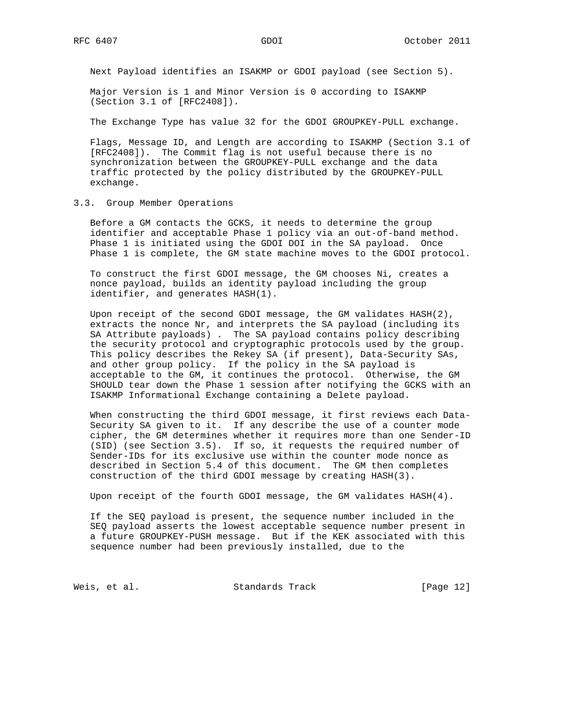Next Payload identifies an ISAKMP or GDOI payload (see Section 5).

Major Version is 1 and Minor Version is 0 according to ISAKMP (Section 3.1 of [RFC2408]).

The Exchange Type has value 32 for the GDOI GROUPKEY-PULL exchange.

Flags, Message ID, and Length are according to ISAKMP (Section 3.1 of [RFC2408]). The Commit flag is not useful because there is no synchronization between the GROUPKEY-PULL exchange and the data traffic protected by the policy distributed by the GROUPKEY-PULL exchange.

### 3.3. Group Member Operations

Before a GM contacts the GCKS, it needs to determine the group identifier and acceptable Phase 1 policy via an out-of-band method. Phase 1 is initiated using the GDOI DOI in the SA payload. Once Phase 1 is complete, the GM state machine moves to the GDOI protocol.

To construct the first GDOI message, the GM chooses Ni, creates a nonce payload, builds an identity payload including the group identifier, and generates HASH(1).

Upon receipt of the second GDOI message, the GM validates HASH(2), extracts the nonce Nr, and interprets the SA payload (including its SA Attribute payloads) . The SA payload contains policy describing the security protocol and cryptographic protocols used by the group. This policy describes the Rekey SA (if present), Data-Security SAs, and other group policy. If the policy in the SA payload is acceptable to the GM, it continues the protocol. Otherwise, the GM SHOULD tear down the Phase 1 session after notifying the GCKS with an ISAKMP Informational Exchange containing a Delete payload.

When constructing the third GDOI message, it first reviews each Data-Security SA given to it. If any describe the use of a counter mode cipher, the GM determines whether it requires more than one Sender-ID (SID) (see Section 3.5). If so, it requests the required number of Sender-IDs for its exclusive use within the counter mode nonce as described in Section 5.4 of this document. The GM then completes construction of the third GDOI message by creating HASH(3).

Upon receipt of the fourth GDOI message, the GM validates HASH(4).

If the SEQ payload is present, the sequence number included in the SEQ payload asserts the lowest acceptable sequence number present in a future GROUPKEY-PUSH message. But if the KEK associated with this sequence number had been previously installed, due to the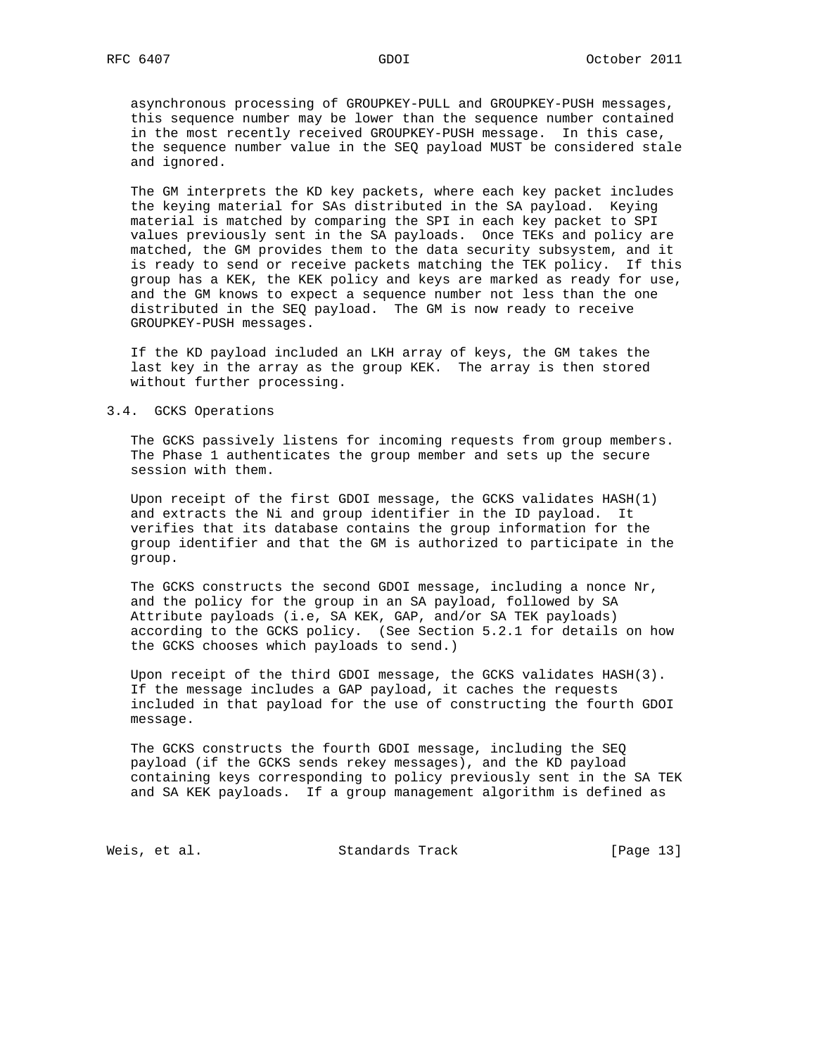asynchronous processing of GROUPKEY-PULL and GROUPKEY-PUSH messages, this sequence number may be lower than the sequence number contained in the most recently received GROUPKEY-PUSH message. In this case, the sequence number value in the SEQ payload MUST be considered stale and ignored.

The GM interprets the KD key packets, where each key packet includes the keying material for SAs distributed in the SA payload. Keying material is matched by comparing the SPI in each key packet to SPI values previously sent in the SA payloads. Once TEKs and policy are matched, the GM provides them to the data security subsystem, and it is ready to send or receive packets matching the TEK policy. If this group has a KEK, the KEK policy and keys are marked as ready for use, and the GM knows to expect a sequence number not less than the one distributed in the SEQ payload. The GM is now ready to receive GROUPKEY-PUSH messages.

If the KD payload included an LKH array of keys, the GM takes the last key in the array as the group KEK. The array is then stored without further processing.

## 3.4. GCKS Operations

The GCKS passively listens for incoming requests from group members. The Phase 1 authenticates the group member and sets up the secure session with them.

Upon receipt of the first GDOI message, the GCKS validates HASH(1) and extracts the Ni and group identifier in the ID payload. It verifies that its database contains the group information for the group identifier and that the GM is authorized to participate in the group.

The GCKS constructs the second GDOI message, including a nonce Nr, and the policy for the group in an SA payload, followed by SA Attribute payloads (i.e, SA KEK, GAP, and/or SA TEK payloads) according to the GCKS policy. (See Section 5.2.1 for details on how the GCKS chooses which payloads to send.)

Upon receipt of the third GDOI message, the GCKS validates HASH(3). If the message includes a GAP payload, it caches the requests included in that payload for the use of constructing the fourth GDOI message.

The GCKS constructs the fourth GDOI message, including the SEQ payload (if the GCKS sends rekey messages), and the KD payload containing keys corresponding to policy previously sent in the SA TEK and SA KEK payloads. If a group management algorithm is defined as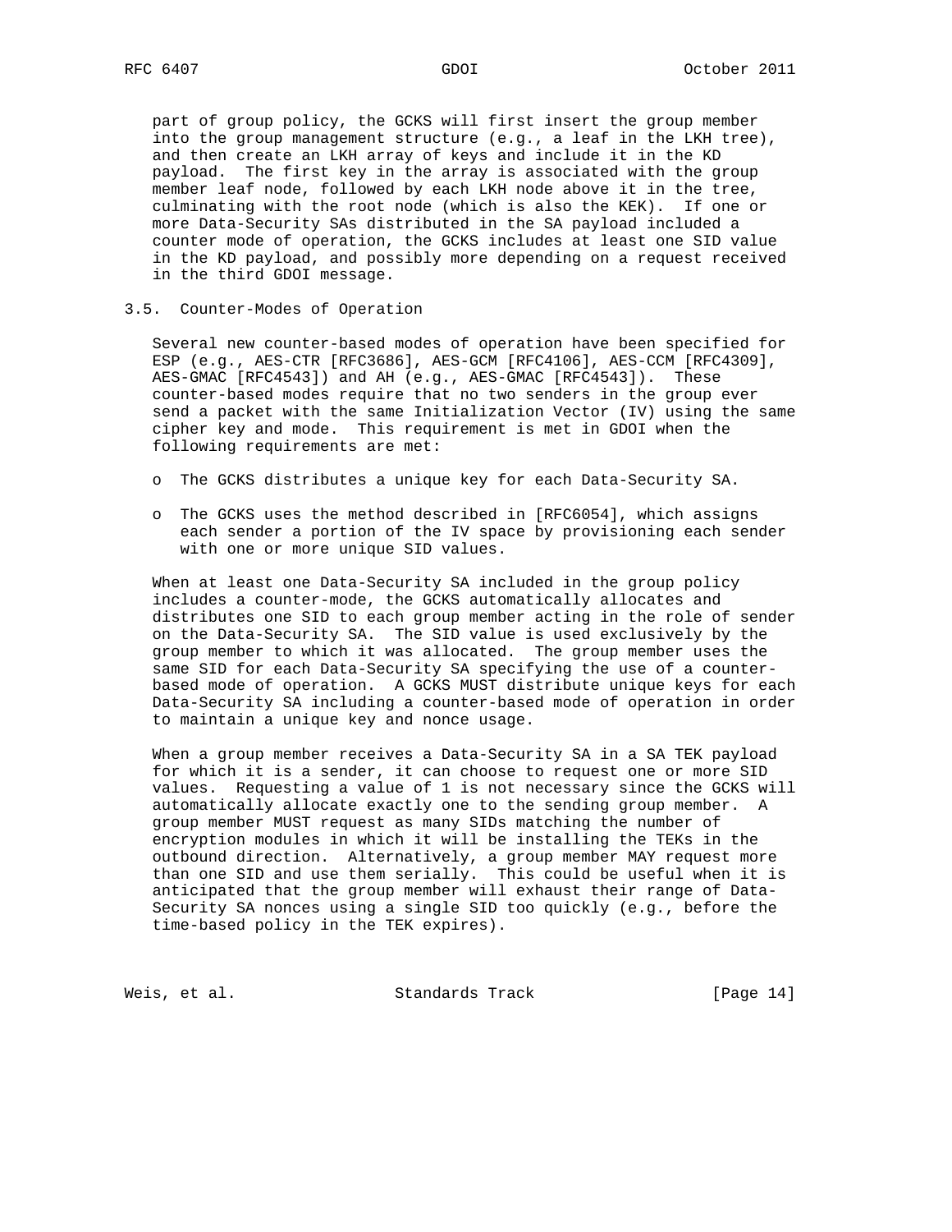part of group policy, the GCKS will first insert the group member into the group management structure (e.g., a leaf in the LKH tree), and then create an LKH array of keys and include it in the KD payload. The first key in the array is associated with the group member leaf node, followed by each LKH node above it in the tree, culminating with the root node (which is also the KEK). If one or more Data-Security SAs distributed in the SA payload included a counter mode of operation, the GCKS includes at least one SID value in the KD payload, and possibly more depending on a request received in the third GDOI message.

## 3.5. Counter-Modes of Operation

Several new counter-based modes of operation have been specified for ESP (e.g., AES-CTR [RFC3686], AES-GCM [RFC4106], AES-CCM [RFC4309], AES-GMAC [RFC4543]) and AH (e.g., AES-GMAC [RFC4543]). These counter-based modes require that no two senders in the group ever send a packet with the same Initialization Vector (IV) using the same cipher key and mode. This requirement is met in GDOI when the following requirements are met:

- The GCKS distributes a unique key for each Data-Security SA.
- The GCKS uses the method described in [RFC6054], which assigns each sender a portion of the IV space by provisioning each sender with one or more unique SID values.

When at least one Data-Security SA included in the group policy includes a counter-mode, the GCKS automatically allocates and distributes one SID to each group member acting in the role of sender on the Data-Security SA. The SID value is used exclusively by the group member to which it was allocated. The group member uses the same SID for each Data-Security SA specifying the use of a counter-based mode of operation. A GCKS MUST distribute unique keys for each Data-Security SA including a counter-based mode of operation in order to maintain a unique key and nonce usage.

When a group member receives a Data-Security SA in a SA TEK payload for which it is a sender, it can choose to request one or more SID values. Requesting a value of 1 is not necessary since the GCKS will automatically allocate exactly one to the sending group member. A group member MUST request as many SIDs matching the number of encryption modules in which it will be installing the TEKs in the outbound direction. Alternatively, a group member MAY request more than one SID and use them serially. This could be useful when it is anticipated that the group member will exhaust their range of Data-Security SA nonces using a single SID too quickly (e.g., before the time-based policy in the TEK expires).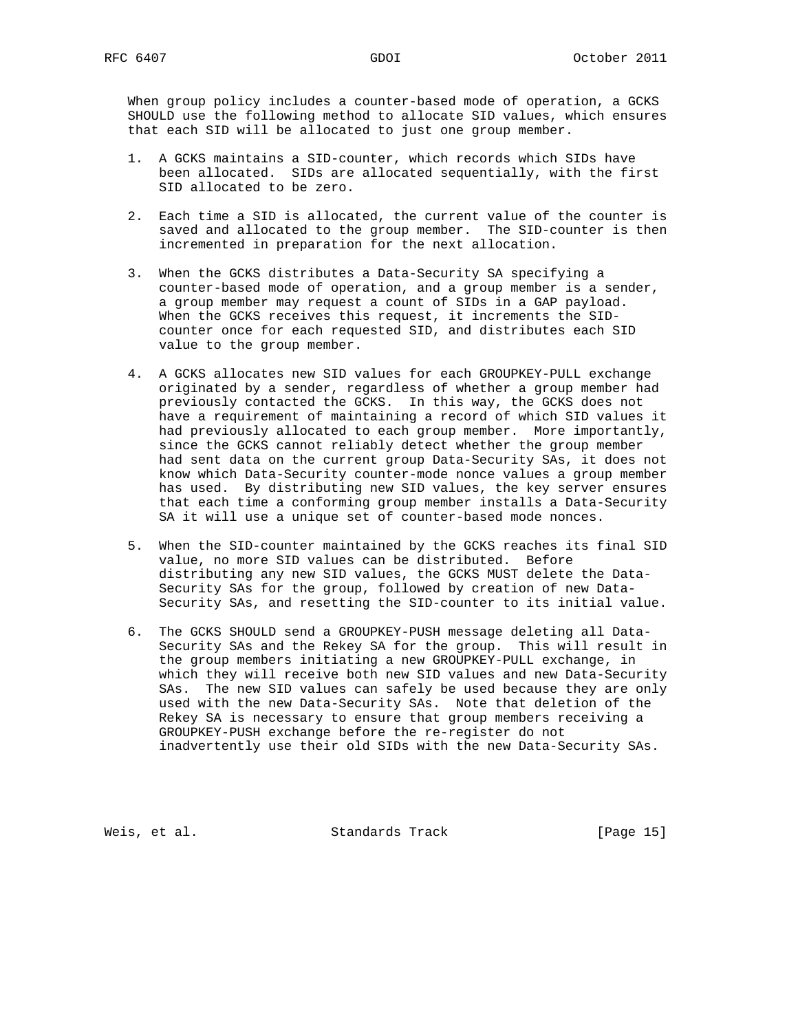When group policy includes a counter-based mode of operation, a GCKS SHOULD use the following method to allocate SID values, which ensures that each SID will be allocated to just one group member.

1. A GCKS maintains a SID-counter, which records which SIDs have been allocated. SIDs are allocated sequentially, with the first SID allocated to be zero.

2. Each time a SID is allocated, the current value of the counter is saved and allocated to the group member. The SID-counter is then incremented in preparation for the next allocation.

3. When the GCKS distributes a Data-Security SA specifying a counter-based mode of operation, and a group member is a sender, a group member may request a count of SIDs in a GAP payload. When the GCKS receives this request, it increments the SID-counter once for each requested SID, and distributes each SID value to the group member.

4. A GCKS allocates new SID values for each GROUPKEY-PULL exchange originated by a sender, regardless of whether a group member had previously contacted the GCKS. In this way, the GCKS does not have a requirement of maintaining a record of which SID values it had previously allocated to each group member. More importantly, since the GCKS cannot reliably detect whether the group member had sent data on the current group Data-Security SAs, it does not know which Data-Security counter-mode nonce values a group member has used. By distributing new SID values, the key server ensures that each time a conforming group member installs a Data-Security SA it will use a unique set of counter-based mode nonces.

5. When the SID-counter maintained by the GCKS reaches its final SID value, no more SID values can be distributed. Before distributing any new SID values, the GCKS MUST delete the Data-Security SAs for the group, followed by creation of new Data-Security SAs, and resetting the SID-counter to its initial value.

6. The GCKS SHOULD send a GROUPKEY-PUSH message deleting all Data-Security SAs and the Rekey SA for the group. This will result in the group members initiating a new GROUPKEY-PULL exchange, in which they will receive both new SID values and new Data-Security SAs. The new SID values can safely be used because they are only used with the new Data-Security SAs. Note that deletion of the Rekey SA is necessary to ensure that group members receiving a GROUPKEY-PUSH exchange before the re-register do not inadvertently use their old SIDs with the new Data-Security SAs.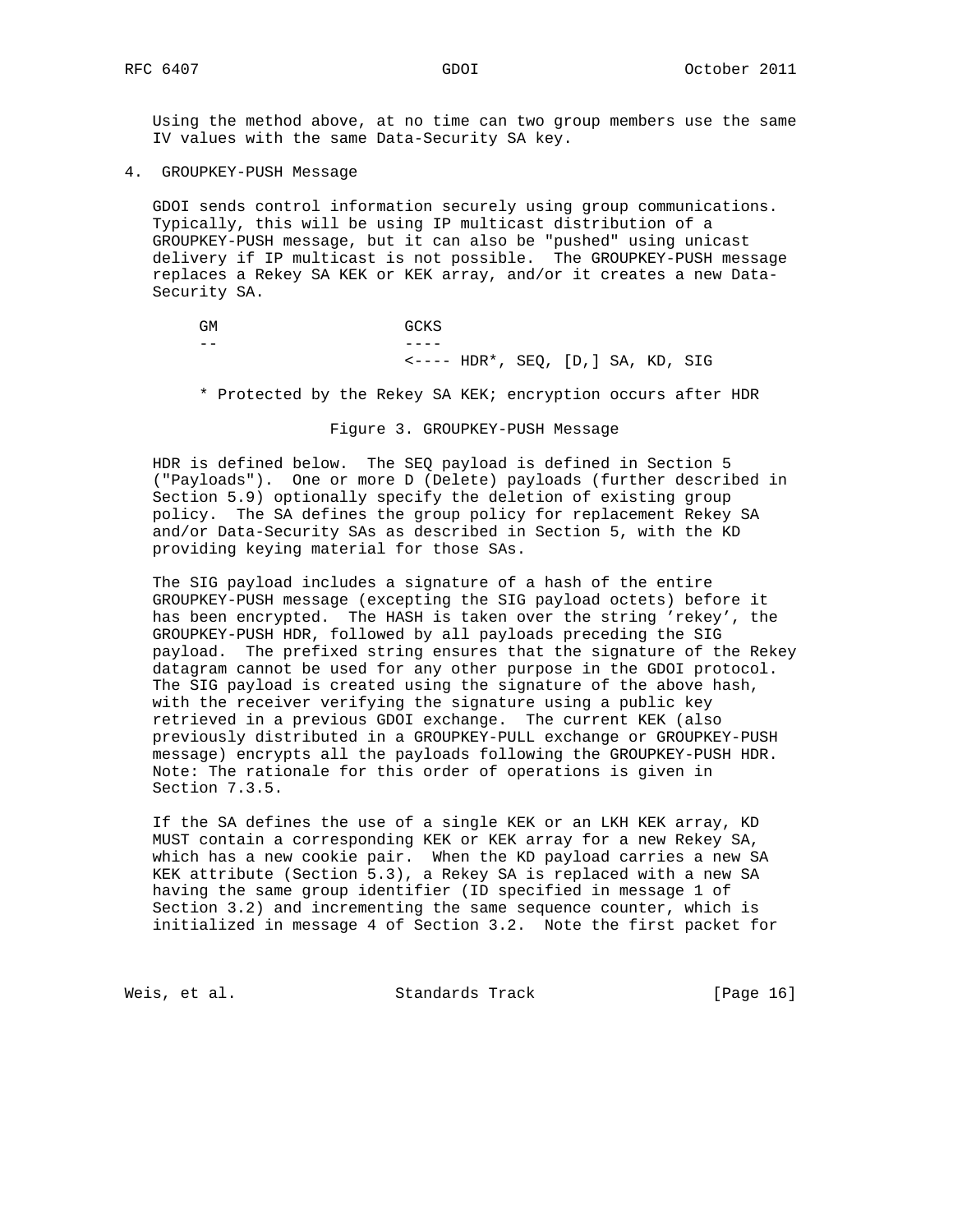Using the method above, at no time can two group members use the same IV values with the same Data-Security SA key.

## 4. GROUPKEY-PUSH Message

GDOI sends control information securely using group communications. Typically, this will be using IP multicast distribution of a GROUPKEY-PUSH message, but it can also be "pushed" using unicast delivery if IP multicast is not possible. The GROUPKEY-PUSH message replaces a Rekey SA KEK or KEK array, and/or it creates a new Data-Security SA.

```
     GM                    GCKS
     --                    ----
                           <---- HDR*, SEQ, [D,] SA, KD, SIG

     * Protected by the Rekey SA KEK; encryption occurs after HDR
```

Figure 3. GROUPKEY-PUSH Message

HDR is defined below. The SEQ payload is defined in Section 5 ("Payloads"). One or more D (Delete) payloads (further described in Section 5.9) optionally specify the deletion of existing group policy. The SA defines the group policy for replacement Rekey SA and/or Data-Security SAs as described in Section 5, with the KD providing keying material for those SAs.

The SIG payload includes a signature of a hash of the entire GROUPKEY-PUSH message (excepting the SIG payload octets) before it has been encrypted. The HASH is taken over the string 'rekey', the GROUPKEY-PUSH HDR, followed by all payloads preceding the SIG payload. The prefixed string ensures that the signature of the Rekey datagram cannot be used for any other purpose in the GDOI protocol. The SIG payload is created using the signature of the above hash, with the receiver verifying the signature using a public key retrieved in a previous GDOI exchange. The current KEK (also previously distributed in a GROUPKEY-PULL exchange or GROUPKEY-PUSH message) encrypts all the payloads following the GROUPKEY-PUSH HDR. Note: The rationale for this order of operations is given in Section 7.3.5.

If the SA defines the use of a single KEK or an LKH KEK array, KD MUST contain a corresponding KEK or KEK array for a new Rekey SA, which has a new cookie pair. When the KD payload carries a new SA KEK attribute (Section 5.3), a Rekey SA is replaced with a new SA having the same group identifier (ID specified in message 1 of Section 3.2) and incrementing the same sequence counter, which is initialized in message 4 of Section 3.2. Note the first packet for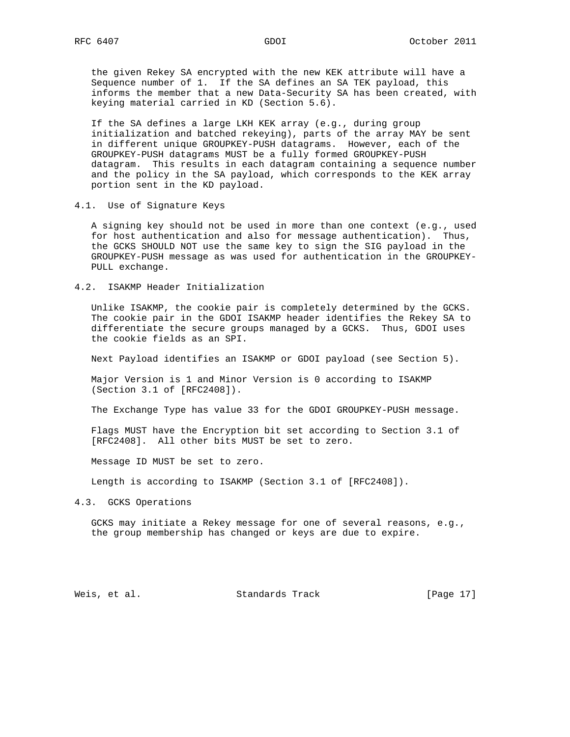the given Rekey SA encrypted with the new KEK attribute will have a Sequence number of 1. If the SA defines an SA TEK payload, this informs the member that a new Data-Security SA has been created, with keying material carried in KD (Section 5.6).

If the SA defines a large LKH KEK array (e.g., during group initialization and batched rekeying), parts of the array MAY be sent in different unique GROUPKEY-PUSH datagrams. However, each of the GROUPKEY-PUSH datagrams MUST be a fully formed GROUPKEY-PUSH datagram. This results in each datagram containing a sequence number and the policy in the SA payload, which corresponds to the KEK array portion sent in the KD payload.

### 4.1. Use of Signature Keys

A signing key should not be used in more than one context (e.g., used for host authentication and also for message authentication). Thus, the GCKS SHOULD NOT use the same key to sign the SIG payload in the GROUPKEY-PUSH message as was used for authentication in the GROUPKEY-PULL exchange.

### 4.2. ISAKMP Header Initialization

Unlike ISAKMP, the cookie pair is completely determined by the GCKS. The cookie pair in the GDOI ISAKMP header identifies the Rekey SA to differentiate the secure groups managed by a GCKS. Thus, GDOI uses the cookie fields as an SPI.

Next Payload identifies an ISAKMP or GDOI payload (see Section 5).

Major Version is 1 and Minor Version is 0 according to ISAKMP (Section 3.1 of [RFC2408]).

The Exchange Type has value 33 for the GDOI GROUPKEY-PUSH message.

Flags MUST have the Encryption bit set according to Section 3.1 of [RFC2408]. All other bits MUST be set to zero.

Message ID MUST be set to zero.

Length is according to ISAKMP (Section 3.1 of [RFC2408]).

### 4.3. GCKS Operations

GCKS may initiate a Rekey message for one of several reasons, e.g., the group membership has changed or keys are due to expire.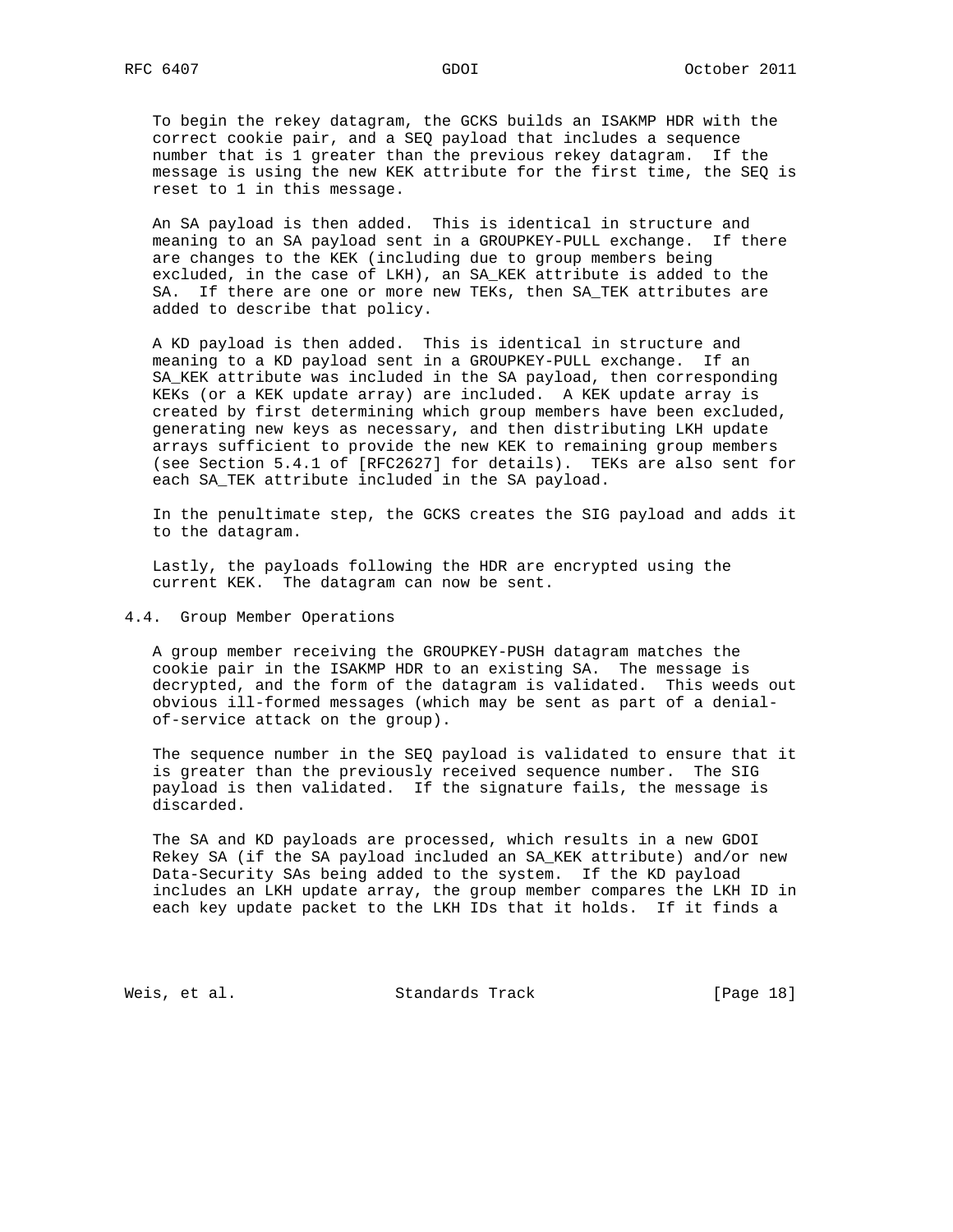To begin the rekey datagram, the GCKS builds an ISAKMP HDR with the correct cookie pair, and a SEQ payload that includes a sequence number that is 1 greater than the previous rekey datagram. If the message is using the new KEK attribute for the first time, the SEQ is reset to 1 in this message.

An SA payload is then added. This is identical in structure and meaning to an SA payload sent in a GROUPKEY-PULL exchange. If there are changes to the KEK (including due to group members being excluded, in the case of LKH), an SA_KEK attribute is added to the SA. If there are one or more new TEKs, then SA_TEK attributes are added to describe that policy.

A KD payload is then added. This is identical in structure and meaning to a KD payload sent in a GROUPKEY-PULL exchange. If an SA_KEK attribute was included in the SA payload, then corresponding KEKs (or a KEK update array) are included. A KEK update array is created by first determining which group members have been excluded, generating new keys as necessary, and then distributing LKH update arrays sufficient to provide the new KEK to remaining group members (see Section 5.4.1 of [RFC2627] for details). TEKs are also sent for each SA_TEK attribute included in the SA payload.

In the penultimate step, the GCKS creates the SIG payload and adds it to the datagram.

Lastly, the payloads following the HDR are encrypted using the current KEK. The datagram can now be sent.

## 4.4. Group Member Operations

A group member receiving the GROUPKEY-PUSH datagram matches the cookie pair in the ISAKMP HDR to an existing SA. The message is decrypted, and the form of the datagram is validated. This weeds out obvious ill-formed messages (which may be sent as part of a denial-of-service attack on the group).

The sequence number in the SEQ payload is validated to ensure that it is greater than the previously received sequence number. The SIG payload is then validated. If the signature fails, the message is discarded.

The SA and KD payloads are processed, which results in a new GDOI Rekey SA (if the SA payload included an SA_KEK attribute) and/or new Data-Security SAs being added to the system. If the KD payload includes an LKH update array, the group member compares the LKH ID in each key update packet to the LKH IDs that it holds. If it finds a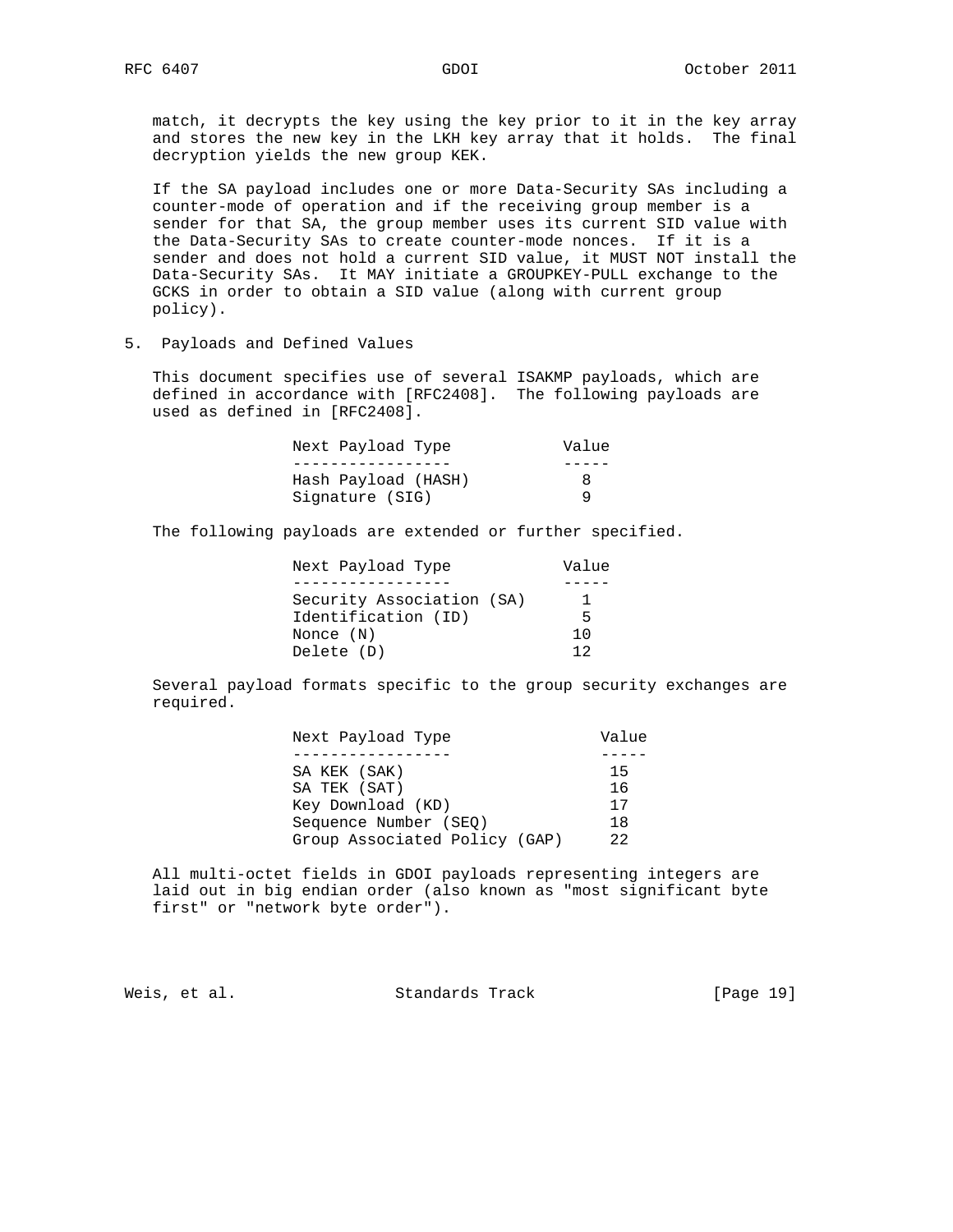match, it decrypts the key using the key prior to it in the key array and stores the new key in the LKH key array that it holds. The final decryption yields the new group KEK.

If the SA payload includes one or more Data-Security SAs including a counter-mode of operation and if the receiving group member is a sender for that SA, the group member uses its current SID value with the Data-Security SAs to create counter-mode nonces. If it is a sender and does not hold a current SID value, it MUST NOT install the Data-Security SAs. It MAY initiate a GROUPKEY-PULL exchange to the GCKS in order to obtain a SID value (along with current group policy).

# 5. Payloads and Defined Values

This document specifies use of several ISAKMP payloads, which are defined in accordance with [RFC2408]. The following payloads are used as defined in [RFC2408].

| Next Payload Type | Value |
| --- | --- |
| Hash Payload (HASH) | 8 |
| Signature (SIG) | 9 |

The following payloads are extended or further specified.

| Next Payload Type | Value |
| --- | --- |
| Security Association (SA) | 1 |
| Identification (ID) | 5 |
| Nonce (N) | 10 |
| Delete (D) | 12 |

Several payload formats specific to the group security exchanges are required.

| Next Payload Type | Value |
| --- | --- |
| SA KEK (SAK) | 15 |
| SA TEK (SAT) | 16 |
| Key Download (KD) | 17 |
| Sequence Number (SEQ) | 18 |
| Group Associated Policy (GAP) | 22 |

All multi-octet fields in GDOI payloads representing integers are laid out in big endian order (also known as "most significant byte first" or "network byte order").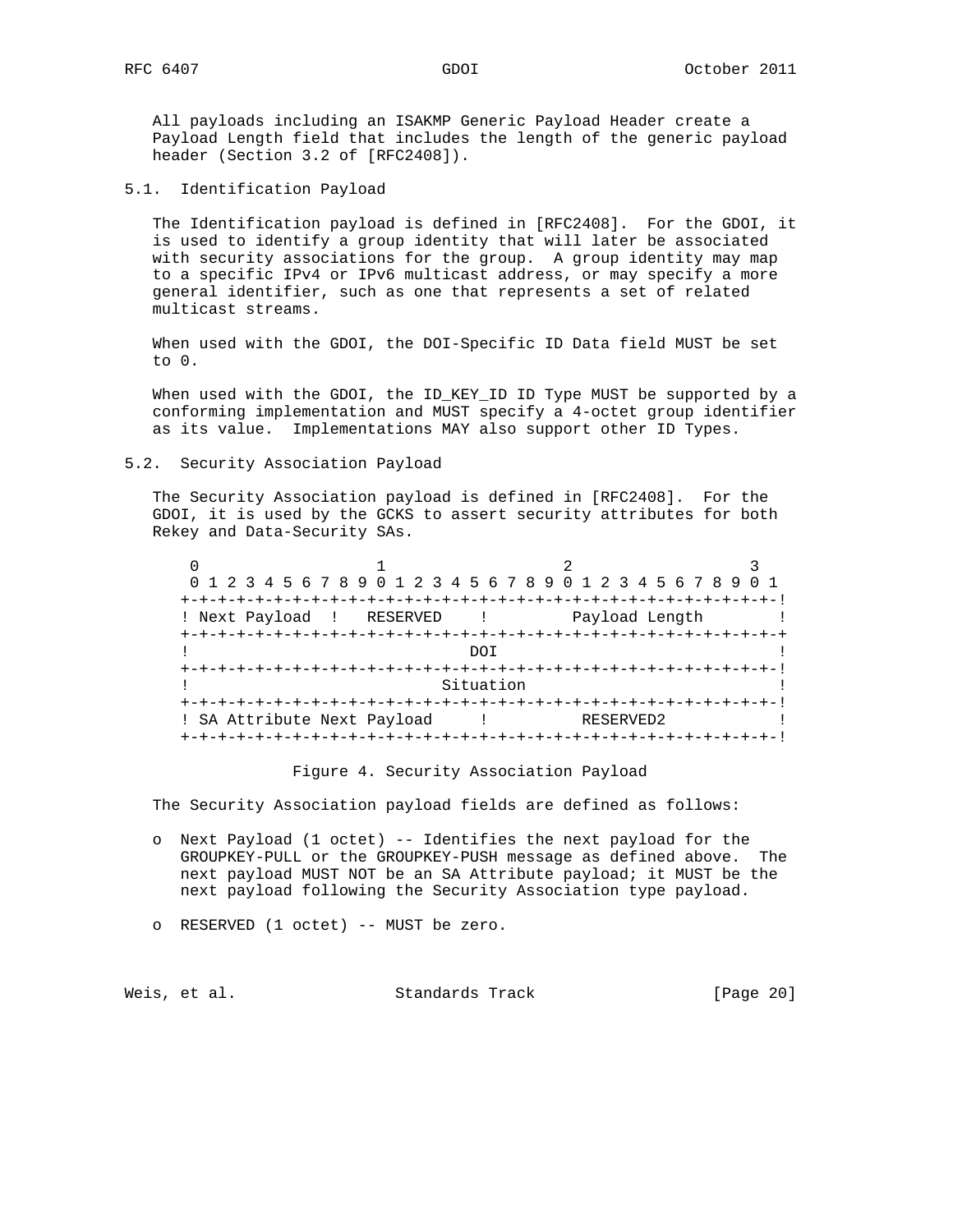All payloads including an ISAKMP Generic Payload Header create a Payload Length field that includes the length of the generic payload header (Section 3.2 of [RFC2408]).

### 5.1. Identification Payload

The Identification payload is defined in [RFC2408]. For the GDOI, it is used to identify a group identity that will later be associated with security associations for the group. A group identity may map to a specific IPv4 or IPv6 multicast address, or may specify a more general identifier, such as one that represents a set of related multicast streams.

When used with the GDOI, the DOI-Specific ID Data field MUST be set to 0.

When used with the GDOI, the ID_KEY_ID ID Type MUST be supported by a conforming implementation and MUST specify a 4-octet group identifier as its value. Implementations MAY also support other ID Types.

### 5.2. Security Association Payload

The Security Association payload is defined in [RFC2408]. For the GDOI, it is used by the GCKS to assert security attributes for both Rekey and Data-Security SAs.

```
 0                   1                   2                   3
 0 1 2 3 4 5 6 7 8 9 0 1 2 3 4 5 6 7 8 9 0 1 2 3 4 5 6 7 8 9 0 1
+-+-+-+-+-+-+-+-+-+-+-+-+-+-+-+-+-+-+-+-+-+-+-+-+-+-+-+-+-+-+-+-!
! Next Payload  !   RESERVED    !         Payload Length        !
+-+-+-+-+-+-+-+-+-+-+-+-+-+-+-+-+-+-+-+-+-+-+-+-+-+-+-+-+-+-+-+-+
!                              DOI                              !
+-+-+-+-+-+-+-+-+-+-+-+-+-+-+-+-+-+-+-+-+-+-+-+-+-+-+-+-+-+-+-+-!
!                           Situation                           !
+-+-+-+-+-+-+-+-+-+-+-+-+-+-+-+-+-+-+-+-+-+-+-+-+-+-+-+-+-+-+-+-!
! SA Attribute Next Payload     !          RESERVED2            !
+-+-+-+-+-+-+-+-+-+-+-+-+-+-+-+-+-+-+-+-+-+-+-+-+-+-+-+-+-+-+-+-!
```

Figure 4. Security Association Payload

The Security Association payload fields are defined as follows:

- Next Payload (1 octet) -- Identifies the next payload for the GROUPKEY-PULL or the GROUPKEY-PUSH message as defined above. The next payload MUST NOT be an SA Attribute payload; it MUST be the next payload following the Security Association type payload.
- RESERVED (1 octet) -- MUST be zero.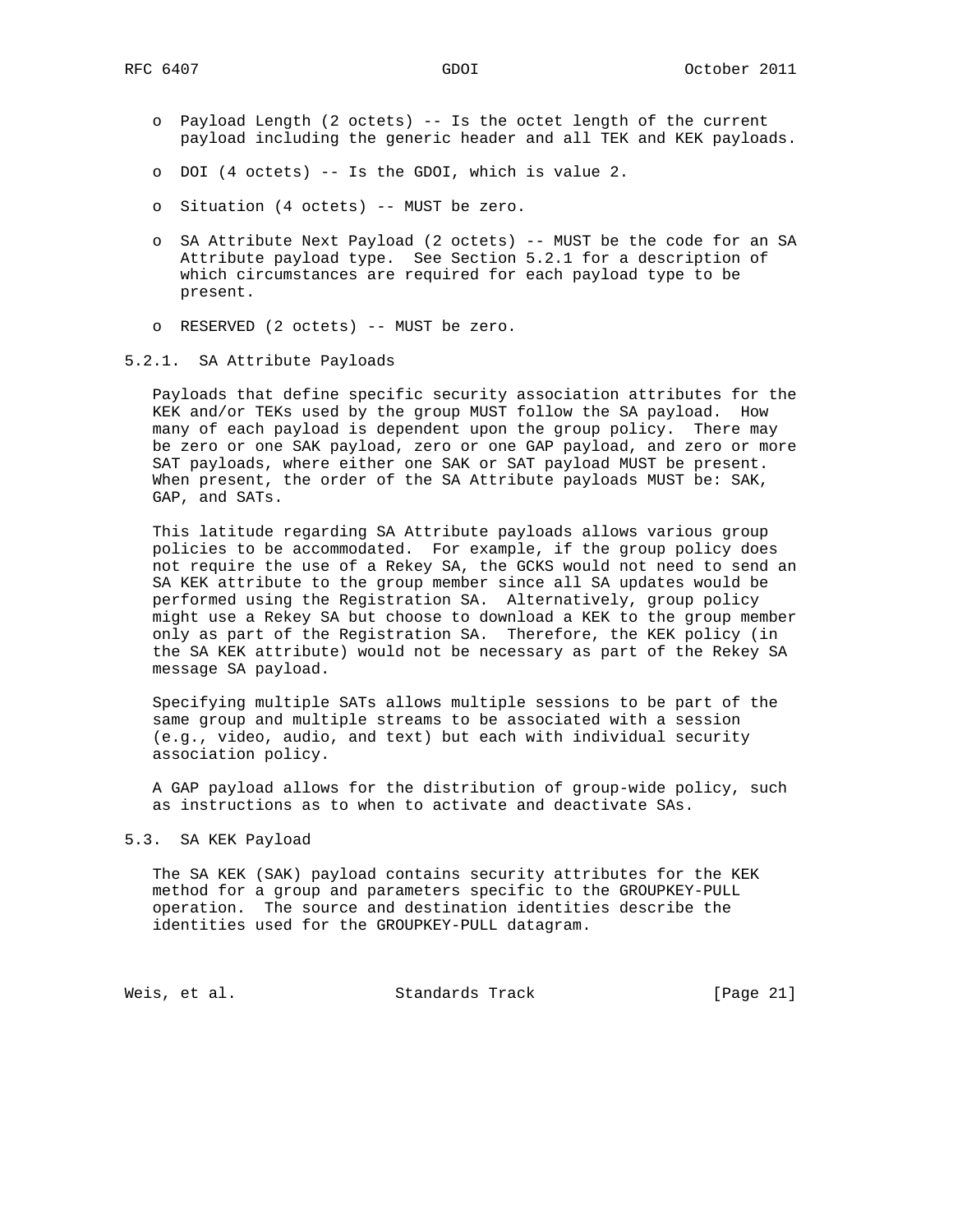- Payload Length (2 octets) -- Is the octet length of the current payload including the generic header and all TEK and KEK payloads.

- DOI (4 octets) -- Is the GDOI, which is value 2.

- Situation (4 octets) -- MUST be zero.

- SA Attribute Next Payload (2 octets) -- MUST be the code for an SA Attribute payload type. See Section 5.2.1 for a description of which circumstances are required for each payload type to be present.

- RESERVED (2 octets) -- MUST be zero.

### 5.2.1. SA Attribute Payloads

Payloads that define specific security association attributes for the KEK and/or TEKs used by the group MUST follow the SA payload. How many of each payload is dependent upon the group policy. There may be zero or one SAK payload, zero or one GAP payload, and zero or more SAT payloads, where either one SAK or SAT payload MUST be present. When present, the order of the SA Attribute payloads MUST be: SAK, GAP, and SATs.

This latitude regarding SA Attribute payloads allows various group policies to be accommodated. For example, if the group policy does not require the use of a Rekey SA, the GCKS would not need to send an SA KEK attribute to the group member since all SA updates would be performed using the Registration SA. Alternatively, group policy might use a Rekey SA but choose to download a KEK to the group member only as part of the Registration SA. Therefore, the KEK policy (in the SA KEK attribute) would not be necessary as part of the Rekey SA message SA payload.

Specifying multiple SATs allows multiple sessions to be part of the same group and multiple streams to be associated with a session (e.g., video, audio, and text) but each with individual security association policy.

A GAP payload allows for the distribution of group-wide policy, such as instructions as to when to activate and deactivate SAs.

## 5.3. SA KEK Payload

The SA KEK (SAK) payload contains security attributes for the KEK method for a group and parameters specific to the GROUPKEY-PULL operation. The source and destination identities describe the identities used for the GROUPKEY-PULL datagram.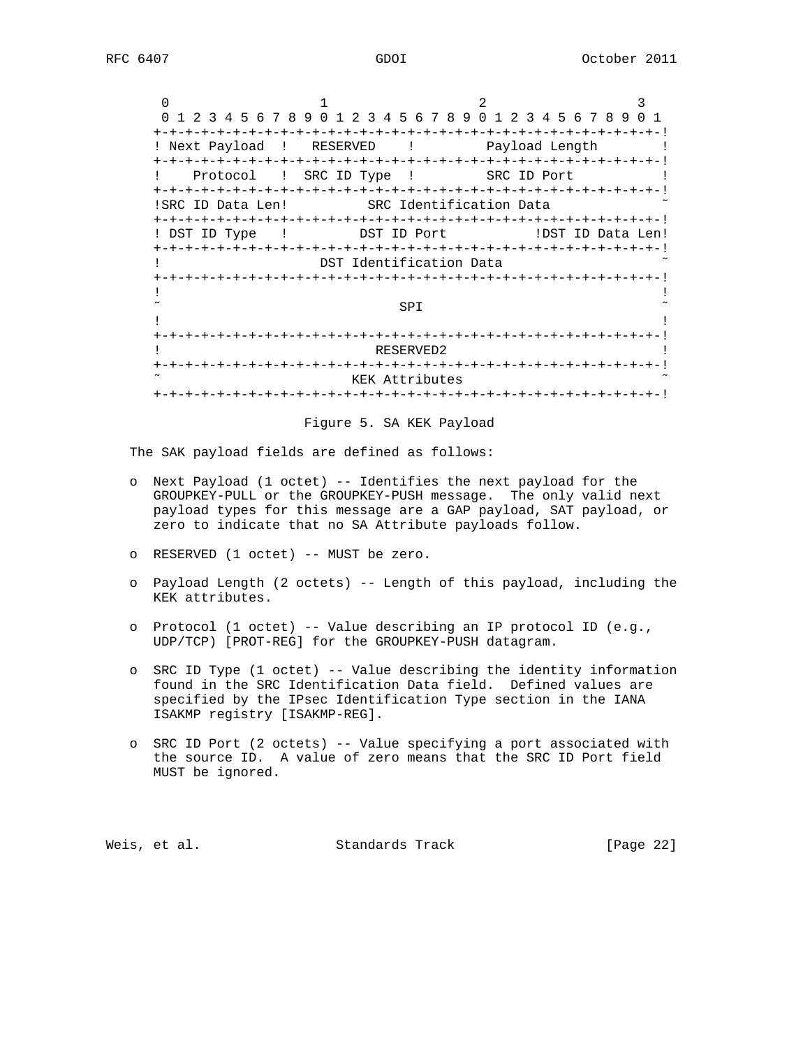```
   0                   1                   2                   3
   0 1 2 3 4 5 6 7 8 9 0 1 2 3 4 5 6 7 8 9 0 1 2 3 4 5 6 7 8 9 0 1
  +-+-+-+-+-+-+-+-+-+-+-+-+-+-+-+-+-+-+-+-+-+-+-+-+-+-+-+-+-+-+-+-!
  ! Next Payload  !   RESERVED    !         Payload Length        !
  +-+-+-+-+-+-+-+-+-+-+-+-+-+-+-+-+-+-+-+-+-+-+-+-+-+-+-+-+-+-+-+-!
  !    Protocol   !  SRC ID Type  !         SRC ID Port           !
  +-+-+-+-+-+-+-+-+-+-+-+-+-+-+-+-+-+-+-+-+-+-+-+-+-+-+-+-+-+-+-+-!
  !SRC ID Data Len!          SRC Identification Data              ~
  +-+-+-+-+-+-+-+-+-+-+-+-+-+-+-+-+-+-+-+-+-+-+-+-+-+-+-+-+-+-+-+-!
  ! DST ID Type   !         DST ID Port           !DST ID Data Len!
  +-+-+-+-+-+-+-+-+-+-+-+-+-+-+-+-+-+-+-+-+-+-+-+-+-+-+-+-+-+-+-+-!
  !                    DST Identification Data                    ~
  +-+-+-+-+-+-+-+-+-+-+-+-+-+-+-+-+-+-+-+-+-+-+-+-+-+-+-+-+-+-+-+-!
  !                                                               !
  ~                              SPI                              ~
  !                                                               !
  +-+-+-+-+-+-+-+-+-+-+-+-+-+-+-+-+-+-+-+-+-+-+-+-+-+-+-+-+-+-+-+-!
  !                           RESERVED2                           !
  +-+-+-+-+-+-+-+-+-+-+-+-+-+-+-+-+-+-+-+-+-+-+-+-+-+-+-+-+-+-+-+-!
  ~                        KEK Attributes                         ~
  +-+-+-+-+-+-+-+-+-+-+-+-+-+-+-+-+-+-+-+-+-+-+-+-+-+-+-+-+-+-+-+-!
```

Figure 5. SA KEK Payload

The SAK payload fields are defined as follows:

- Next Payload (1 octet) -- Identifies the next payload for the GROUPKEY-PULL or the GROUPKEY-PUSH message. The only valid next payload types for this message are a GAP payload, SAT payload, or zero to indicate that no SA Attribute payloads follow.
- RESERVED (1 octet) -- MUST be zero.
- Payload Length (2 octets) -- Length of this payload, including the KEK attributes.
- Protocol (1 octet) -- Value describing an IP protocol ID (e.g., UDP/TCP) [PROT-REG] for the GROUPKEY-PUSH datagram.
- SRC ID Type (1 octet) -- Value describing the identity information found in the SRC Identification Data field. Defined values are specified by the IPsec Identification Type section in the IANA ISAKMP registry [ISAKMP-REG].
- SRC ID Port (2 octets) -- Value specifying a port associated with the source ID. A value of zero means that the SRC ID Port field MUST be ignored.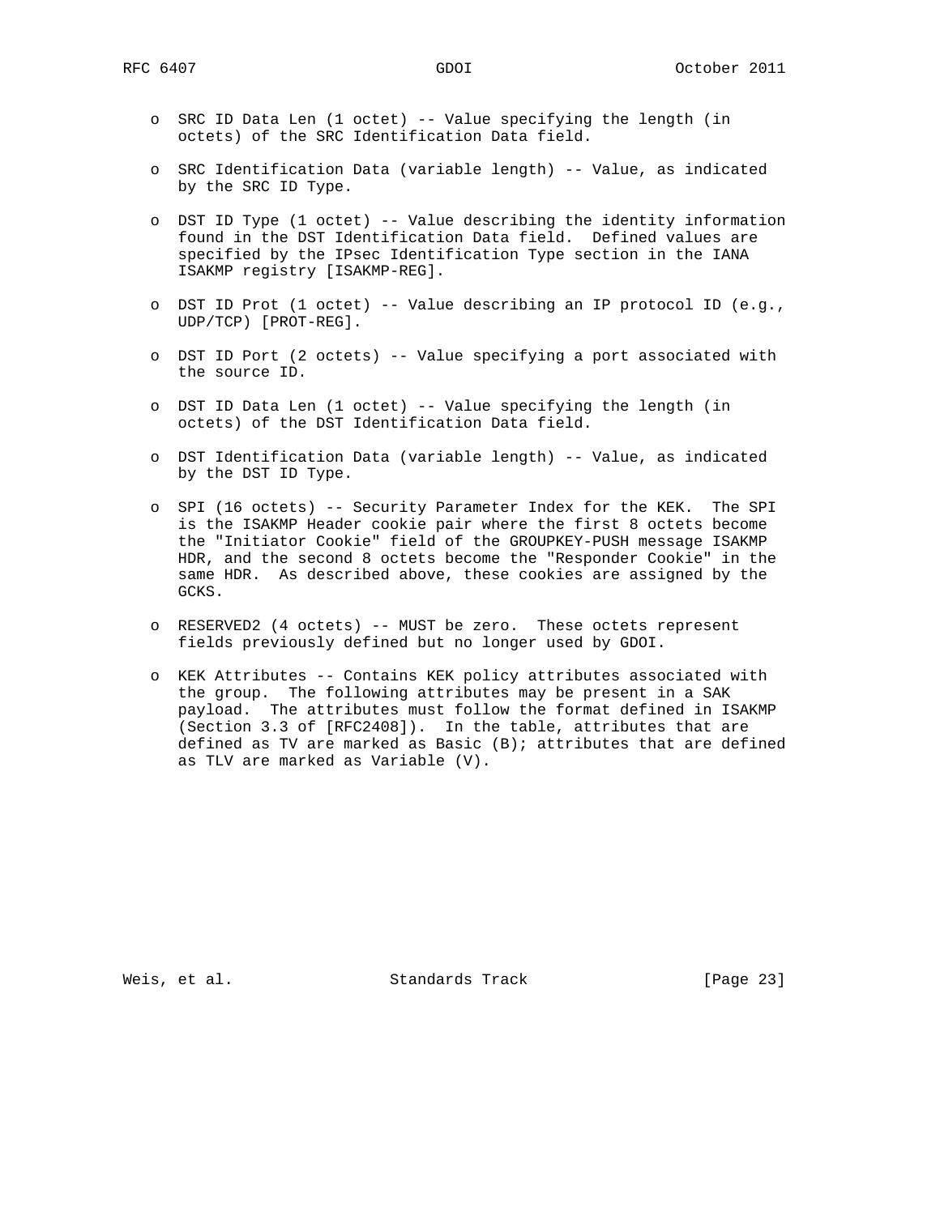- SRC ID Data Len (1 octet) -- Value specifying the length (in octets) of the SRC Identification Data field.

- SRC Identification Data (variable length) -- Value, as indicated by the SRC ID Type.

- DST ID Type (1 octet) -- Value describing the identity information found in the DST Identification Data field. Defined values are specified by the IPsec Identification Type section in the IANA ISAKMP registry [ISAKMP-REG].

- DST ID Prot (1 octet) -- Value describing an IP protocol ID (e.g., UDP/TCP) [PROT-REG].

- DST ID Port (2 octets) -- Value specifying a port associated with the source ID.

- DST ID Data Len (1 octet) -- Value specifying the length (in octets) of the DST Identification Data field.

- DST Identification Data (variable length) -- Value, as indicated by the DST ID Type.

- SPI (16 octets) -- Security Parameter Index for the KEK. The SPI is the ISAKMP Header cookie pair where the first 8 octets become the "Initiator Cookie" field of the GROUPKEY-PUSH message ISAKMP HDR, and the second 8 octets become the "Responder Cookie" in the same HDR. As described above, these cookies are assigned by the GCKS.

- RESERVED2 (4 octets) -- MUST be zero. These octets represent fields previously defined but no longer used by GDOI.

- KEK Attributes -- Contains KEK policy attributes associated with the group. The following attributes may be present in a SAK payload. The attributes must follow the format defined in ISAKMP (Section 3.3 of [RFC2408]). In the table, attributes that are defined as TV are marked as Basic (B); attributes that are defined as TLV are marked as Variable (V).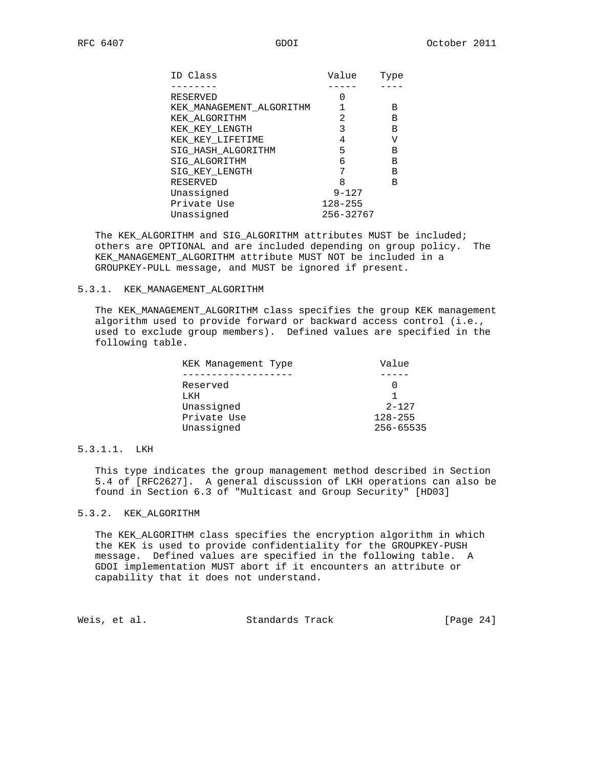| ID Class | Value | Type |
|---|---|---|
| RESERVED | 0 | |
| KEK_MANAGEMENT_ALGORITHM | 1 | B |
| KEK_ALGORITHM | 2 | B |
| KEK_KEY_LENGTH | 3 | B |
| KEK_KEY_LIFETIME | 4 | V |
| SIG_HASH_ALGORITHM | 5 | B |
| SIG_ALGORITHM | 6 | B |
| SIG_KEY_LENGTH | 7 | B |
| RESERVED | 8 | B |
| Unassigned | 9-127 | |
| Private Use | 128-255 | |
| Unassigned | 256-32767 | |

The KEK_ALGORITHM and SIG_ALGORITHM attributes MUST be included; others are OPTIONAL and are included depending on group policy. The KEK_MANAGEMENT_ALGORITHM attribute MUST NOT be included in a GROUPKEY-PULL message, and MUST be ignored if present.

### 5.3.1. KEK_MANAGEMENT_ALGORITHM

The KEK_MANAGEMENT_ALGORITHM class specifies the group KEK management algorithm used to provide forward or backward access control (i.e., used to exclude group members). Defined values are specified in the following table.

| KEK Management Type | Value |
|---|---|
| Reserved | 0 |
| LKH | 1 |
| Unassigned | 2-127 |
| Private Use | 128-255 |
| Unassigned | 256-65535 |

#### 5.3.1.1. LKH

This type indicates the group management method described in Section 5.4 of [RFC2627]. A general discussion of LKH operations can also be found in Section 6.3 of "Multicast and Group Security" [HD03]

### 5.3.2. KEK_ALGORITHM

The KEK_ALGORITHM class specifies the encryption algorithm in which the KEK is used to provide confidentiality for the GROUPKEY-PUSH message. Defined values are specified in the following table. A GDOI implementation MUST abort if it encounters an attribute or capability that it does not understand.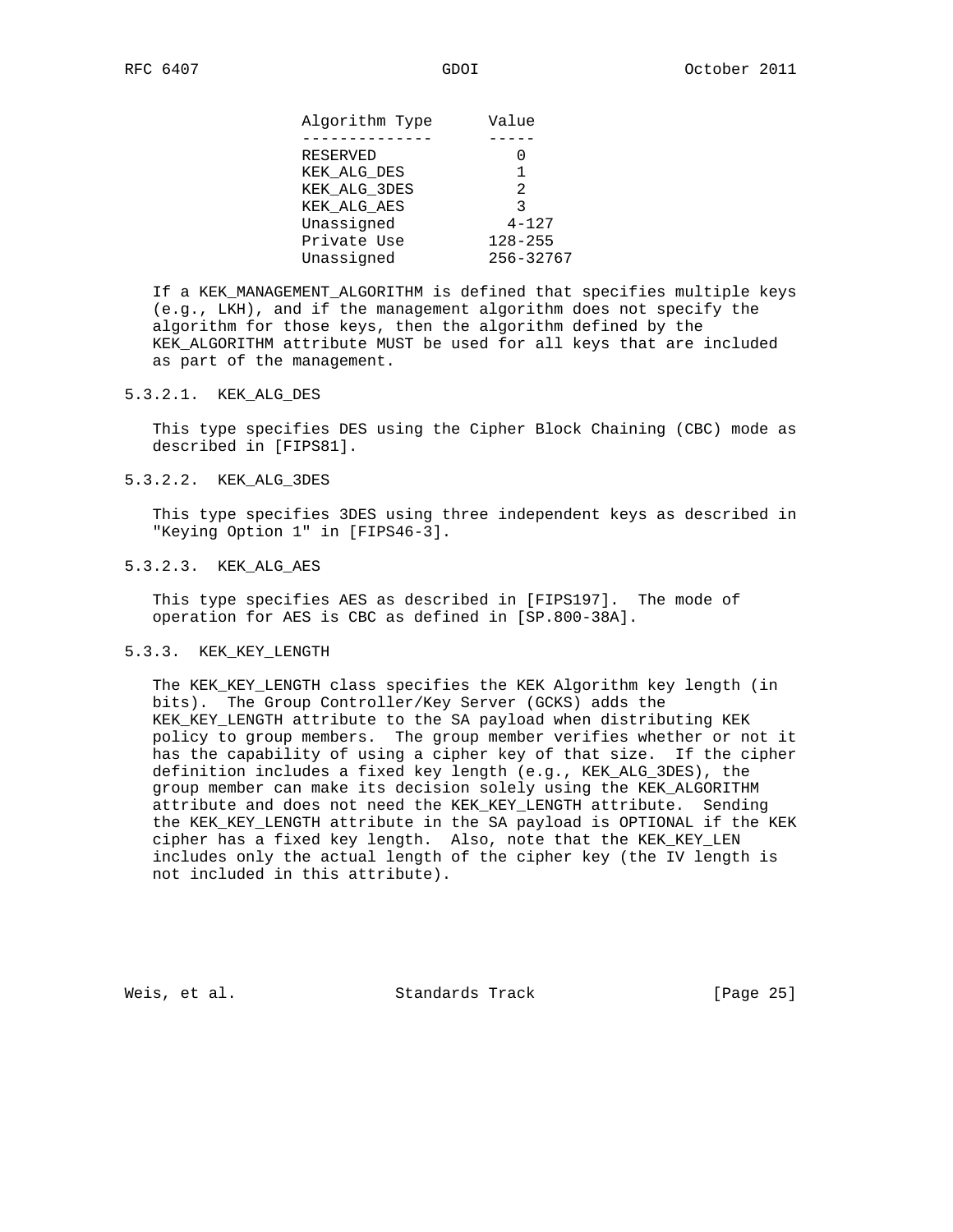| Algorithm Type | Value |
| --- | --- |
| RESERVED | 0 |
| KEK_ALG_DES | 1 |
| KEK_ALG_3DES | 2 |
| KEK_ALG_AES | 3 |
| Unassigned | 4-127 |
| Private Use | 128-255 |
| Unassigned | 256-32767 |

If a KEK_MANAGEMENT_ALGORITHM is defined that specifies multiple keys (e.g., LKH), and if the management algorithm does not specify the algorithm for those keys, then the algorithm defined by the KEK_ALGORITHM attribute MUST be used for all keys that are included as part of the management.

#### 5.3.2.1. KEK_ALG_DES

This type specifies DES using the Cipher Block Chaining (CBC) mode as described in [FIPS81].

#### 5.3.2.2. KEK_ALG_3DES

This type specifies 3DES using three independent keys as described in "Keying Option 1" in [FIPS46-3].

#### 5.3.2.3. KEK_ALG_AES

This type specifies AES as described in [FIPS197]. The mode of operation for AES is CBC as defined in [SP.800-38A].

### 5.3.3. KEK_KEY_LENGTH

The KEK_KEY_LENGTH class specifies the KEK Algorithm key length (in bits). The Group Controller/Key Server (GCKS) adds the KEK_KEY_LENGTH attribute to the SA payload when distributing KEK policy to group members. The group member verifies whether or not it has the capability of using a cipher key of that size. If the cipher definition includes a fixed key length (e.g., KEK_ALG_3DES), the group member can make its decision solely using the KEK_ALGORITHM attribute and does not need the KEK_KEY_LENGTH attribute. Sending the KEK_KEY_LENGTH attribute in the SA payload is OPTIONAL if the KEK cipher has a fixed key length. Also, note that the KEK_KEY_LEN includes only the actual length of the cipher key (the IV length is not included in this attribute).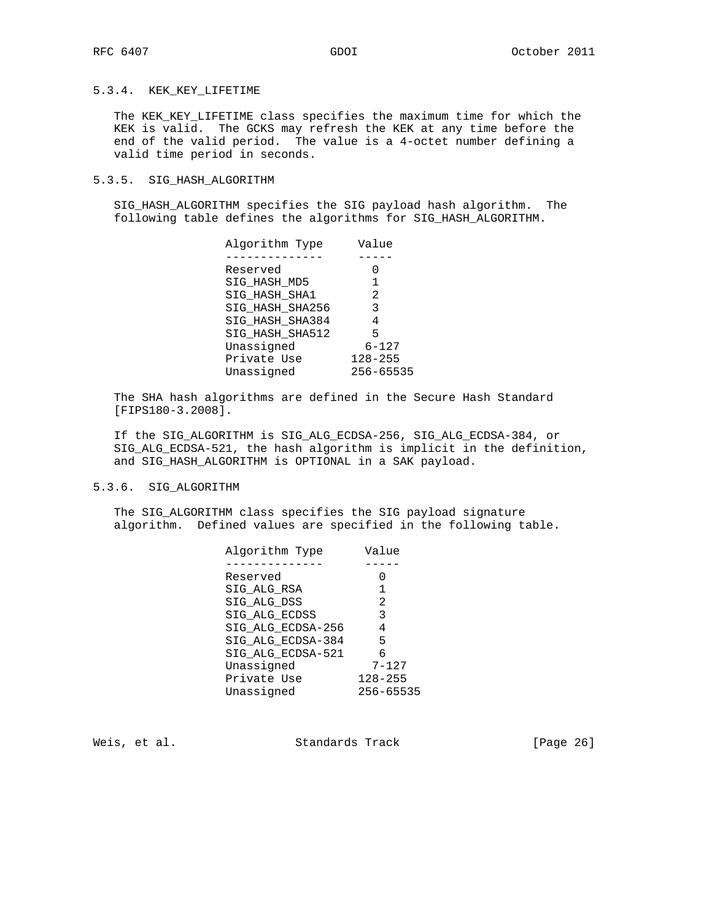### 5.3.4. KEK_KEY_LIFETIME

The KEK_KEY_LIFETIME class specifies the maximum time for which the KEK is valid. The GCKS may refresh the KEK at any time before the end of the valid period. The value is a 4-octet number defining a valid time period in seconds.

### 5.3.5. SIG_HASH_ALGORITHM

SIG_HASH_ALGORITHM specifies the SIG payload hash algorithm. The following table defines the algorithms for SIG_HASH_ALGORITHM.

| Algorithm Type | Value |
|---|---|
| Reserved | 0 |
| SIG_HASH_MD5 | 1 |
| SIG_HASH_SHA1 | 2 |
| SIG_HASH_SHA256 | 3 |
| SIG_HASH_SHA384 | 4 |
| SIG_HASH_SHA512 | 5 |
| Unassigned | 6-127 |
| Private Use | 128-255 |
| Unassigned | 256-65535 |

The SHA hash algorithms are defined in the Secure Hash Standard [FIPS180-3.2008].

If the SIG_ALGORITHM is SIG_ALG_ECDSA-256, SIG_ALG_ECDSA-384, or SIG_ALG_ECDSA-521, the hash algorithm is implicit in the definition, and SIG_HASH_ALGORITHM is OPTIONAL in a SAK payload.

### 5.3.6. SIG_ALGORITHM

The SIG_ALGORITHM class specifies the SIG payload signature algorithm. Defined values are specified in the following table.

| Algorithm Type | Value |
|---|---|
| Reserved | 0 |
| SIG_ALG_RSA | 1 |
| SIG_ALG_DSS | 2 |
| SIG_ALG_ECDSS | 3 |
| SIG_ALG_ECDSA-256 | 4 |
| SIG_ALG_ECDSA-384 | 5 |
| SIG_ALG_ECDSA-521 | 6 |
| Unassigned | 7-127 |
| Private Use | 128-255 |
| Unassigned | 256-65535 |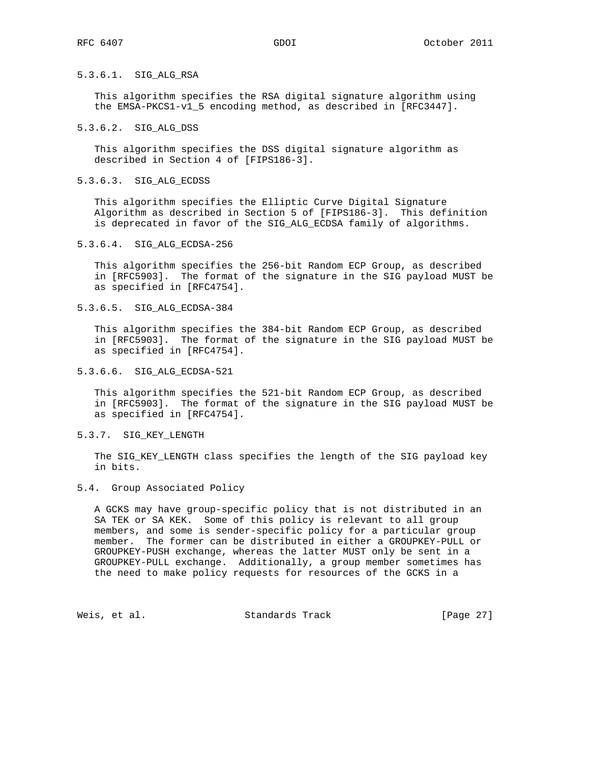#### 5.3.6.1. SIG_ALG_RSA

This algorithm specifies the RSA digital signature algorithm using the EMSA-PKCS1-v1_5 encoding method, as described in [RFC3447].

#### 5.3.6.2. SIG_ALG_DSS

This algorithm specifies the DSS digital signature algorithm as described in Section 4 of [FIPS186-3].

#### 5.3.6.3. SIG_ALG_ECDSS

This algorithm specifies the Elliptic Curve Digital Signature Algorithm as described in Section 5 of [FIPS186-3]. This definition is deprecated in favor of the SIG_ALG_ECDSA family of algorithms.

#### 5.3.6.4. SIG_ALG_ECDSA-256

This algorithm specifies the 256-bit Random ECP Group, as described in [RFC5903]. The format of the signature in the SIG payload MUST be as specified in [RFC4754].

#### 5.3.6.5. SIG_ALG_ECDSA-384

This algorithm specifies the 384-bit Random ECP Group, as described in [RFC5903]. The format of the signature in the SIG payload MUST be as specified in [RFC4754].

#### 5.3.6.6. SIG_ALG_ECDSA-521

This algorithm specifies the 521-bit Random ECP Group, as described in [RFC5903]. The format of the signature in the SIG payload MUST be as specified in [RFC4754].

### 5.3.7. SIG_KEY_LENGTH

The SIG_KEY_LENGTH class specifies the length of the SIG payload key in bits.

## 5.4. Group Associated Policy

A GCKS may have group-specific policy that is not distributed in an SA TEK or SA KEK. Some of this policy is relevant to all group members, and some is sender-specific policy for a particular group member. The former can be distributed in either a GROUPKEY-PULL or GROUPKEY-PUSH exchange, whereas the latter MUST only be sent in a GROUPKEY-PULL exchange. Additionally, a group member sometimes has the need to make policy requests for resources of the GCKS in a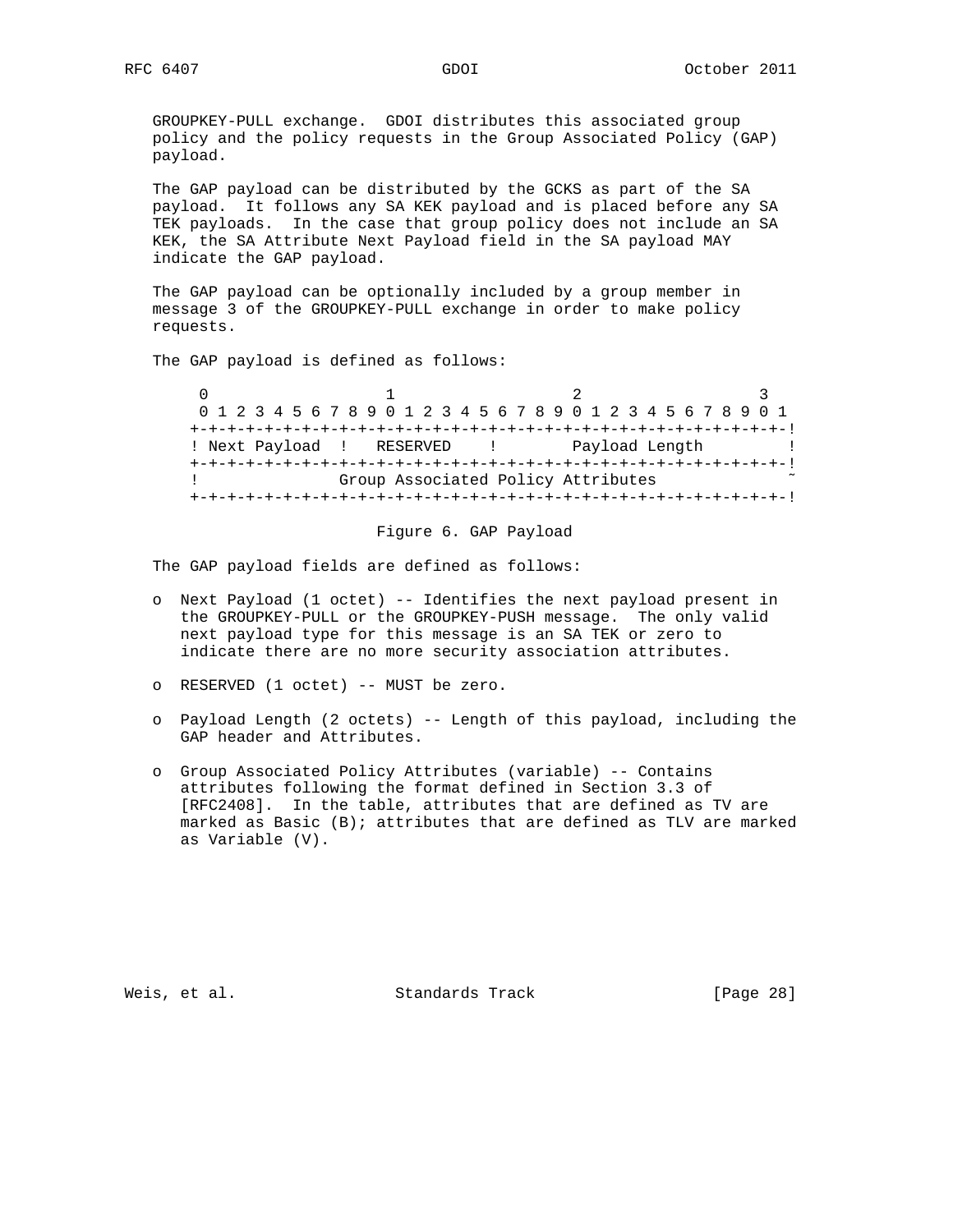GROUPKEY-PULL exchange. GDOI distributes this associated group policy and the policy requests in the Group Associated Policy (GAP) payload.

The GAP payload can be distributed by the GCKS as part of the SA payload. It follows any SA KEK payload and is placed before any SA TEK payloads. In the case that group policy does not include an SA KEK, the SA Attribute Next Payload field in the SA payload MAY indicate the GAP payload.

The GAP payload can be optionally included by a group member in message 3 of the GROUPKEY-PULL exchange in order to make policy requests.

The GAP payload is defined as follows:

```
  0                   1                   2                   3
  0 1 2 3 4 5 6 7 8 9 0 1 2 3 4 5 6 7 8 9 0 1 2 3 4 5 6 7 8 9 0 1
 +-+-+-+-+-+-+-+-+-+-+-+-+-+-+-+-+-+-+-+-+-+-+-+-+-+-+-+-+-+-+-+-!
 ! Next Payload  !   RESERVED    !        Payload Length         !
 +-+-+-+-+-+-+-+-+-+-+-+-+-+-+-+-+-+-+-+-+-+-+-+-+-+-+-+-+-+-+-+-!
 !              Group Associated Policy Attributes               ~
 +-+-+-+-+-+-+-+-+-+-+-+-+-+-+-+-+-+-+-+-+-+-+-+-+-+-+-+-+-+-+-+-!
```

Figure 6. GAP Payload

The GAP payload fields are defined as follows:

- Next Payload (1 octet) -- Identifies the next payload present in the GROUPKEY-PULL or the GROUPKEY-PUSH message. The only valid next payload type for this message is an SA TEK or zero to indicate there are no more security association attributes.

- RESERVED (1 octet) -- MUST be zero.

- Payload Length (2 octets) -- Length of this payload, including the GAP header and Attributes.

- Group Associated Policy Attributes (variable) -- Contains attributes following the format defined in Section 3.3 of [RFC2408]. In the table, attributes that are defined as TV are marked as Basic (B); attributes that are defined as TLV are marked as Variable (V).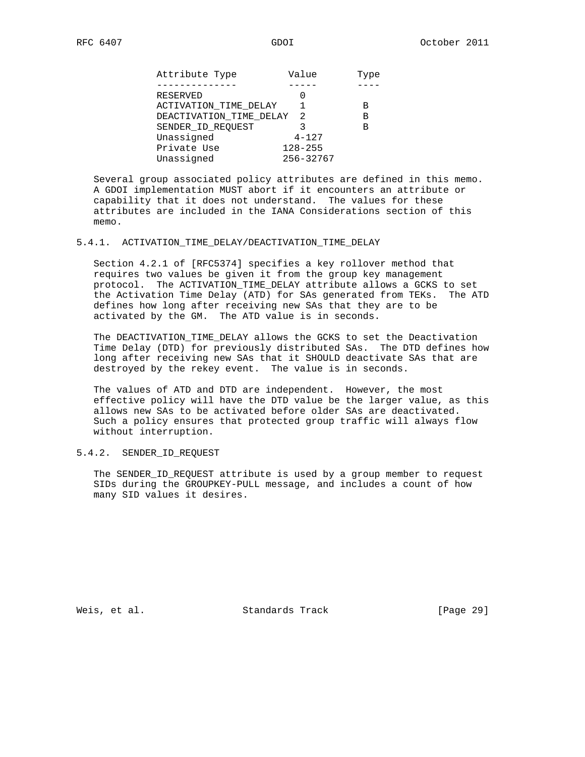| Attribute Type | Value | Type |
|---|---|---|
| RESERVED | 0 | |
| ACTIVATION_TIME_DELAY | 1 | B |
| DEACTIVATION_TIME_DELAY | 2 | B |
| SENDER_ID_REQUEST | 3 | B |
| Unassigned | 4-127 | |
| Private Use | 128-255 | |
| Unassigned | 256-32767 | |

Several group associated policy attributes are defined in this memo. A GDOI implementation MUST abort if it encounters an attribute or capability that it does not understand. The values for these attributes are included in the IANA Considerations section of this memo.

### 5.4.1. ACTIVATION_TIME_DELAY/DEACTIVATION_TIME_DELAY

Section 4.2.1 of [RFC5374] specifies a key rollover method that requires two values be given it from the group key management protocol. The ACTIVATION_TIME_DELAY attribute allows a GCKS to set the Activation Time Delay (ATD) for SAs generated from TEKs. The ATD defines how long after receiving new SAs that they are to be activated by the GM. The ATD value is in seconds.

The DEACTIVATION_TIME_DELAY allows the GCKS to set the Deactivation Time Delay (DTD) for previously distributed SAs. The DTD defines how long after receiving new SAs that it SHOULD deactivate SAs that are destroyed by the rekey event. The value is in seconds.

The values of ATD and DTD are independent. However, the most effective policy will have the DTD value be the larger value, as this allows new SAs to be activated before older SAs are deactivated. Such a policy ensures that protected group traffic will always flow without interruption.

### 5.4.2. SENDER_ID_REQUEST

The SENDER_ID_REQUEST attribute is used by a group member to request SIDs during the GROUPKEY-PULL message, and includes a count of how many SID values it desires.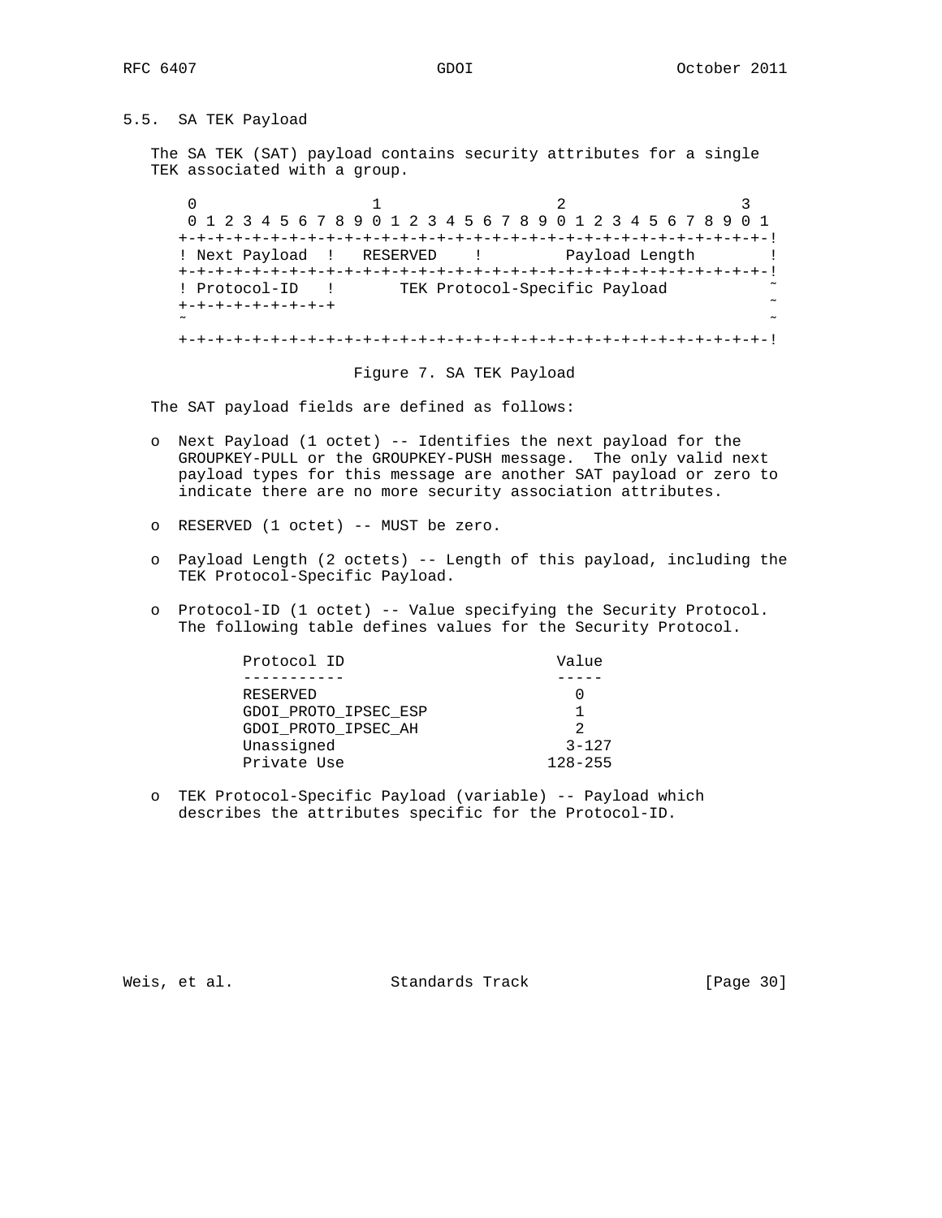## 5.5. SA TEK Payload

The SA TEK (SAT) payload contains security attributes for a single TEK associated with a group.

```
 0                   1                   2                   3
 0 1 2 3 4 5 6 7 8 9 0 1 2 3 4 5 6 7 8 9 0 1 2 3 4 5 6 7 8 9 0 1
+-+-+-+-+-+-+-+-+-+-+-+-+-+-+-+-+-+-+-+-+-+-+-+-+-+-+-+-+-+-+-+-!
! Next Payload  !   RESERVED    !         Payload Length        !
+-+-+-+-+-+-+-+-+-+-+-+-+-+-+-+-+-+-+-+-+-+-+-+-+-+-+-+-+-+-+-+-!
! Protocol-ID   !       TEK Protocol-Specific Payload           ~
+-+-+-+-+-+-+-+-+                                               ~
~                                                               ~
+-+-+-+-+-+-+-+-+-+-+-+-+-+-+-+-+-+-+-+-+-+-+-+-+-+-+-+-+-+-+-+-!
```

Figure 7. SA TEK Payload

The SAT payload fields are defined as follows:

- Next Payload (1 octet) -- Identifies the next payload for the GROUPKEY-PULL or the GROUPKEY-PUSH message. The only valid next payload types for this message are another SAT payload or zero to indicate there are no more security association attributes.

- RESERVED (1 octet) -- MUST be zero.

- Payload Length (2 octets) -- Length of this payload, including the TEK Protocol-Specific Payload.

- Protocol-ID (1 octet) -- Value specifying the Security Protocol. The following table defines values for the Security Protocol.

| Protocol ID | Value |
|---|---|
| RESERVED | 0 |
| GDOI_PROTO_IPSEC_ESP | 1 |
| GDOI_PROTO_IPSEC_AH | 2 |
| Unassigned | 3-127 |
| Private Use | 128-255 |

- TEK Protocol-Specific Payload (variable) -- Payload which describes the attributes specific for the Protocol-ID.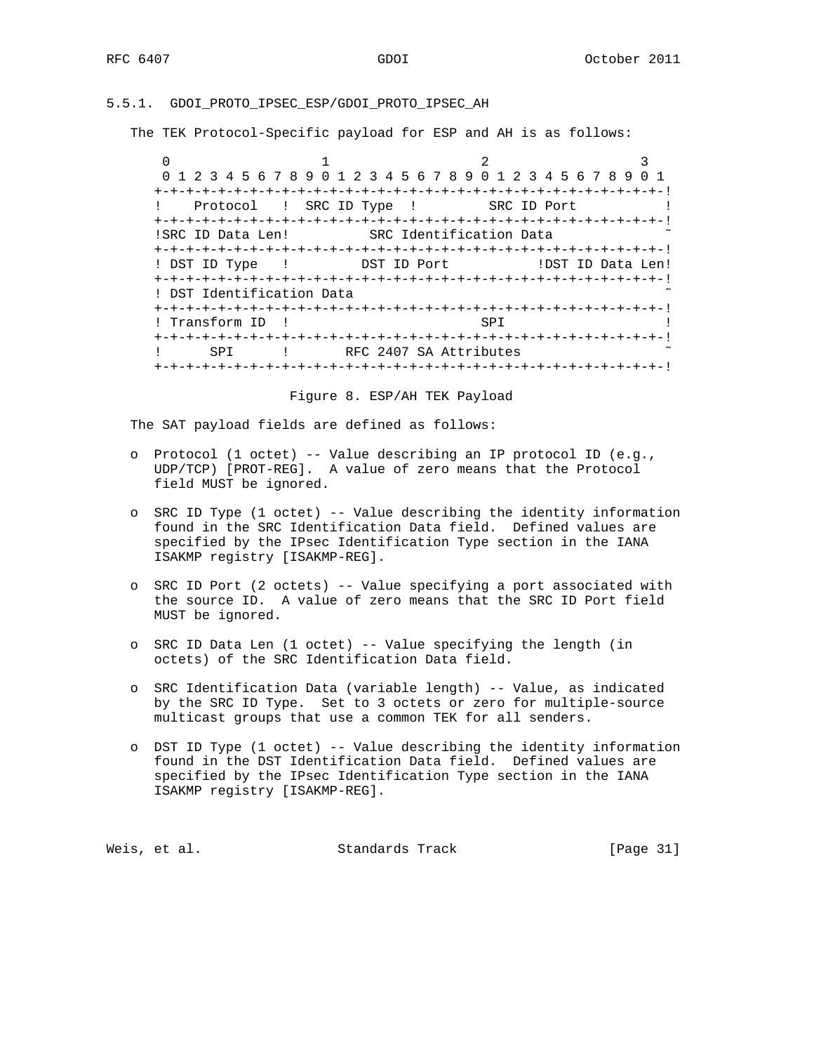### 5.5.1. GDOI_PROTO_IPSEC_ESP/GDOI_PROTO_IPSEC_AH

The TEK Protocol-Specific payload for ESP and AH is as follows:

```
 0                   1                   2                   3
 0 1 2 3 4 5 6 7 8 9 0 1 2 3 4 5 6 7 8 9 0 1 2 3 4 5 6 7 8 9 0 1
+-+-+-+-+-+-+-+-+-+-+-+-+-+-+-+-+-+-+-+-+-+-+-+-+-+-+-+-+-+-+-+-!
!    Protocol   !  SRC ID Type  !         SRC ID Port           !
+-+-+-+-+-+-+-+-+-+-+-+-+-+-+-+-+-+-+-+-+-+-+-+-+-+-+-+-+-+-+-+-!
!SRC ID Data Len!          SRC Identification Data              ~
+-+-+-+-+-+-+-+-+-+-+-+-+-+-+-+-+-+-+-+-+-+-+-+-+-+-+-+-+-+-+-+-!
! DST ID Type   !         DST ID Port           !DST ID Data Len!
+-+-+-+-+-+-+-+-+-+-+-+-+-+-+-+-+-+-+-+-+-+-+-+-+-+-+-+-+-+-+-+-!
! DST Identification Data                                       ~
+-+-+-+-+-+-+-+-+-+-+-+-+-+-+-+-+-+-+-+-+-+-+-+-+-+-+-+-+-+-+-+-!
! Transform ID  !                        SPI                    !
+-+-+-+-+-+-+-+-+-+-+-+-+-+-+-+-+-+-+-+-+-+-+-+-+-+-+-+-+-+-+-+-!
!      SPI      !       RFC 2407 SA Attributes                  ~
+-+-+-+-+-+-+-+-+-+-+-+-+-+-+-+-+-+-+-+-+-+-+-+-+-+-+-+-+-+-+-+-!
```

Figure 8. ESP/AH TEK Payload

The SAT payload fields are defined as follows:

- Protocol (1 octet) -- Value describing an IP protocol ID (e.g., UDP/TCP) [PROT-REG]. A value of zero means that the Protocol field MUST be ignored.
- SRC ID Type (1 octet) -- Value describing the identity information found in the SRC Identification Data field. Defined values are specified by the IPsec Identification Type section in the IANA ISAKMP registry [ISAKMP-REG].
- SRC ID Port (2 octets) -- Value specifying a port associated with the source ID. A value of zero means that the SRC ID Port field MUST be ignored.
- SRC ID Data Len (1 octet) -- Value specifying the length (in octets) of the SRC Identification Data field.
- SRC Identification Data (variable length) -- Value, as indicated by the SRC ID Type. Set to 3 octets or zero for multiple-source multicast groups that use a common TEK for all senders.
- DST ID Type (1 octet) -- Value describing the identity information found in the DST Identification Data field. Defined values are specified by the IPsec Identification Type section in the IANA ISAKMP registry [ISAKMP-REG].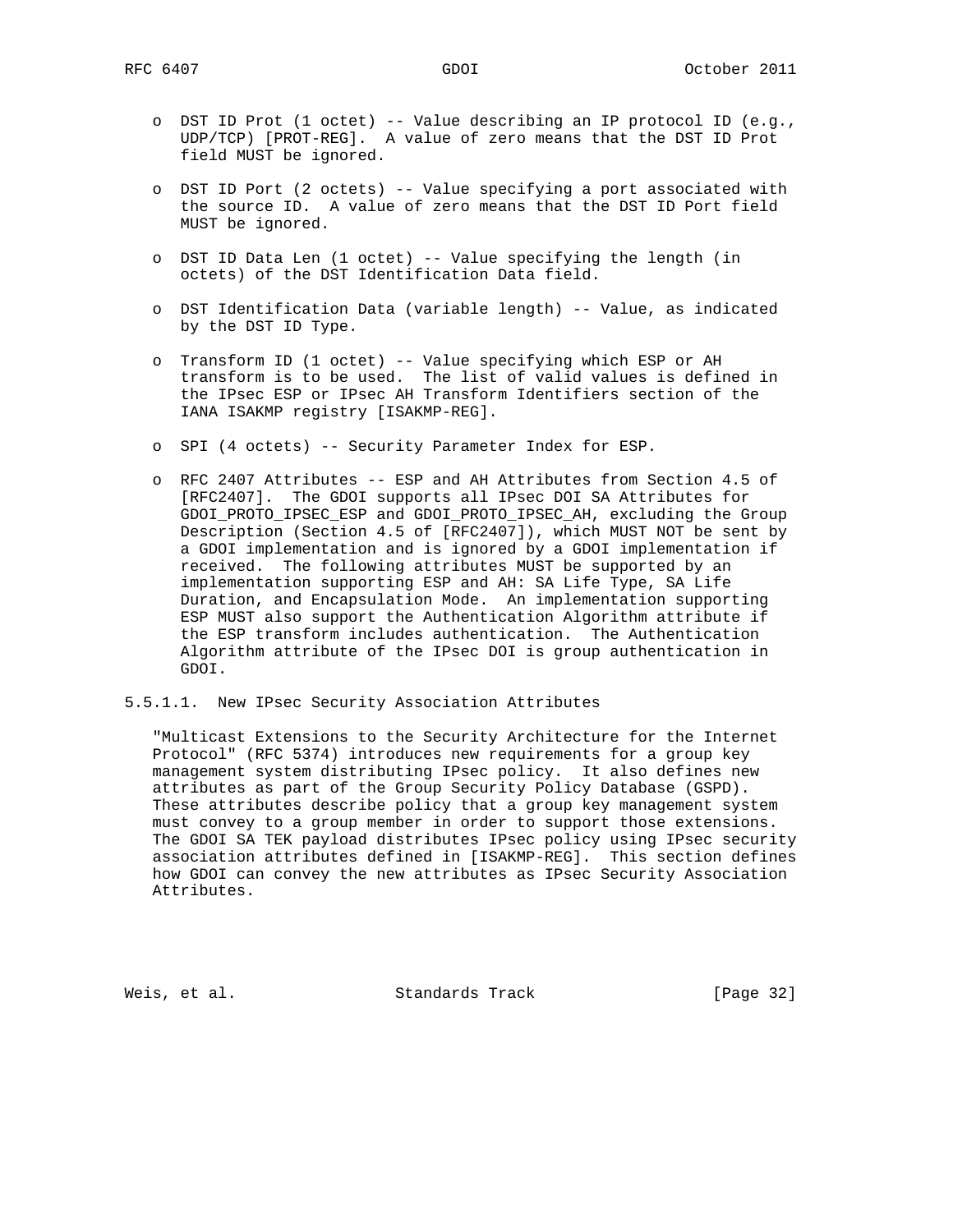- DST ID Prot (1 octet) -- Value describing an IP protocol ID (e.g., UDP/TCP) [PROT-REG]. A value of zero means that the DST ID Prot field MUST be ignored.

- DST ID Port (2 octets) -- Value specifying a port associated with the source ID. A value of zero means that the DST ID Port field MUST be ignored.

- DST ID Data Len (1 octet) -- Value specifying the length (in octets) of the DST Identification Data field.

- DST Identification Data (variable length) -- Value, as indicated by the DST ID Type.

- Transform ID (1 octet) -- Value specifying which ESP or AH transform is to be used. The list of valid values is defined in the IPsec ESP or IPsec AH Transform Identifiers section of the IANA ISAKMP registry [ISAKMP-REG].

- SPI (4 octets) -- Security Parameter Index for ESP.

- RFC 2407 Attributes -- ESP and AH Attributes from Section 4.5 of [RFC2407]. The GDOI supports all IPsec DOI SA Attributes for GDOI_PROTO_IPSEC_ESP and GDOI_PROTO_IPSEC_AH, excluding the Group Description (Section 4.5 of [RFC2407]), which MUST NOT be sent by a GDOI implementation and is ignored by a GDOI implementation if received. The following attributes MUST be supported by an implementation supporting ESP and AH: SA Life Type, SA Life Duration, and Encapsulation Mode. An implementation supporting ESP MUST also support the Authentication Algorithm attribute if the ESP transform includes authentication. The Authentication Algorithm attribute of the IPsec DOI is group authentication in GDOI.

#### 5.5.1.1. New IPsec Security Association Attributes

"Multicast Extensions to the Security Architecture for the Internet Protocol" (RFC 5374) introduces new requirements for a group key management system distributing IPsec policy. It also defines new attributes as part of the Group Security Policy Database (GSPD). These attributes describe policy that a group key management system must convey to a group member in order to support those extensions. The GDOI SA TEK payload distributes IPsec policy using IPsec security association attributes defined in [ISAKMP-REG]. This section defines how GDOI can convey the new attributes as IPsec Security Association Attributes.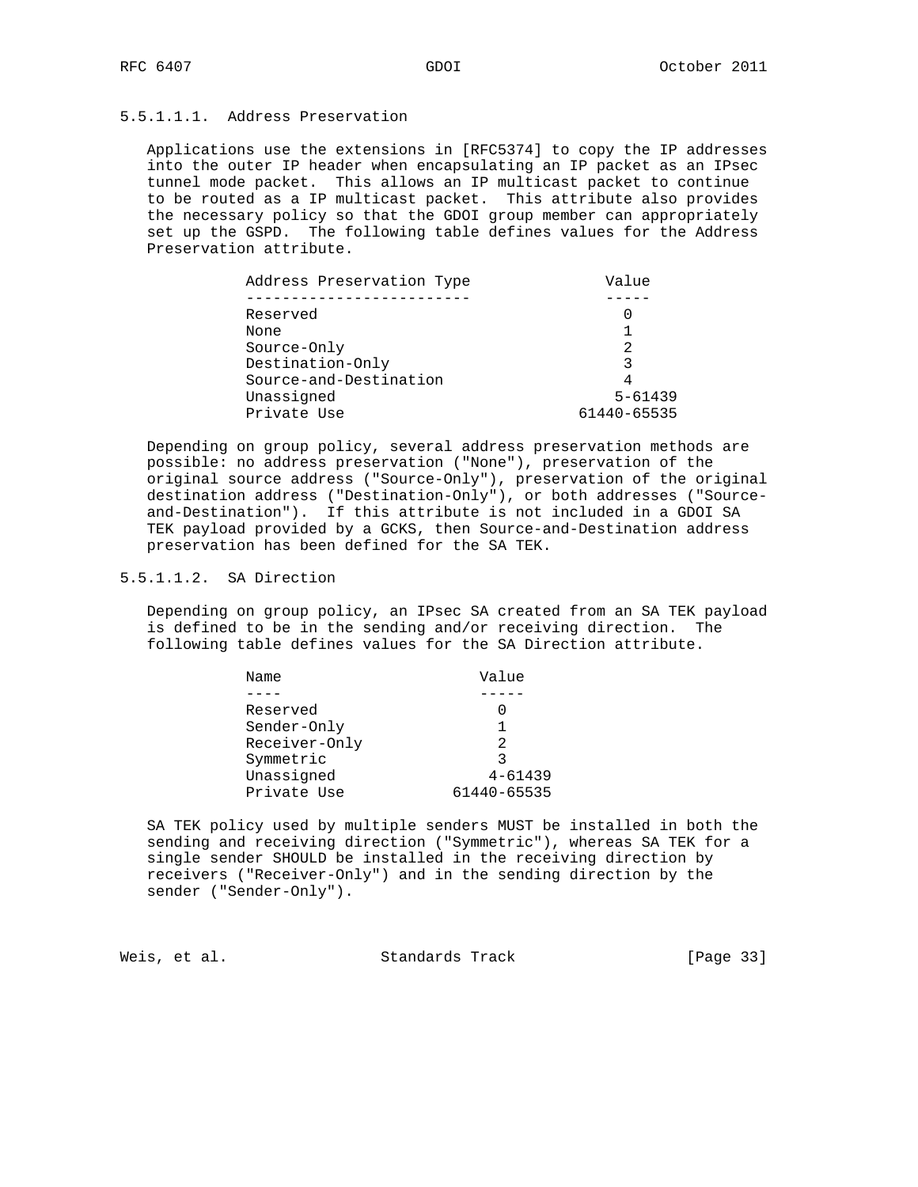##### 5.5.1.1.1. Address Preservation

Applications use the extensions in [RFC5374] to copy the IP addresses into the outer IP header when encapsulating an IP packet as an IPsec tunnel mode packet. This allows an IP multicast packet to continue to be routed as a IP multicast packet. This attribute also provides the necessary policy so that the GDOI group member can appropriately set up the GSPD. The following table defines values for the Address Preservation attribute.

| Address Preservation Type | Value |
| --- | --- |
| Reserved | 0 |
| None | 1 |
| Source-Only | 2 |
| Destination-Only | 3 |
| Source-and-Destination | 4 |
| Unassigned | 5-61439 |
| Private Use | 61440-65535 |

Depending on group policy, several address preservation methods are possible: no address preservation ("None"), preservation of the original source address ("Source-Only"), preservation of the original destination address ("Destination-Only"), or both addresses ("Source-and-Destination"). If this attribute is not included in a GDOI SA TEK payload provided by a GCKS, then Source-and-Destination address preservation has been defined for the SA TEK.

##### 5.5.1.1.2. SA Direction

Depending on group policy, an IPsec SA created from an SA TEK payload is defined to be in the sending and/or receiving direction. The following table defines values for the SA Direction attribute.

| Name | Value |
| --- | --- |
| Reserved | 0 |
| Sender-Only | 1 |
| Receiver-Only | 2 |
| Symmetric | 3 |
| Unassigned | 4-61439 |
| Private Use | 61440-65535 |

SA TEK policy used by multiple senders MUST be installed in both the sending and receiving direction ("Symmetric"), whereas SA TEK for a single sender SHOULD be installed in the receiving direction by receivers ("Receiver-Only") and in the sending direction by the sender ("Sender-Only").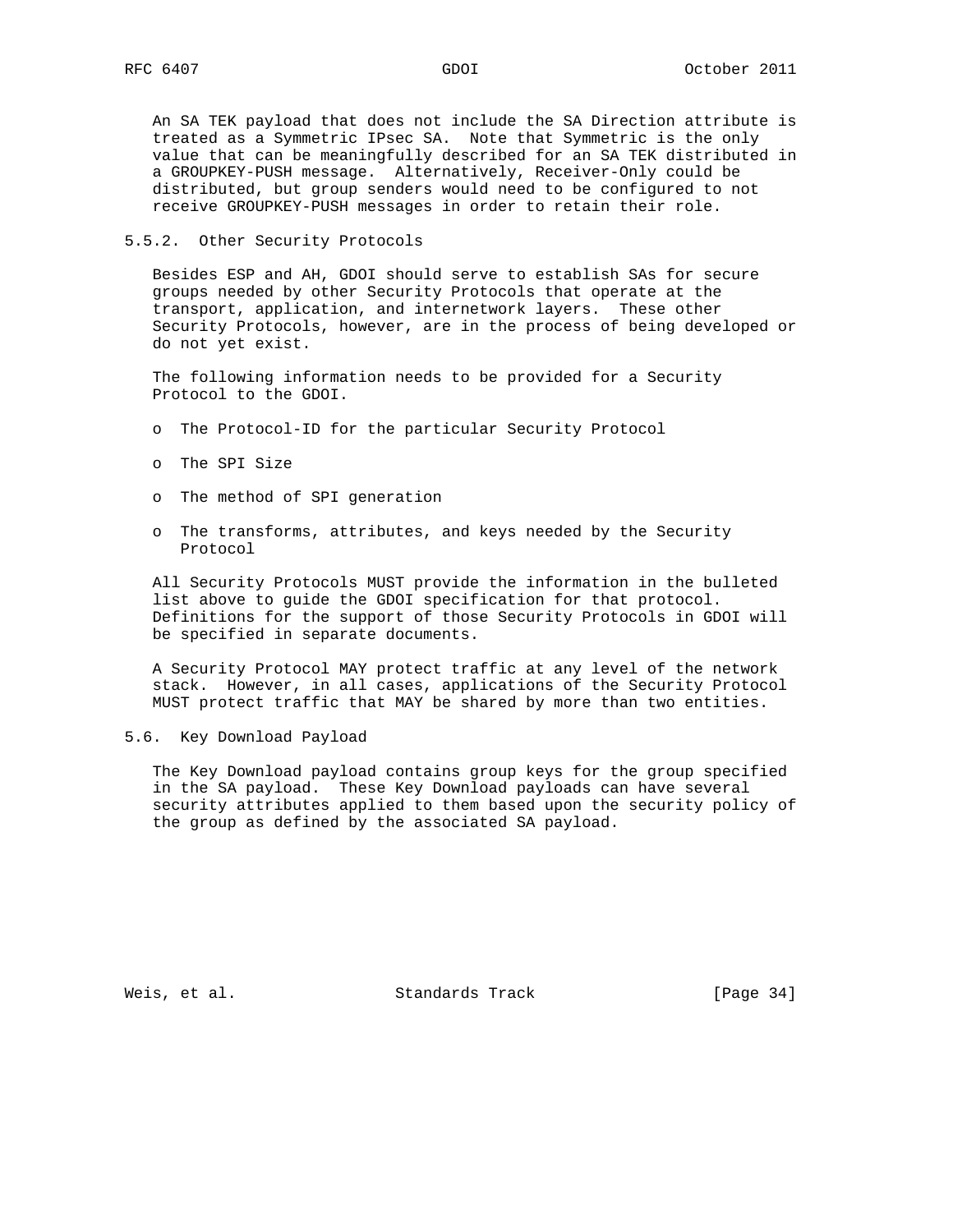An SA TEK payload that does not include the SA Direction attribute is treated as a Symmetric IPsec SA. Note that Symmetric is the only value that can be meaningfully described for an SA TEK distributed in a GROUPKEY-PUSH message. Alternatively, Receiver-Only could be distributed, but group senders would need to be configured to not receive GROUPKEY-PUSH messages in order to retain their role.

### 5.5.2. Other Security Protocols

Besides ESP and AH, GDOI should serve to establish SAs for secure groups needed by other Security Protocols that operate at the transport, application, and internetwork layers. These other Security Protocols, however, are in the process of being developed or do not yet exist.

The following information needs to be provided for a Security Protocol to the GDOI.

- o The Protocol-ID for the particular Security Protocol
- o The SPI Size
- o The method of SPI generation
- o The transforms, attributes, and keys needed by the Security Protocol

All Security Protocols MUST provide the information in the bulleted list above to guide the GDOI specification for that protocol. Definitions for the support of those Security Protocols in GDOI will be specified in separate documents.

A Security Protocol MAY protect traffic at any level of the network stack. However, in all cases, applications of the Security Protocol MUST protect traffic that MAY be shared by more than two entities.

## 5.6. Key Download Payload

The Key Download payload contains group keys for the group specified in the SA payload. These Key Download payloads can have several security attributes applied to them based upon the security policy of the group as defined by the associated SA payload.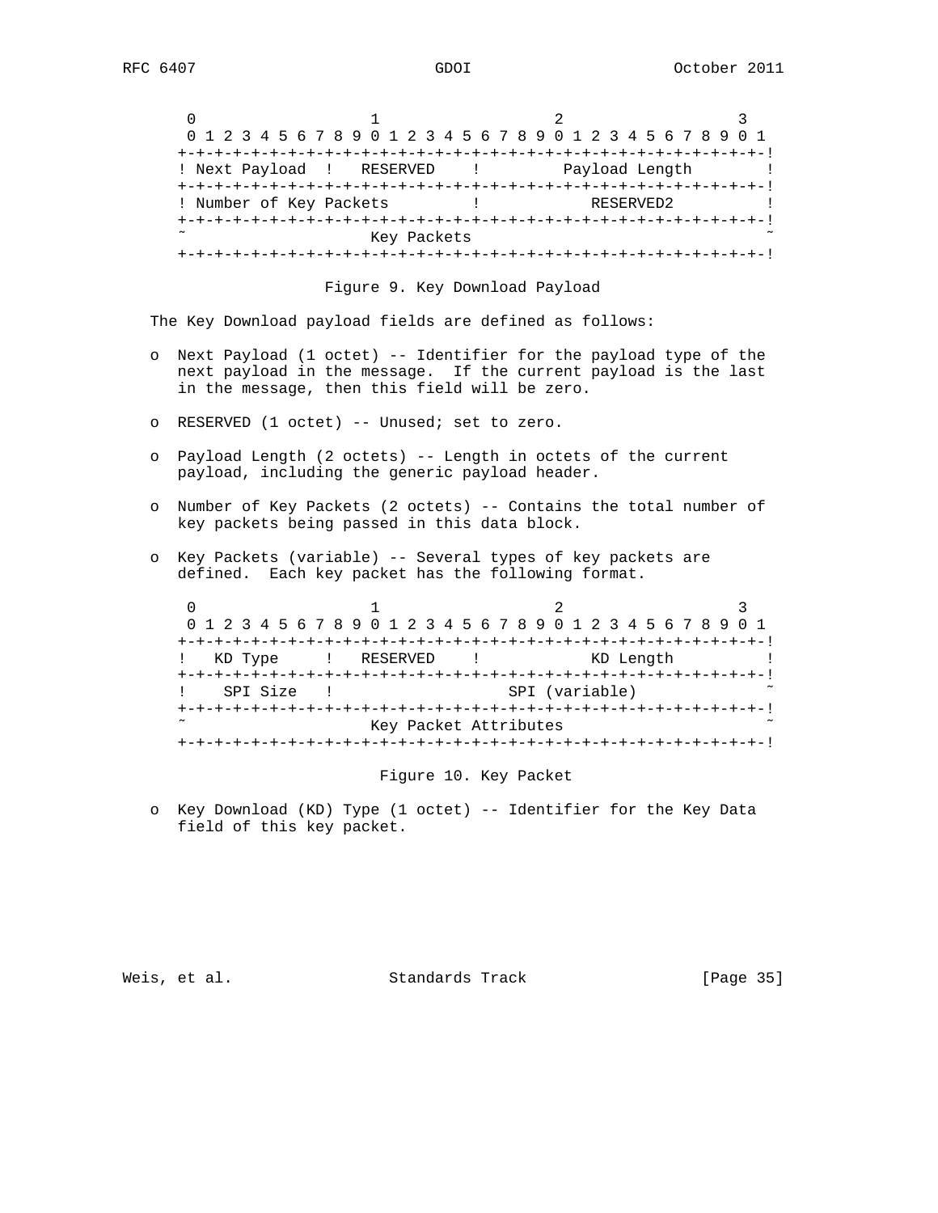```
  0                   1                   2                   3
  0 1 2 3 4 5 6 7 8 9 0 1 2 3 4 5 6 7 8 9 0 1 2 3 4 5 6 7 8 9 0 1
 +-+-+-+-+-+-+-+-+-+-+-+-+-+-+-+-+-+-+-+-+-+-+-+-+-+-+-+-+-+-+-+-!
 ! Next Payload  !   RESERVED    !         Payload Length        !
 +-+-+-+-+-+-+-+-+-+-+-+-+-+-+-+-+-+-+-+-+-+-+-+-+-+-+-+-+-+-+-+-!
 ! Number of Key Packets         !            RESERVED2          !
 +-+-+-+-+-+-+-+-+-+-+-+-+-+-+-+-+-+-+-+-+-+-+-+-+-+-+-+-+-+-+-+-!
 ~                         Key Packets                           ~
 +-+-+-+-+-+-+-+-+-+-+-+-+-+-+-+-+-+-+-+-+-+-+-+-+-+-+-+-+-+-+-+-!
```

Figure 9. Key Download Payload

The Key Download payload fields are defined as follows:

- Next Payload (1 octet) -- Identifier for the payload type of the next payload in the message. If the current payload is the last in the message, then this field will be zero.

- RESERVED (1 octet) -- Unused; set to zero.

- Payload Length (2 octets) -- Length in octets of the current payload, including the generic payload header.

- Number of Key Packets (2 octets) -- Contains the total number of key packets being passed in this data block.

- Key Packets (variable) -- Several types of key packets are defined. Each key packet has the following format.

```
  0                   1                   2                   3
  0 1 2 3 4 5 6 7 8 9 0 1 2 3 4 5 6 7 8 9 0 1 2 3 4 5 6 7 8 9 0 1
 +-+-+-+-+-+-+-+-+-+-+-+-+-+-+-+-+-+-+-+-+-+-+-+-+-+-+-+-+-+-+-+-!
 !   KD Type     !   RESERVED    !            KD Length          !
 +-+-+-+-+-+-+-+-+-+-+-+-+-+-+-+-+-+-+-+-+-+-+-+-+-+-+-+-+-+-+-+-!
 !    SPI Size   !                   SPI (variable)              ~
 +-+-+-+-+-+-+-+-+-+-+-+-+-+-+-+-+-+-+-+-+-+-+-+-+-+-+-+-+-+-+-+-!
 ~                    Key Packet Attributes                      ~
 +-+-+-+-+-+-+-+-+-+-+-+-+-+-+-+-+-+-+-+-+-+-+-+-+-+-+-+-+-+-+-+-!
```

Figure 10. Key Packet

- Key Download (KD) Type (1 octet) -- Identifier for the Key Data field of this key packet.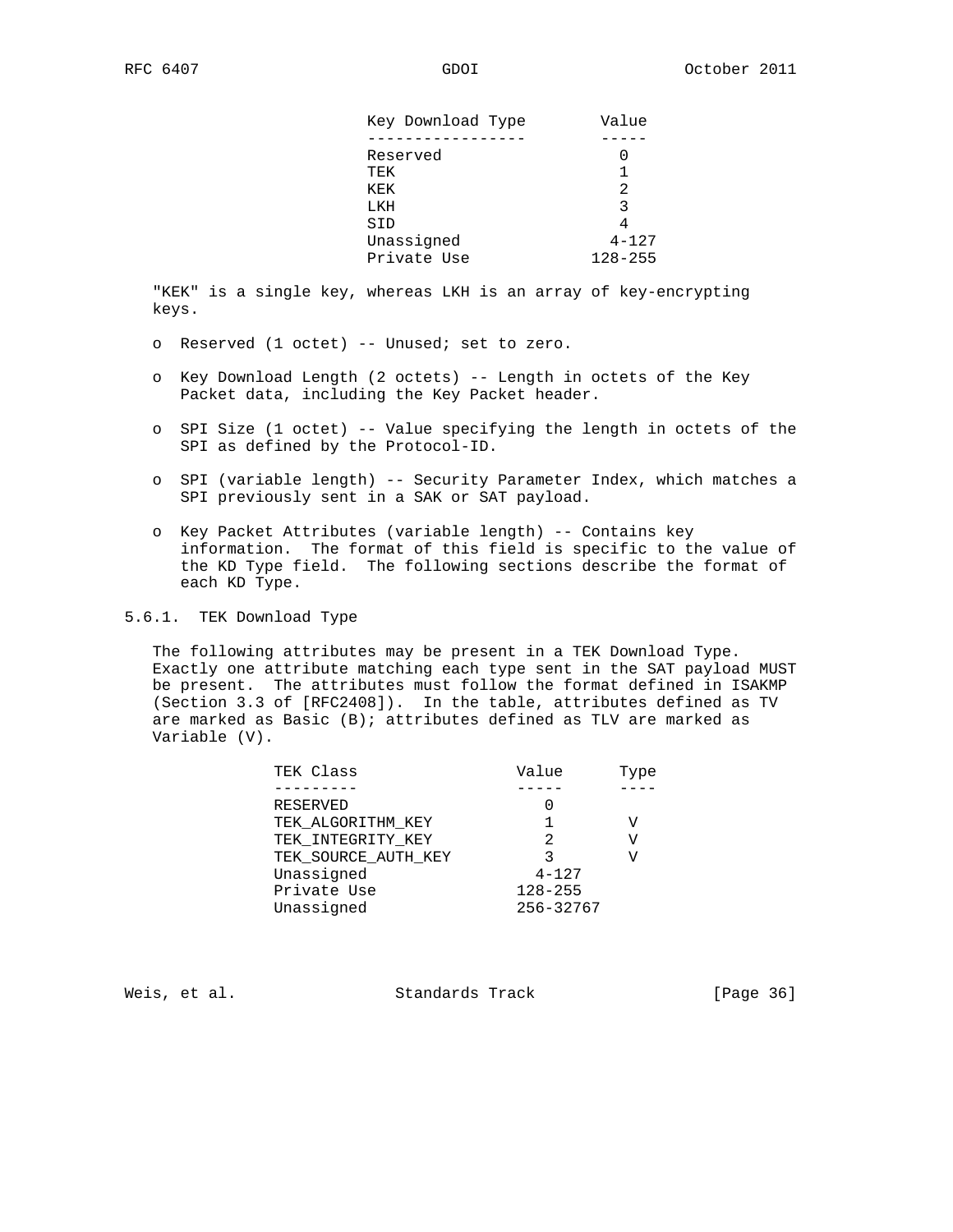| Key Download Type | Value |
|---|---|
| Reserved | 0 |
| TEK | 1 |
| KEK | 2 |
| LKH | 3 |
| SID | 4 |
| Unassigned | 4-127 |
| Private Use | 128-255 |

"KEK" is a single key, whereas LKH is an array of key-encrypting keys.

- Reserved (1 octet) -- Unused; set to zero.
- Key Download Length (2 octets) -- Length in octets of the Key Packet data, including the Key Packet header.
- SPI Size (1 octet) -- Value specifying the length in octets of the SPI as defined by the Protocol-ID.
- SPI (variable length) -- Security Parameter Index, which matches a SPI previously sent in a SAK or SAT payload.
- Key Packet Attributes (variable length) -- Contains key information. The format of this field is specific to the value of the KD Type field. The following sections describe the format of each KD Type.

### 5.6.1. TEK Download Type

The following attributes may be present in a TEK Download Type. Exactly one attribute matching each type sent in the SAT payload MUST be present. The attributes must follow the format defined in ISAKMP (Section 3.3 of [RFC2408]). In the table, attributes defined as TV are marked as Basic (B); attributes defined as TLV are marked as Variable (V).

| TEK Class | Value | Type |
|---|---|---|
| RESERVED | 0 | |
| TEK_ALGORITHM_KEY | 1 | V |
| TEK_INTEGRITY_KEY | 2 | V |
| TEK_SOURCE_AUTH_KEY | 3 | V |
| Unassigned | 4-127 | |
| Private Use | 128-255 | |
| Unassigned | 256-32767 | |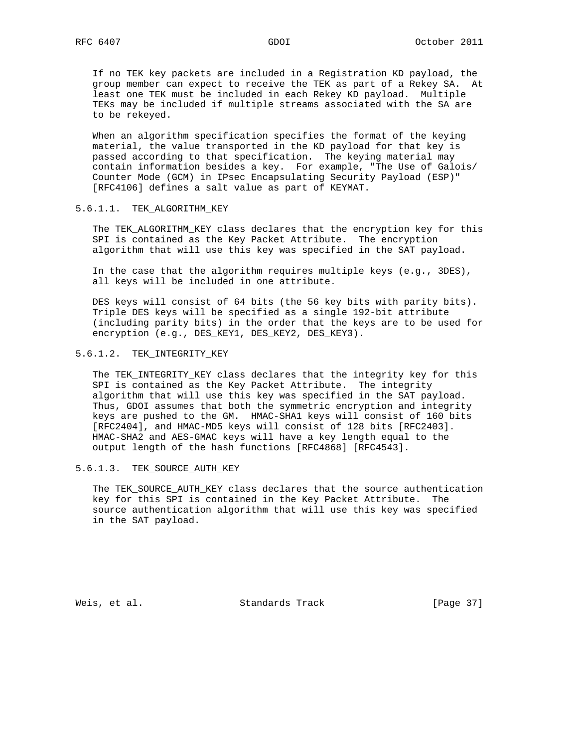If no TEK key packets are included in a Registration KD payload, the group member can expect to receive the TEK as part of a Rekey SA. At least one TEK must be included in each Rekey KD payload. Multiple TEKs may be included if multiple streams associated with the SA are to be rekeyed.

When an algorithm specification specifies the format of the keying material, the value transported in the KD payload for that key is passed according to that specification. The keying material may contain information besides a key. For example, "The Use of Galois/Counter Mode (GCM) in IPsec Encapsulating Security Payload (ESP)" [RFC4106] defines a salt value as part of KEYMAT.

#### 5.6.1.1. TEK_ALGORITHM_KEY

The TEK_ALGORITHM_KEY class declares that the encryption key for this SPI is contained as the Key Packet Attribute. The encryption algorithm that will use this key was specified in the SAT payload.

In the case that the algorithm requires multiple keys (e.g., 3DES), all keys will be included in one attribute.

DES keys will consist of 64 bits (the 56 key bits with parity bits). Triple DES keys will be specified as a single 192-bit attribute (including parity bits) in the order that the keys are to be used for encryption (e.g., DES_KEY1, DES_KEY2, DES_KEY3).

#### 5.6.1.2. TEK_INTEGRITY_KEY

The TEK_INTEGRITY_KEY class declares that the integrity key for this SPI is contained as the Key Packet Attribute. The integrity algorithm that will use this key was specified in the SAT payload. Thus, GDOI assumes that both the symmetric encryption and integrity keys are pushed to the GM. HMAC-SHA1 keys will consist of 160 bits [RFC2404], and HMAC-MD5 keys will consist of 128 bits [RFC2403]. HMAC-SHA2 and AES-GMAC keys will have a key length equal to the output length of the hash functions [RFC4868] [RFC4543].

#### 5.6.1.3. TEK_SOURCE_AUTH_KEY

The TEK_SOURCE_AUTH_KEY class declares that the source authentication key for this SPI is contained in the Key Packet Attribute. The source authentication algorithm that will use this key was specified in the SAT payload.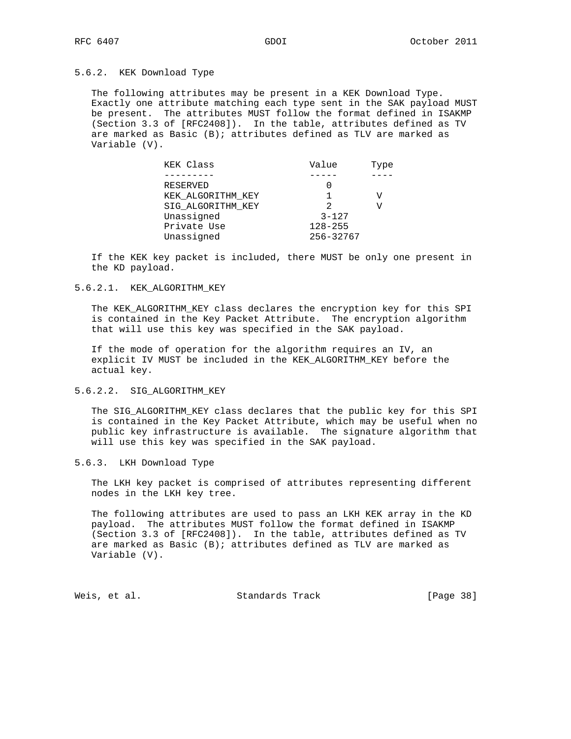#### 5.6.2. KEK Download Type

The following attributes may be present in a KEK Download Type. Exactly one attribute matching each type sent in the SAK payload MUST be present. The attributes MUST follow the format defined in ISAKMP (Section 3.3 of [RFC2408]). In the table, attributes defined as TV are marked as Basic (B); attributes defined as TLV are marked as Variable (V).

| KEK Class | Value | Type |
|---|---|---|
| RESERVED | 0 | |
| KEK_ALGORITHM_KEY | 1 | V |
| SIG_ALGORITHM_KEY | 2 | V |
| Unassigned | 3-127 | |
| Private Use | 128-255 | |
| Unassigned | 256-32767 | |

If the KEK key packet is included, there MUST be only one present in the KD payload.

##### 5.6.2.1. KEK_ALGORITHM_KEY

The KEK_ALGORITHM_KEY class declares the encryption key for this SPI is contained in the Key Packet Attribute. The encryption algorithm that will use this key was specified in the SAK payload.

If the mode of operation for the algorithm requires an IV, an explicit IV MUST be included in the KEK_ALGORITHM_KEY before the actual key.

##### 5.6.2.2. SIG_ALGORITHM_KEY

The SIG_ALGORITHM_KEY class declares that the public key for this SPI is contained in the Key Packet Attribute, which may be useful when no public key infrastructure is available. The signature algorithm that will use this key was specified in the SAK payload.

#### 5.6.3. LKH Download Type

The LKH key packet is comprised of attributes representing different nodes in the LKH key tree.

The following attributes are used to pass an LKH KEK array in the KD payload. The attributes MUST follow the format defined in ISAKMP (Section 3.3 of [RFC2408]). In the table, attributes defined as TV are marked as Basic (B); attributes defined as TLV are marked as Variable (V).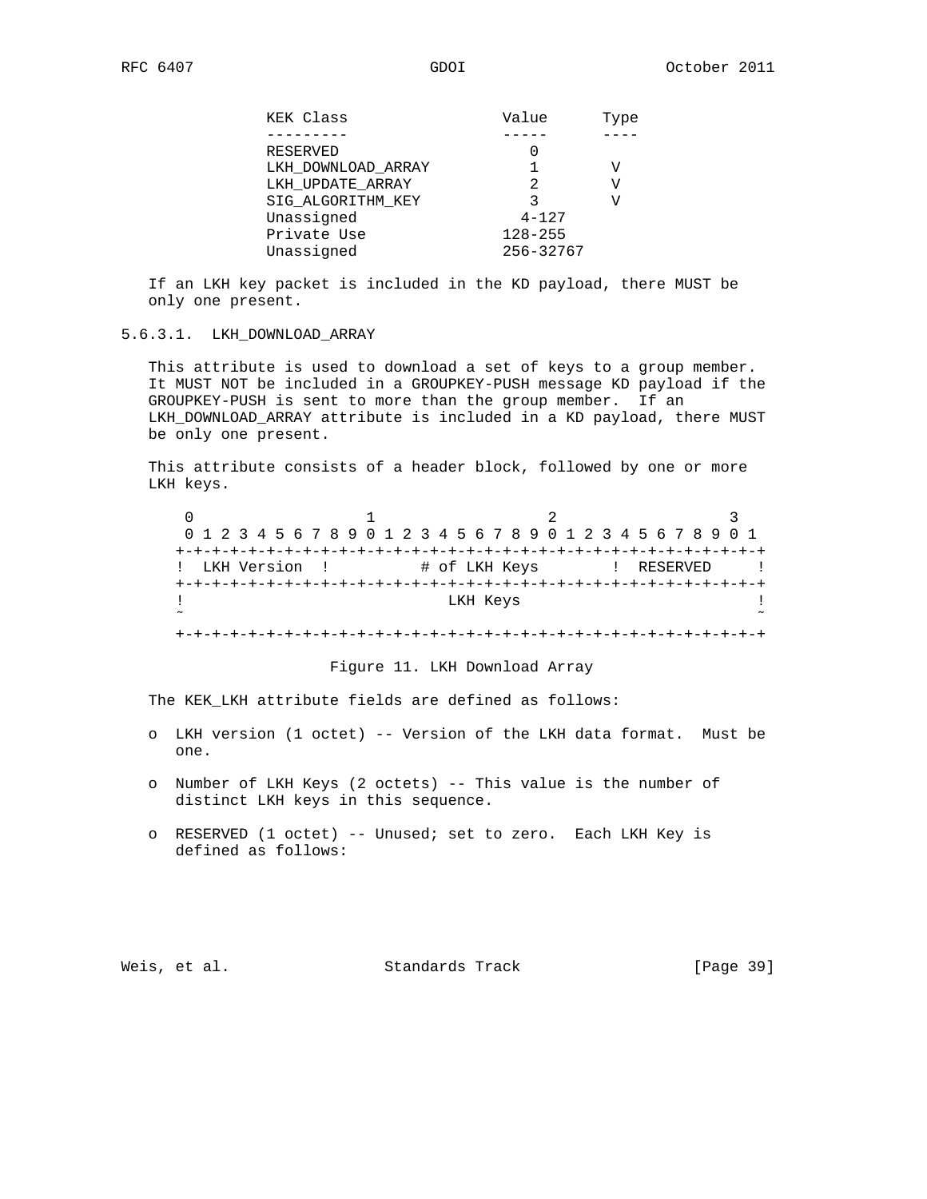| KEK Class | Value | Type |
| --- | --- | --- |
| RESERVED | 0 | |
| LKH_DOWNLOAD_ARRAY | 1 | V |
| LKH_UPDATE_ARRAY | 2 | V |
| SIG_ALGORITHM_KEY | 3 | V |
| Unassigned | 4-127 | |
| Private Use | 128-255 | |
| Unassigned | 256-32767 | |

If an LKH key packet is included in the KD payload, there MUST be only one present.

#### 5.6.3.1. LKH_DOWNLOAD_ARRAY

This attribute is used to download a set of keys to a group member. It MUST NOT be included in a GROUPKEY-PUSH message KD payload if the GROUPKEY-PUSH is sent to more than the group member. If an LKH_DOWNLOAD_ARRAY attribute is included in a KD payload, there MUST be only one present.

This attribute consists of a header block, followed by one or more LKH keys.

```
 0                   1                   2                   3
 0 1 2 3 4 5 6 7 8 9 0 1 2 3 4 5 6 7 8 9 0 1 2 3 4 5 6 7 8 9 0 1
+-+-+-+-+-+-+-+-+-+-+-+-+-+-+-+-+-+-+-+-+-+-+-+-+-+-+-+-+-+-+-+-+
!  LKH Version  !          # of LKH Keys        !  RESERVED     !
+-+-+-+-+-+-+-+-+-+-+-+-+-+-+-+-+-+-+-+-+-+-+-+-+-+-+-+-+-+-+-+-+
!                             LKH Keys                          !
~                                                               ~
+-+-+-+-+-+-+-+-+-+-+-+-+-+-+-+-+-+-+-+-+-+-+-+-+-+-+-+-+-+-+-+-+
```

Figure 11. LKH Download Array

The KEK_LKH attribute fields are defined as follows:

- LKH version (1 octet) -- Version of the LKH data format. Must be one.
- Number of LKH Keys (2 octets) -- This value is the number of distinct LKH keys in this sequence.
- RESERVED (1 octet) -- Unused; set to zero. Each LKH Key is defined as follows: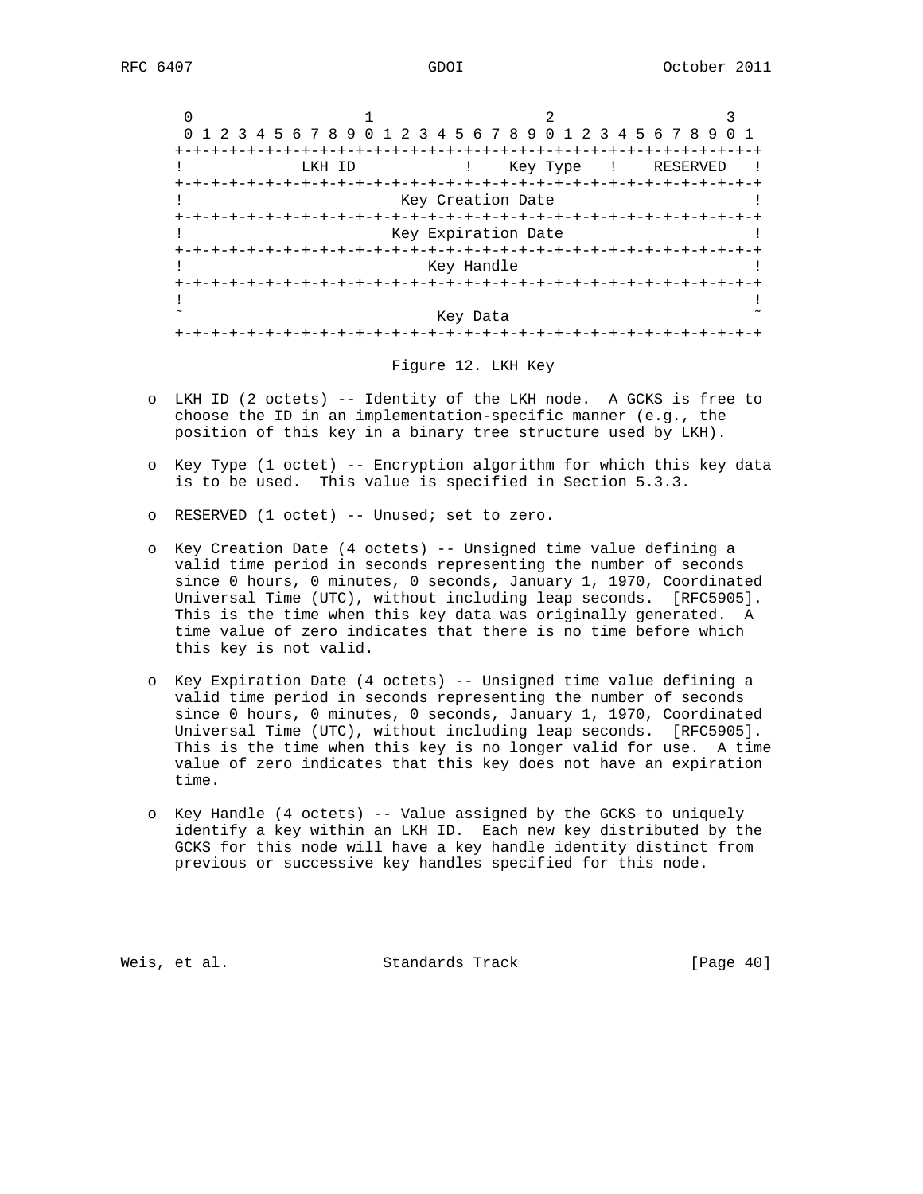```
  0                   1                   2                   3
  0 1 2 3 4 5 6 7 8 9 0 1 2 3 4 5 6 7 8 9 0 1 2 3 4 5 6 7 8 9 0 1
 +-+-+-+-+-+-+-+-+-+-+-+-+-+-+-+-+-+-+-+-+-+-+-+-+-+-+-+-+-+-+-+-+
 !             LKH ID            !    Key Type   !    RESERVED   !
 +-+-+-+-+-+-+-+-+-+-+-+-+-+-+-+-+-+-+-+-+-+-+-+-+-+-+-+-+-+-+-+-+
 !                         Key Creation Date                     !
 +-+-+-+-+-+-+-+-+-+-+-+-+-+-+-+-+-+-+-+-+-+-+-+-+-+-+-+-+-+-+-+-+
 !                        Key Expiration Date                    !
 +-+-+-+-+-+-+-+-+-+-+-+-+-+-+-+-+-+-+-+-+-+-+-+-+-+-+-+-+-+-+-+-+
 !                           Key Handle                          !
 +-+-+-+-+-+-+-+-+-+-+-+-+-+-+-+-+-+-+-+-+-+-+-+-+-+-+-+-+-+-+-+-+
 !                                                               !
 ~                            Key Data                           ~
 +-+-+-+-+-+-+-+-+-+-+-+-+-+-+-+-+-+-+-+-+-+-+-+-+-+-+-+-+-+-+-+-+
```

Figure 12. LKH Key

- LKH ID (2 octets) -- Identity of the LKH node. A GCKS is free to choose the ID in an implementation-specific manner (e.g., the position of this key in a binary tree structure used by LKH).

- Key Type (1 octet) -- Encryption algorithm for which this key data is to be used. This value is specified in Section 5.3.3.

- RESERVED (1 octet) -- Unused; set to zero.

- Key Creation Date (4 octets) -- Unsigned time value defining a valid time period in seconds representing the number of seconds since 0 hours, 0 minutes, 0 seconds, January 1, 1970, Coordinated Universal Time (UTC), without including leap seconds. [RFC5905]. This is the time when this key data was originally generated. A time value of zero indicates that there is no time before which this key is not valid.

- Key Expiration Date (4 octets) -- Unsigned time value defining a valid time period in seconds representing the number of seconds since 0 hours, 0 minutes, 0 seconds, January 1, 1970, Coordinated Universal Time (UTC), without including leap seconds. [RFC5905]. This is the time when this key is no longer valid for use. A time value of zero indicates that this key does not have an expiration time.

- Key Handle (4 octets) -- Value assigned by the GCKS to uniquely identify a key within an LKH ID. Each new key distributed by the GCKS for this node will have a key handle identity distinct from previous or successive key handles specified for this node.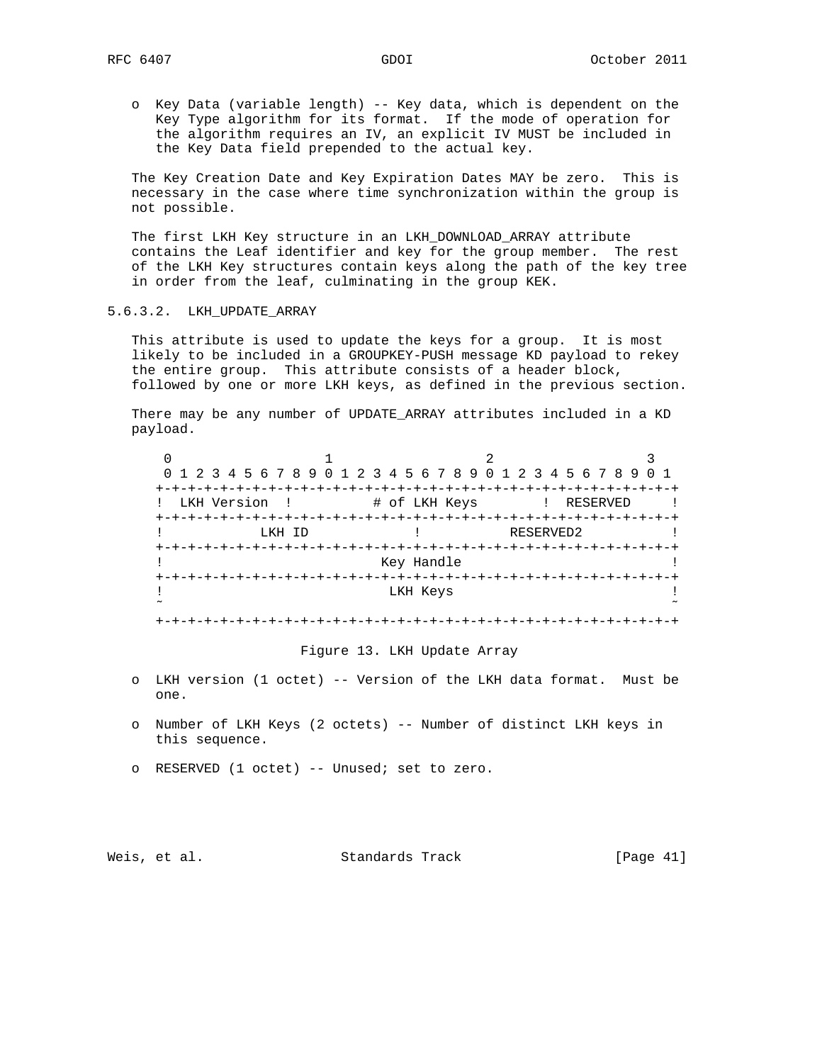o  Key Data (variable length) -- Key data, which is dependent on the Key Type algorithm for its format.  If the mode of operation for the algorithm requires an IV, an explicit IV MUST be included in the Key Data field prepended to the actual key.

The Key Creation Date and Key Expiration Dates MAY be zero.  This is necessary in the case where time synchronization within the group is not possible.

The first LKH Key structure in an LKH_DOWNLOAD_ARRAY attribute contains the Leaf identifier and key for the group member.  The rest of the LKH Key structures contain keys along the path of the key tree in order from the leaf, culminating in the group KEK.

#### 5.6.3.2.  LKH_UPDATE_ARRAY

This attribute is used to update the keys for a group.  It is most likely to be included in a GROUPKEY-PUSH message KD payload to rekey the entire group.  This attribute consists of a header block, followed by one or more LKH keys, as defined in the previous section.

There may be any number of UPDATE_ARRAY attributes included in a KD payload.

```
 0                   1                   2                   3
 0 1 2 3 4 5 6 7 8 9 0 1 2 3 4 5 6 7 8 9 0 1 2 3 4 5 6 7 8 9 0 1
+-+-+-+-+-+-+-+-+-+-+-+-+-+-+-+-+-+-+-+-+-+-+-+-+-+-+-+-+-+-+-+-+
!  LKH Version  !          # of LKH Keys        !  RESERVED     !
+-+-+-+-+-+-+-+-+-+-+-+-+-+-+-+-+-+-+-+-+-+-+-+-+-+-+-+-+-+-+-+-+
!            LKH ID             !           RESERVED2           !
+-+-+-+-+-+-+-+-+-+-+-+-+-+-+-+-+-+-+-+-+-+-+-+-+-+-+-+-+-+-+-+-+
!                           Key Handle                          !
+-+-+-+-+-+-+-+-+-+-+-+-+-+-+-+-+-+-+-+-+-+-+-+-+-+-+-+-+-+-+-+-+
!                            LKH Keys                           !
~                                                               ~
+-+-+-+-+-+-+-+-+-+-+-+-+-+-+-+-+-+-+-+-+-+-+-+-+-+-+-+-+-+-+-+-+
```

Figure 13. LKH Update Array

o  LKH version (1 octet) -- Version of the LKH data format.  Must be one.

o  Number of LKH Keys (2 octets) -- Number of distinct LKH keys in this sequence.

o  RESERVED (1 octet) -- Unused; set to zero.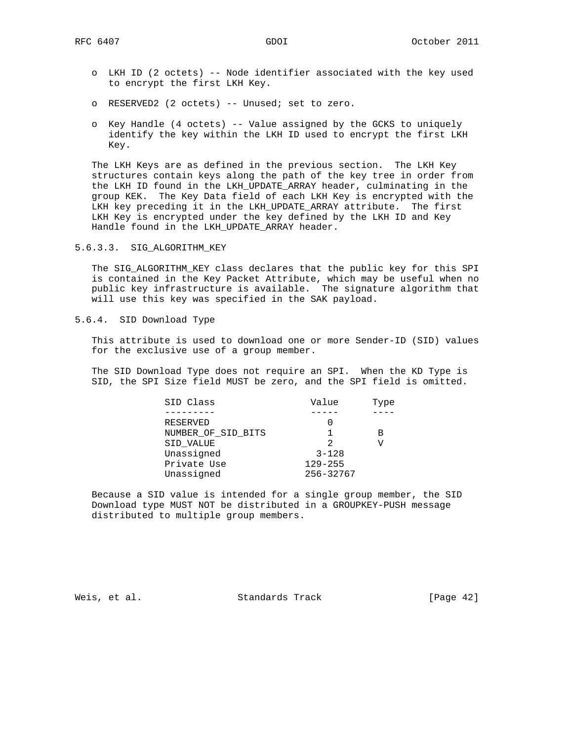- LKH ID (2 octets) -- Node identifier associated with the key used to encrypt the first LKH Key.

- RESERVED2 (2 octets) -- Unused; set to zero.

- Key Handle (4 octets) -- Value assigned by the GCKS to uniquely identify the key within the LKH ID used to encrypt the first LKH Key.

The LKH Keys are as defined in the previous section. The LKH Key structures contain keys along the path of the key tree in order from the LKH ID found in the LKH_UPDATE_ARRAY header, culminating in the group KEK. The Key Data field of each LKH Key is encrypted with the LKH key preceding it in the LKH_UPDATE_ARRAY attribute. The first LKH Key is encrypted under the key defined by the LKH ID and Key Handle found in the LKH_UPDATE_ARRAY header.

##### 5.6.3.3. SIG_ALGORITHM_KEY

The SIG_ALGORITHM_KEY class declares that the public key for this SPI is contained in the Key Packet Attribute, which may be useful when no public key infrastructure is available. The signature algorithm that will use this key was specified in the SAK payload.

#### 5.6.4. SID Download Type

This attribute is used to download one or more Sender-ID (SID) values for the exclusive use of a group member.

The SID Download Type does not require an SPI. When the KD Type is SID, the SPI Size field MUST be zero, and the SPI field is omitted.

| SID Class | Value | Type |
|---|---|---|
| RESERVED | 0 | |
| NUMBER_OF_SID_BITS | 1 | B |
| SID_VALUE | 2 | V |
| Unassigned | 3-128 | |
| Private Use | 129-255 | |
| Unassigned | 256-32767 | |

Because a SID value is intended for a single group member, the SID Download type MUST NOT be distributed in a GROUPKEY-PUSH message distributed to multiple group members.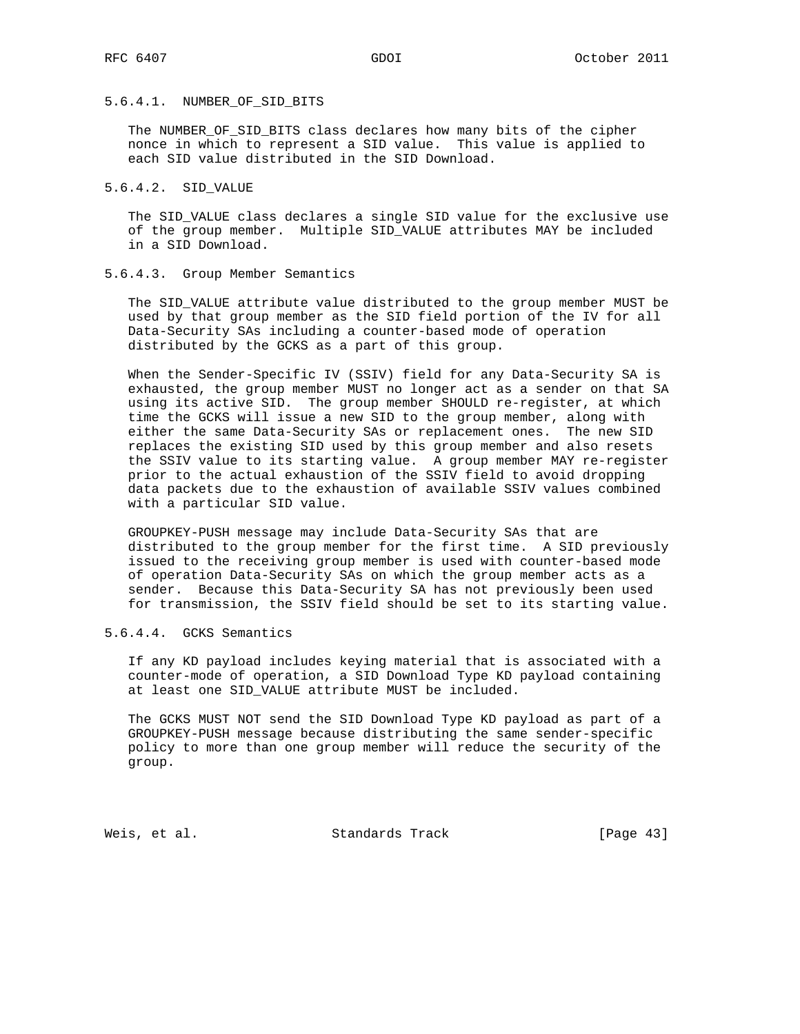#### 5.6.4.1. NUMBER_OF_SID_BITS

The NUMBER_OF_SID_BITS class declares how many bits of the cipher nonce in which to represent a SID value. This value is applied to each SID value distributed in the SID Download.

#### 5.6.4.2. SID_VALUE

The SID_VALUE class declares a single SID value for the exclusive use of the group member. Multiple SID_VALUE attributes MAY be included in a SID Download.

#### 5.6.4.3. Group Member Semantics

The SID_VALUE attribute value distributed to the group member MUST be used by that group member as the SID field portion of the IV for all Data-Security SAs including a counter-based mode of operation distributed by the GCKS as a part of this group.

When the Sender-Specific IV (SSIV) field for any Data-Security SA is exhausted, the group member MUST no longer act as a sender on that SA using its active SID. The group member SHOULD re-register, at which time the GCKS will issue a new SID to the group member, along with either the same Data-Security SAs or replacement ones. The new SID replaces the existing SID used by this group member and also resets the SSIV value to its starting value. A group member MAY re-register prior to the actual exhaustion of the SSIV field to avoid dropping data packets due to the exhaustion of available SSIV values combined with a particular SID value.

GROUPKEY-PUSH message may include Data-Security SAs that are distributed to the group member for the first time. A SID previously issued to the receiving group member is used with counter-based mode of operation Data-Security SAs on which the group member acts as a sender. Because this Data-Security SA has not previously been used for transmission, the SSIV field should be set to its starting value.

#### 5.6.4.4. GCKS Semantics

If any KD payload includes keying material that is associated with a counter-mode of operation, a SID Download Type KD payload containing at least one SID_VALUE attribute MUST be included.

The GCKS MUST NOT send the SID Download Type KD payload as part of a GROUPKEY-PUSH message because distributing the same sender-specific policy to more than one group member will reduce the security of the group.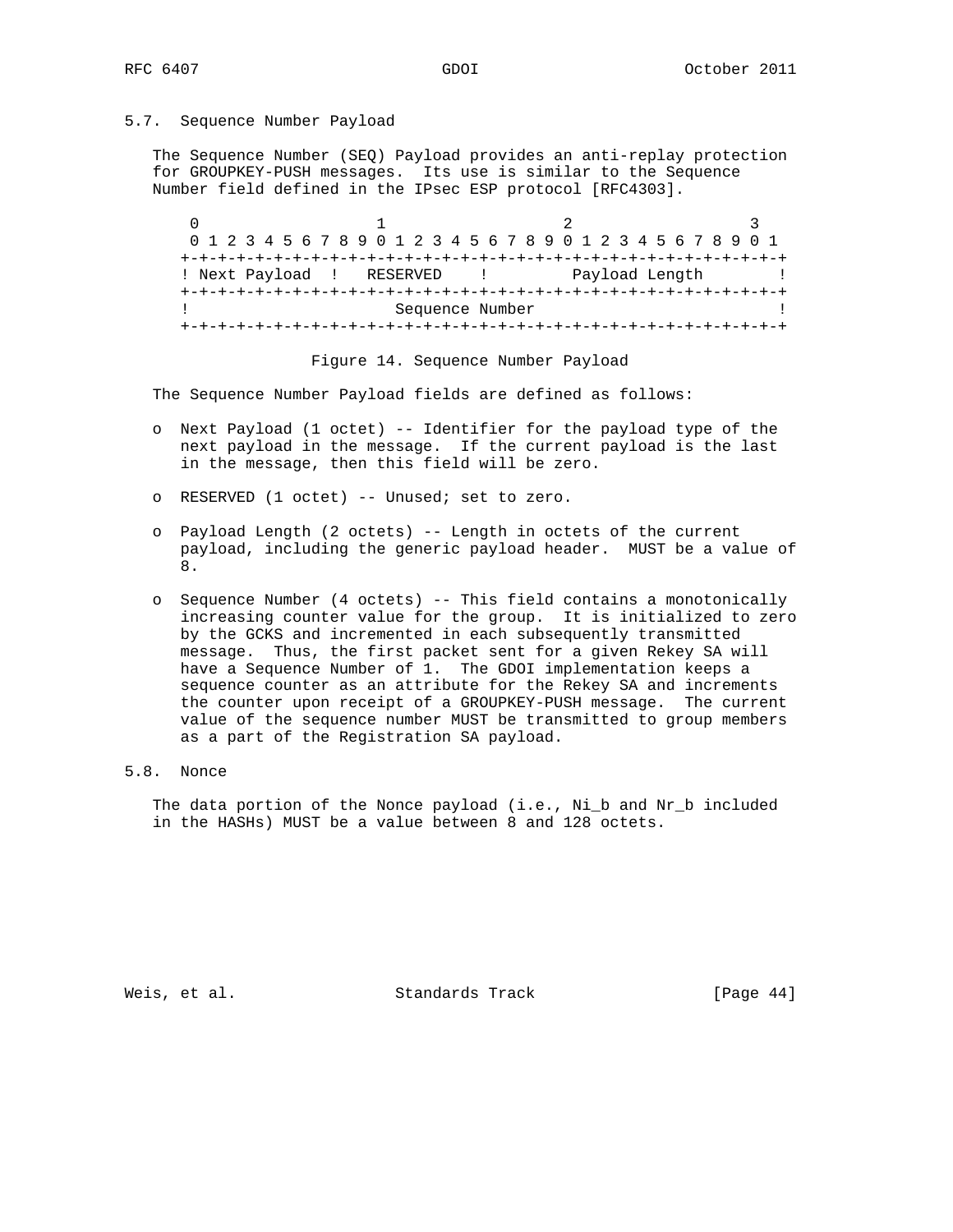## 5.7. Sequence Number Payload

The Sequence Number (SEQ) Payload provides an anti-replay protection for GROUPKEY-PUSH messages. Its use is similar to the Sequence Number field defined in the IPsec ESP protocol [RFC4303].

```
 0                   1                   2                   3
 0 1 2 3 4 5 6 7 8 9 0 1 2 3 4 5 6 7 8 9 0 1 2 3 4 5 6 7 8 9 0 1
+-+-+-+-+-+-+-+-+-+-+-+-+-+-+-+-+-+-+-+-+-+-+-+-+-+-+-+-+-+-+-+-+
! Next Payload  !   RESERVED    !         Payload Length        !
+-+-+-+-+-+-+-+-+-+-+-+-+-+-+-+-+-+-+-+-+-+-+-+-+-+-+-+-+-+-+-+-+
!                       Sequence Number                         !
+-+-+-+-+-+-+-+-+-+-+-+-+-+-+-+-+-+-+-+-+-+-+-+-+-+-+-+-+-+-+-+-+
```

Figure 14. Sequence Number Payload

The Sequence Number Payload fields are defined as follows:

- Next Payload (1 octet) -- Identifier for the payload type of the next payload in the message. If the current payload is the last in the message, then this field will be zero.

- RESERVED (1 octet) -- Unused; set to zero.

- Payload Length (2 octets) -- Length in octets of the current payload, including the generic payload header. MUST be a value of 8.

- Sequence Number (4 octets) -- This field contains a monotonically increasing counter value for the group. It is initialized to zero by the GCKS and incremented in each subsequently transmitted message. Thus, the first packet sent for a given Rekey SA will have a Sequence Number of 1. The GDOI implementation keeps a sequence counter as an attribute for the Rekey SA and increments the counter upon receipt of a GROUPKEY-PUSH message. The current value of the sequence number MUST be transmitted to group members as a part of the Registration SA payload.

## 5.8. Nonce

The data portion of the Nonce payload (i.e., Ni_b and Nr_b included in the HASHs) MUST be a value between 8 and 128 octets.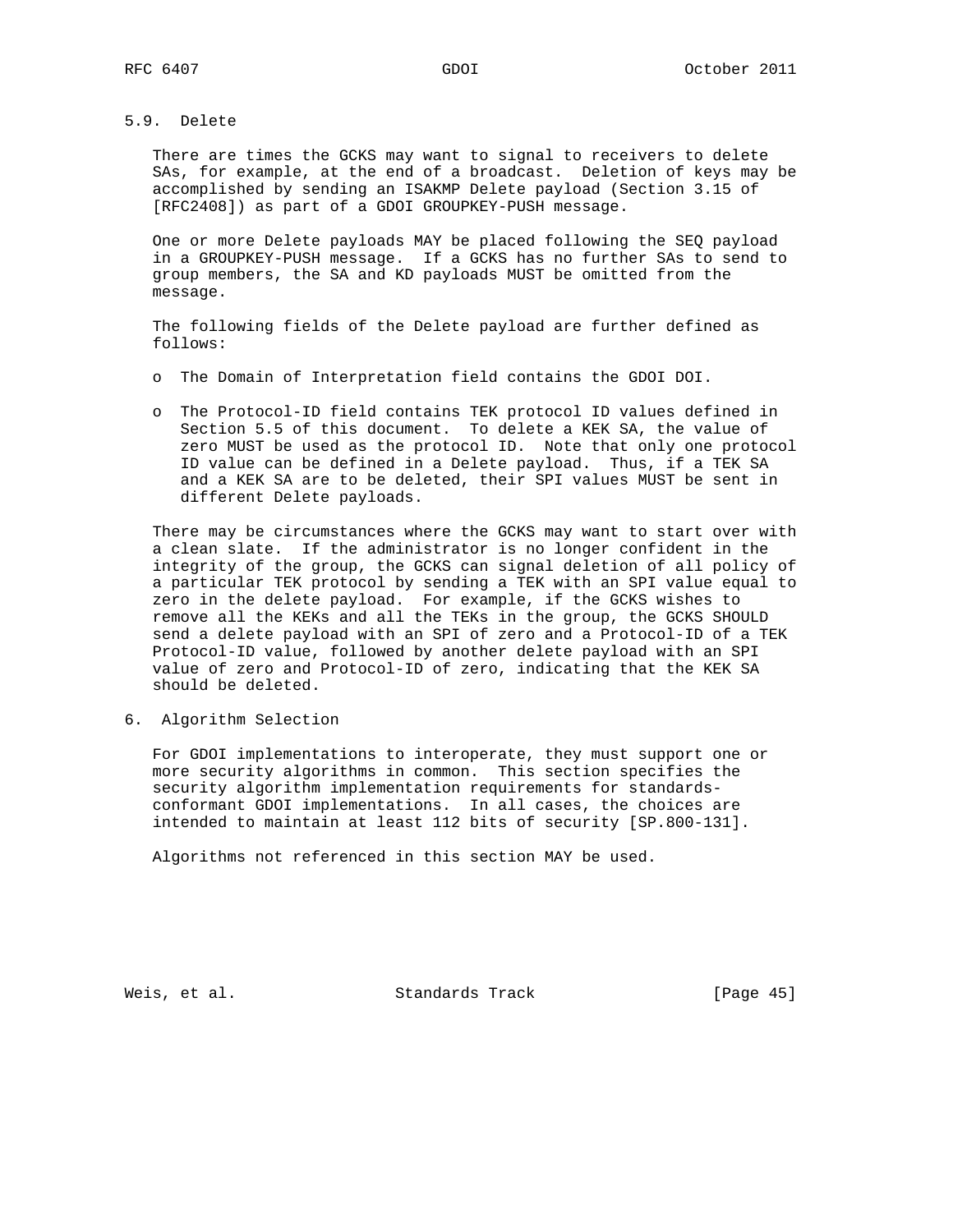## 5.9. Delete

There are times the GCKS may want to signal to receivers to delete SAs, for example, at the end of a broadcast. Deletion of keys may be accomplished by sending an ISAKMP Delete payload (Section 3.15 of [RFC2408]) as part of a GDOI GROUPKEY-PUSH message.

One or more Delete payloads MAY be placed following the SEQ payload in a GROUPKEY-PUSH message. If a GCKS has no further SAs to send to group members, the SA and KD payloads MUST be omitted from the message.

The following fields of the Delete payload are further defined as follows:

- The Domain of Interpretation field contains the GDOI DOI.
- The Protocol-ID field contains TEK protocol ID values defined in Section 5.5 of this document. To delete a KEK SA, the value of zero MUST be used as the protocol ID. Note that only one protocol ID value can be defined in a Delete payload. Thus, if a TEK SA and a KEK SA are to be deleted, their SPI values MUST be sent in different Delete payloads.

There may be circumstances where the GCKS may want to start over with a clean slate. If the administrator is no longer confident in the integrity of the group, the GCKS can signal deletion of all policy of a particular TEK protocol by sending a TEK with an SPI value equal to zero in the delete payload. For example, if the GCKS wishes to remove all the KEKs and all the TEKs in the group, the GCKS SHOULD send a delete payload with an SPI of zero and a Protocol-ID of a TEK Protocol-ID value, followed by another delete payload with an SPI value of zero and Protocol-ID of zero, indicating that the KEK SA should be deleted.

# 6. Algorithm Selection

For GDOI implementations to interoperate, they must support one or more security algorithms in common. This section specifies the security algorithm implementation requirements for standards-conformant GDOI implementations. In all cases, the choices are intended to maintain at least 112 bits of security [SP.800-131].

Algorithms not referenced in this section MAY be used.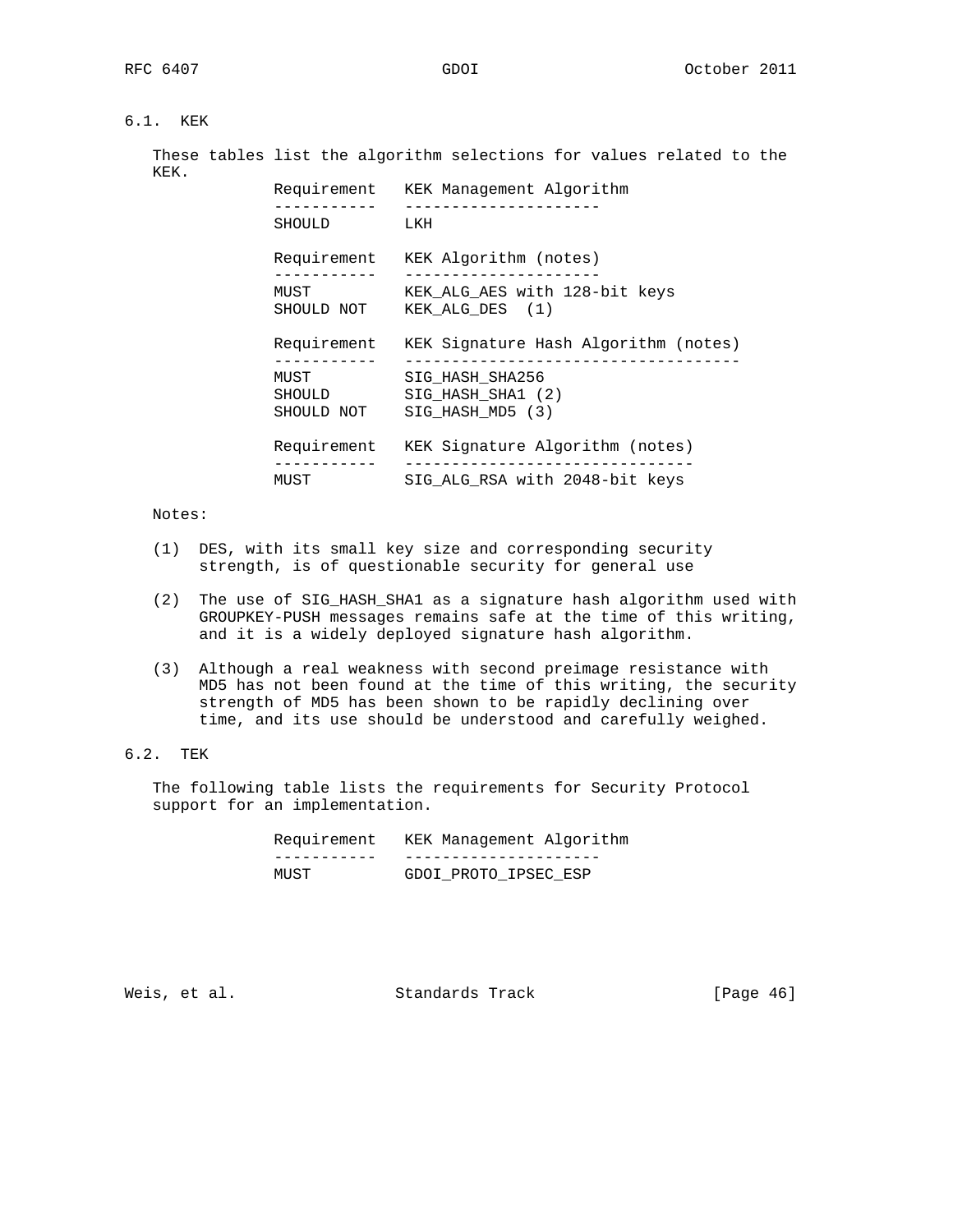### 6.1. KEK

These tables list the algorithm selections for values related to the KEK.

| Requirement | KEK Management Algorithm |
|---|---|
| SHOULD | LKH |

| Requirement | KEK Algorithm (notes) |
|---|---|
| MUST | KEK_ALG_AES with 128-bit keys |
| SHOULD NOT | KEK_ALG_DES (1) |

| Requirement | KEK Signature Hash Algorithm (notes) |
|---|---|
| MUST | SIG_HASH_SHA256 |
| SHOULD | SIG_HASH_SHA1 (2) |
| SHOULD NOT | SIG_HASH_MD5 (3) |

| Requirement | KEK Signature Algorithm (notes) |
|---|---|
| MUST | SIG_ALG_RSA with 2048-bit keys |

Notes:

(1) DES, with its small key size and corresponding security strength, is of questionable security for general use

(2) The use of SIG_HASH_SHA1 as a signature hash algorithm used with GROUPKEY-PUSH messages remains safe at the time of this writing, and it is a widely deployed signature hash algorithm.

(3) Although a real weakness with second preimage resistance with MD5 has not been found at the time of this writing, the security strength of MD5 has been shown to be rapidly declining over time, and its use should be understood and carefully weighed.

### 6.2. TEK

The following table lists the requirements for Security Protocol support for an implementation.

| Requirement | KEK Management Algorithm |
|---|---|
| MUST | GDOI_PROTO_IPSEC_ESP |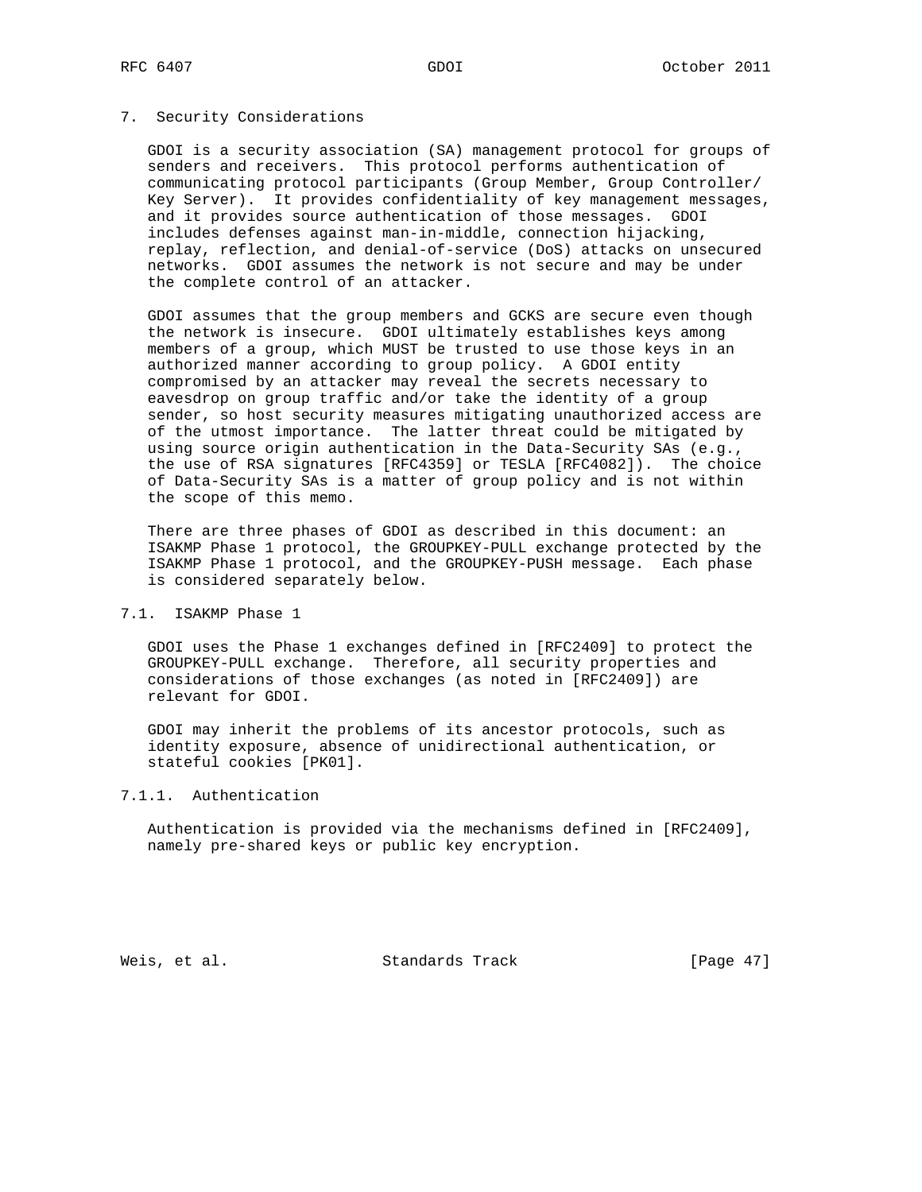## 7. Security Considerations

GDOI is a security association (SA) management protocol for groups of senders and receivers. This protocol performs authentication of communicating protocol participants (Group Member, Group Controller/Key Server). It provides confidentiality of key management messages, and it provides source authentication of those messages. GDOI includes defenses against man-in-middle, connection hijacking, replay, reflection, and denial-of-service (DoS) attacks on unsecured networks. GDOI assumes the network is not secure and may be under the complete control of an attacker.

GDOI assumes that the group members and GCKS are secure even though the network is insecure. GDOI ultimately establishes keys among members of a group, which MUST be trusted to use those keys in an authorized manner according to group policy. A GDOI entity compromised by an attacker may reveal the secrets necessary to eavesdrop on group traffic and/or take the identity of a group sender, so host security measures mitigating unauthorized access are of the utmost importance. The latter threat could be mitigated by using source origin authentication in the Data-Security SAs (e.g., the use of RSA signatures [RFC4359] or TESLA [RFC4082]). The choice of Data-Security SAs is a matter of group policy and is not within the scope of this memo.

There are three phases of GDOI as described in this document: an ISAKMP Phase 1 protocol, the GROUPKEY-PULL exchange protected by the ISAKMP Phase 1 protocol, and the GROUPKEY-PUSH message. Each phase is considered separately below.

### 7.1. ISAKMP Phase 1

GDOI uses the Phase 1 exchanges defined in [RFC2409] to protect the GROUPKEY-PULL exchange. Therefore, all security properties and considerations of those exchanges (as noted in [RFC2409]) are relevant for GDOI.

GDOI may inherit the problems of its ancestor protocols, such as identity exposure, absence of unidirectional authentication, or stateful cookies [PK01].

#### 7.1.1. Authentication

Authentication is provided via the mechanisms defined in [RFC2409], namely pre-shared keys or public key encryption.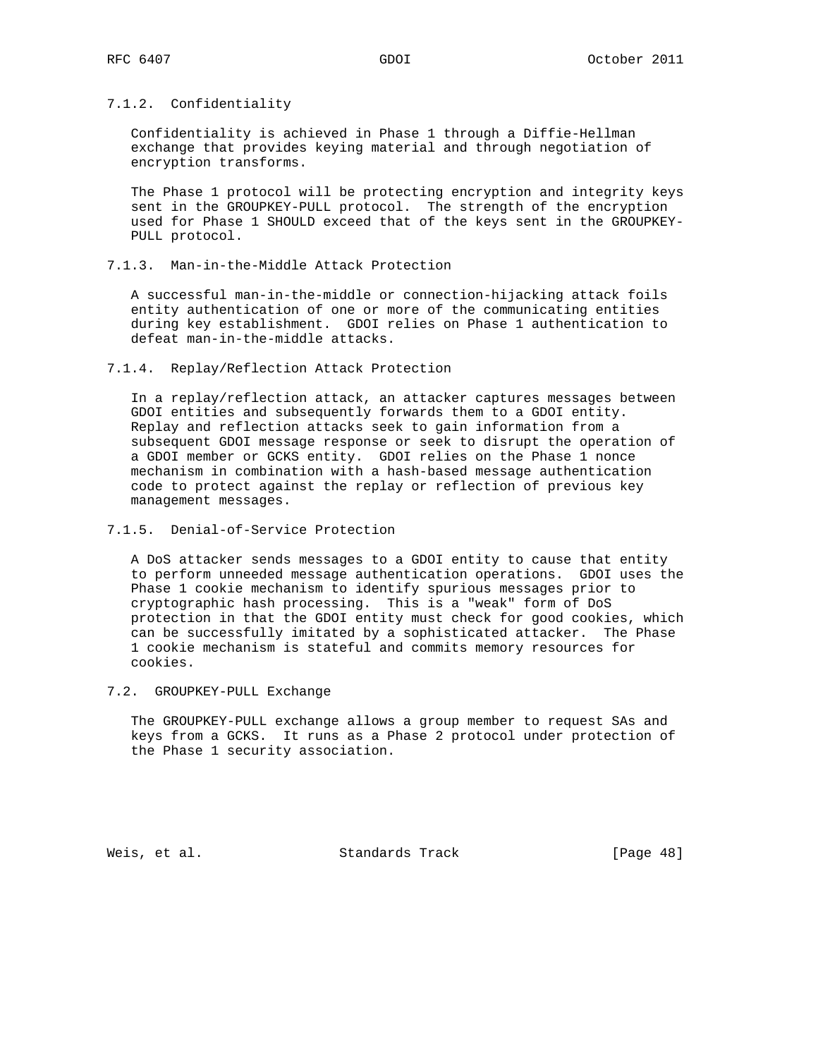#### 7.1.2. Confidentiality

Confidentiality is achieved in Phase 1 through a Diffie-Hellman exchange that provides keying material and through negotiation of encryption transforms.

The Phase 1 protocol will be protecting encryption and integrity keys sent in the GROUPKEY-PULL protocol. The strength of the encryption used for Phase 1 SHOULD exceed that of the keys sent in the GROUPKEY-PULL protocol.

#### 7.1.3. Man-in-the-Middle Attack Protection

A successful man-in-the-middle or connection-hijacking attack foils entity authentication of one or more of the communicating entities during key establishment. GDOI relies on Phase 1 authentication to defeat man-in-the-middle attacks.

#### 7.1.4. Replay/Reflection Attack Protection

In a replay/reflection attack, an attacker captures messages between GDOI entities and subsequently forwards them to a GDOI entity. Replay and reflection attacks seek to gain information from a subsequent GDOI message response or seek to disrupt the operation of a GDOI member or GCKS entity. GDOI relies on the Phase 1 nonce mechanism in combination with a hash-based message authentication code to protect against the replay or reflection of previous key management messages.

#### 7.1.5. Denial-of-Service Protection

A DoS attacker sends messages to a GDOI entity to cause that entity to perform unneeded message authentication operations. GDOI uses the Phase 1 cookie mechanism to identify spurious messages prior to cryptographic hash processing. This is a "weak" form of DoS protection in that the GDOI entity must check for good cookies, which can be successfully imitated by a sophisticated attacker. The Phase 1 cookie mechanism is stateful and commits memory resources for cookies.

### 7.2. GROUPKEY-PULL Exchange

The GROUPKEY-PULL exchange allows a group member to request SAs and keys from a GCKS. It runs as a Phase 2 protocol under protection of the Phase 1 security association.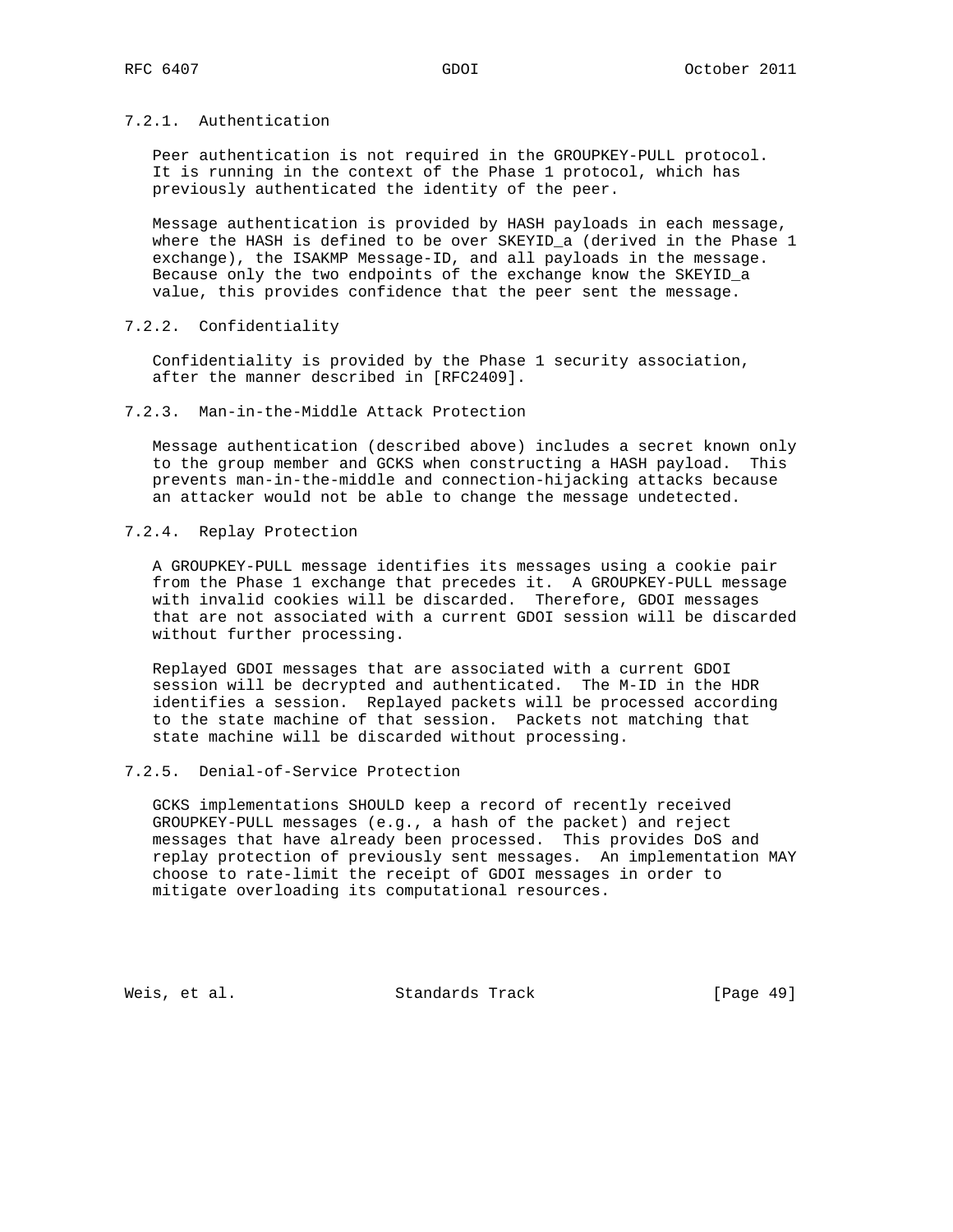#### 7.2.1. Authentication

Peer authentication is not required in the GROUPKEY-PULL protocol. It is running in the context of the Phase 1 protocol, which has previously authenticated the identity of the peer.

Message authentication is provided by HASH payloads in each message, where the HASH is defined to be over SKEYID_a (derived in the Phase 1 exchange), the ISAKMP Message-ID, and all payloads in the message. Because only the two endpoints of the exchange know the SKEYID_a value, this provides confidence that the peer sent the message.

#### 7.2.2. Confidentiality

Confidentiality is provided by the Phase 1 security association, after the manner described in [RFC2409].

#### 7.2.3. Man-in-the-Middle Attack Protection

Message authentication (described above) includes a secret known only to the group member and GCKS when constructing a HASH payload. This prevents man-in-the-middle and connection-hijacking attacks because an attacker would not be able to change the message undetected.

#### 7.2.4. Replay Protection

A GROUPKEY-PULL message identifies its messages using a cookie pair from the Phase 1 exchange that precedes it. A GROUPKEY-PULL message with invalid cookies will be discarded. Therefore, GDOI messages that are not associated with a current GDOI session will be discarded without further processing.

Replayed GDOI messages that are associated with a current GDOI session will be decrypted and authenticated. The M-ID in the HDR identifies a session. Replayed packets will be processed according to the state machine of that session. Packets not matching that state machine will be discarded without processing.

#### 7.2.5. Denial-of-Service Protection

GCKS implementations SHOULD keep a record of recently received GROUPKEY-PULL messages (e.g., a hash of the packet) and reject messages that have already been processed. This provides DoS and replay protection of previously sent messages. An implementation MAY choose to rate-limit the receipt of GDOI messages in order to mitigate overloading its computational resources.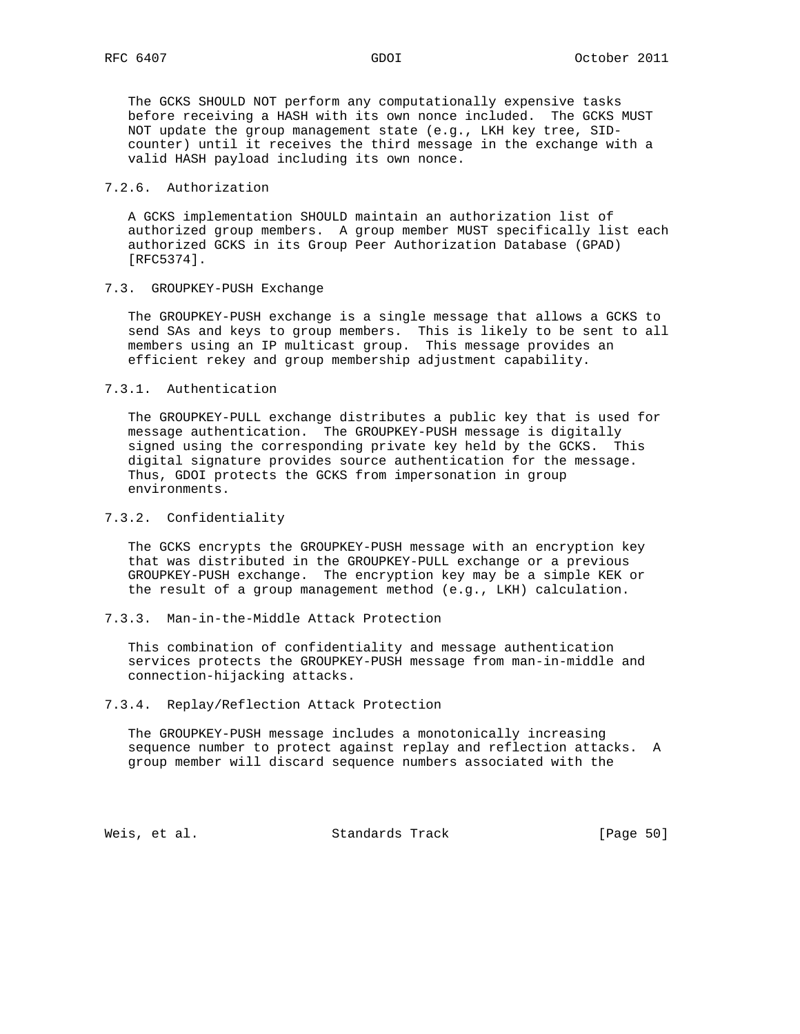The GCKS SHOULD NOT perform any computationally expensive tasks before receiving a HASH with its own nonce included. The GCKS MUST NOT update the group management state (e.g., LKH key tree, SID-counter) until it receives the third message in the exchange with a valid HASH payload including its own nonce.

#### 7.2.6. Authorization

A GCKS implementation SHOULD maintain an authorization list of authorized group members. A group member MUST specifically list each authorized GCKS in its Group Peer Authorization Database (GPAD) [RFC5374].

### 7.3. GROUPKEY-PUSH Exchange

The GROUPKEY-PUSH exchange is a single message that allows a GCKS to send SAs and keys to group members. This is likely to be sent to all members using an IP multicast group. This message provides an efficient rekey and group membership adjustment capability.

#### 7.3.1. Authentication

The GROUPKEY-PULL exchange distributes a public key that is used for message authentication. The GROUPKEY-PUSH message is digitally signed using the corresponding private key held by the GCKS. This digital signature provides source authentication for the message. Thus, GDOI protects the GCKS from impersonation in group environments.

#### 7.3.2. Confidentiality

The GCKS encrypts the GROUPKEY-PUSH message with an encryption key that was distributed in the GROUPKEY-PULL exchange or a previous GROUPKEY-PUSH exchange. The encryption key may be a simple KEK or the result of a group management method (e.g., LKH) calculation.

#### 7.3.3. Man-in-the-Middle Attack Protection

This combination of confidentiality and message authentication services protects the GROUPKEY-PUSH message from man-in-middle and connection-hijacking attacks.

#### 7.3.4. Replay/Reflection Attack Protection

The GROUPKEY-PUSH message includes a monotonically increasing sequence number to protect against replay and reflection attacks. A group member will discard sequence numbers associated with the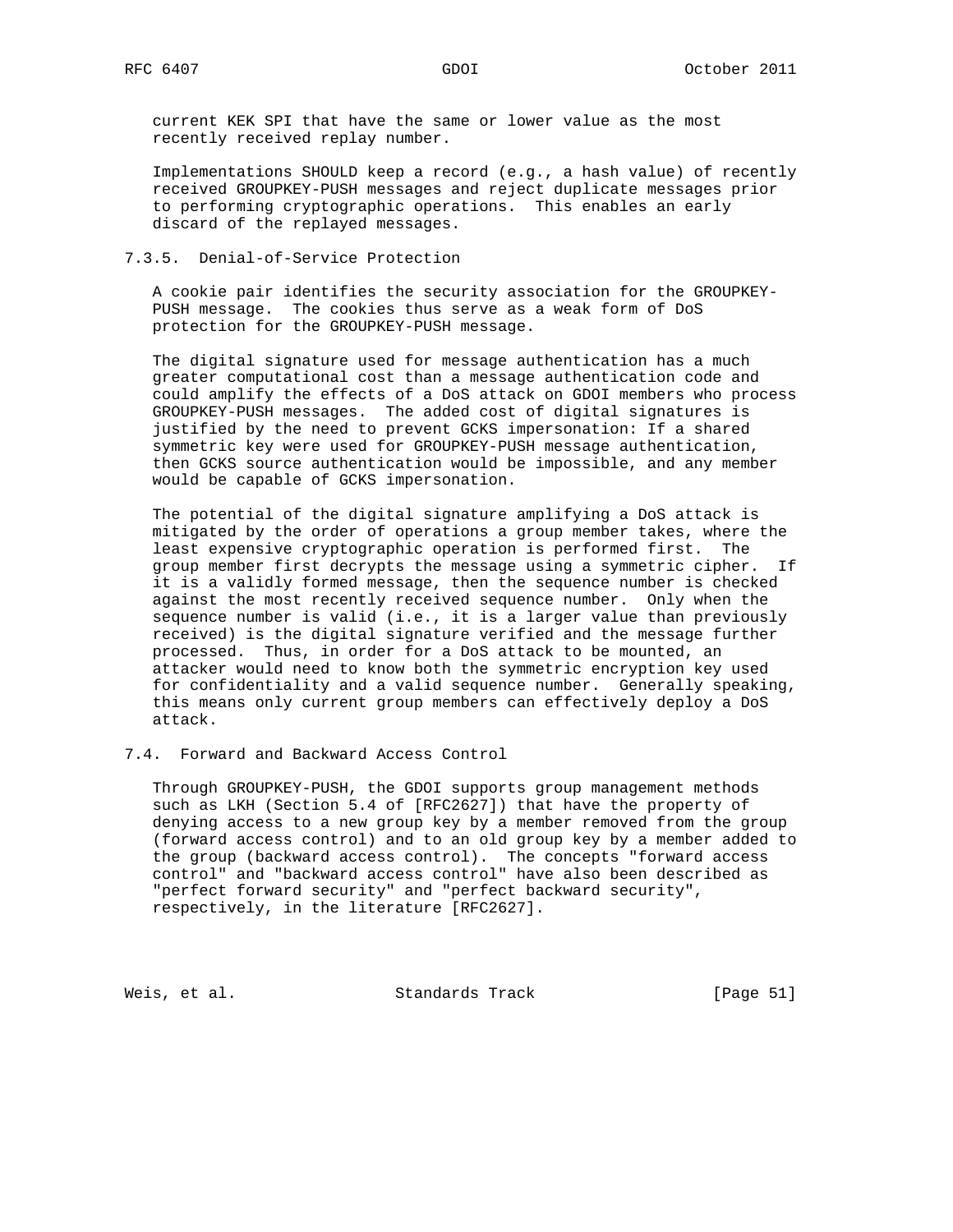current KEK SPI that have the same or lower value as the most recently received replay number.

Implementations SHOULD keep a record (e.g., a hash value) of recently received GROUPKEY-PUSH messages and reject duplicate messages prior to performing cryptographic operations. This enables an early discard of the replayed messages.

### 7.3.5. Denial-of-Service Protection

A cookie pair identifies the security association for the GROUPKEY-PUSH message. The cookies thus serve as a weak form of DoS protection for the GROUPKEY-PUSH message.

The digital signature used for message authentication has a much greater computational cost than a message authentication code and could amplify the effects of a DoS attack on GDOI members who process GROUPKEY-PUSH messages. The added cost of digital signatures is justified by the need to prevent GCKS impersonation: If a shared symmetric key were used for GROUPKEY-PUSH message authentication, then GCKS source authentication would be impossible, and any member would be capable of GCKS impersonation.

The potential of the digital signature amplifying a DoS attack is mitigated by the order of operations a group member takes, where the least expensive cryptographic operation is performed first. The group member first decrypts the message using a symmetric cipher. If it is a validly formed message, then the sequence number is checked against the most recently received sequence number. Only when the sequence number is valid (i.e., it is a larger value than previously received) is the digital signature verified and the message further processed. Thus, in order for a DoS attack to be mounted, an attacker would need to know both the symmetric encryption key used for confidentiality and a valid sequence number. Generally speaking, this means only current group members can effectively deploy a DoS attack.

## 7.4. Forward and Backward Access Control

Through GROUPKEY-PUSH, the GDOI supports group management methods such as LKH (Section 5.4 of [RFC2627]) that have the property of denying access to a new group key by a member removed from the group (forward access control) and to an old group key by a member added to the group (backward access control). The concepts "forward access control" and "backward access control" have also been described as "perfect forward security" and "perfect backward security", respectively, in the literature [RFC2627].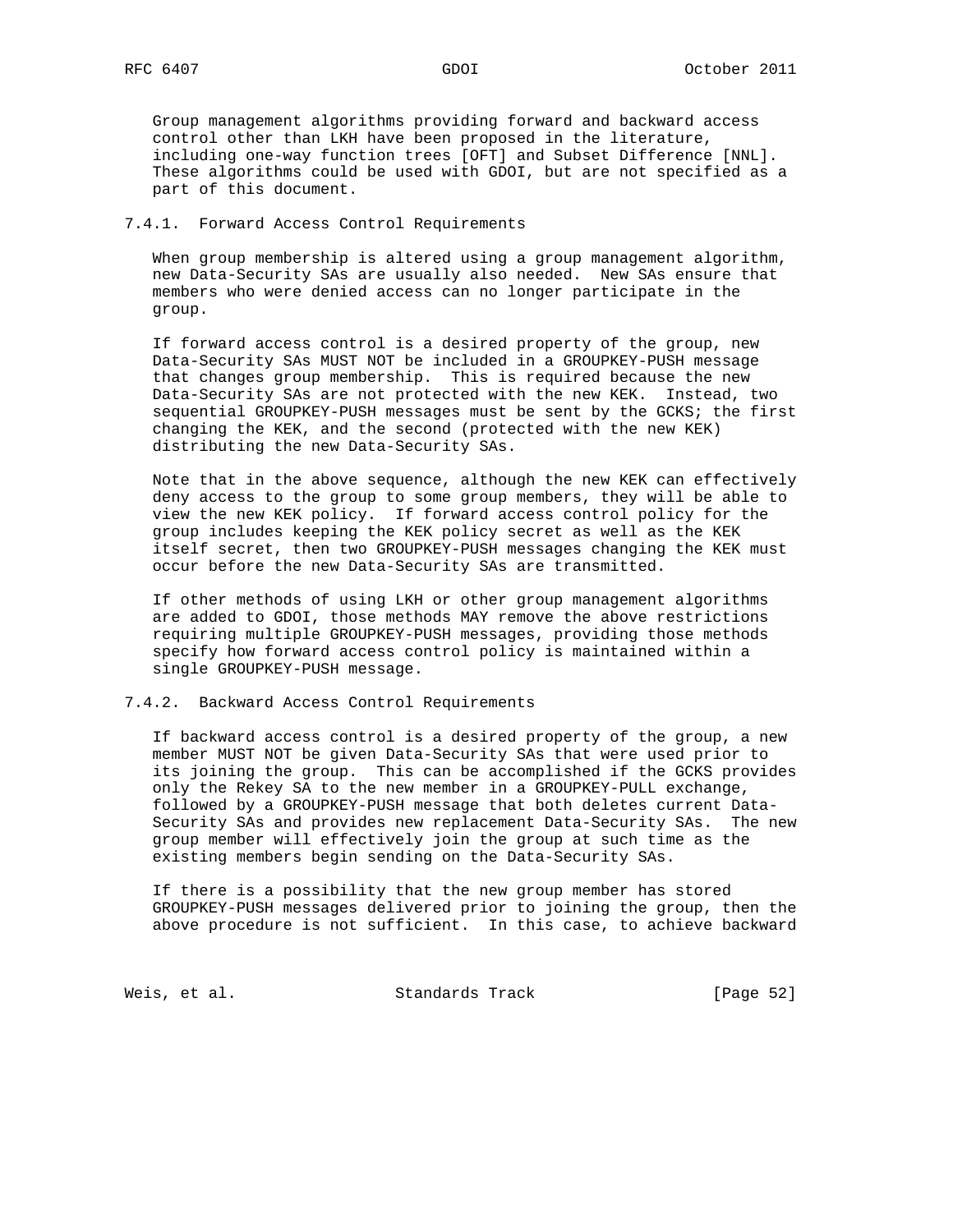Group management algorithms providing forward and backward access control other than LKH have been proposed in the literature, including one-way function trees [OFT] and Subset Difference [NNL]. These algorithms could be used with GDOI, but are not specified as a part of this document.

### 7.4.1. Forward Access Control Requirements

When group membership is altered using a group management algorithm, new Data-Security SAs are usually also needed. New SAs ensure that members who were denied access can no longer participate in the group.

If forward access control is a desired property of the group, new Data-Security SAs MUST NOT be included in a GROUPKEY-PUSH message that changes group membership. This is required because the new Data-Security SAs are not protected with the new KEK. Instead, two sequential GROUPKEY-PUSH messages must be sent by the GCKS; the first changing the KEK, and the second (protected with the new KEK) distributing the new Data-Security SAs.

Note that in the above sequence, although the new KEK can effectively deny access to the group to some group members, they will be able to view the new KEK policy. If forward access control policy for the group includes keeping the KEK policy secret as well as the KEK itself secret, then two GROUPKEY-PUSH messages changing the KEK must occur before the new Data-Security SAs are transmitted.

If other methods of using LKH or other group management algorithms are added to GDOI, those methods MAY remove the above restrictions requiring multiple GROUPKEY-PUSH messages, providing those methods specify how forward access control policy is maintained within a single GROUPKEY-PUSH message.

### 7.4.2. Backward Access Control Requirements

If backward access control is a desired property of the group, a new member MUST NOT be given Data-Security SAs that were used prior to its joining the group. This can be accomplished if the GCKS provides only the Rekey SA to the new member in a GROUPKEY-PULL exchange, followed by a GROUPKEY-PUSH message that both deletes current Data-Security SAs and provides new replacement Data-Security SAs. The new group member will effectively join the group at such time as the existing members begin sending on the Data-Security SAs.

If there is a possibility that the new group member has stored GROUPKEY-PUSH messages delivered prior to joining the group, then the above procedure is not sufficient. In this case, to achieve backward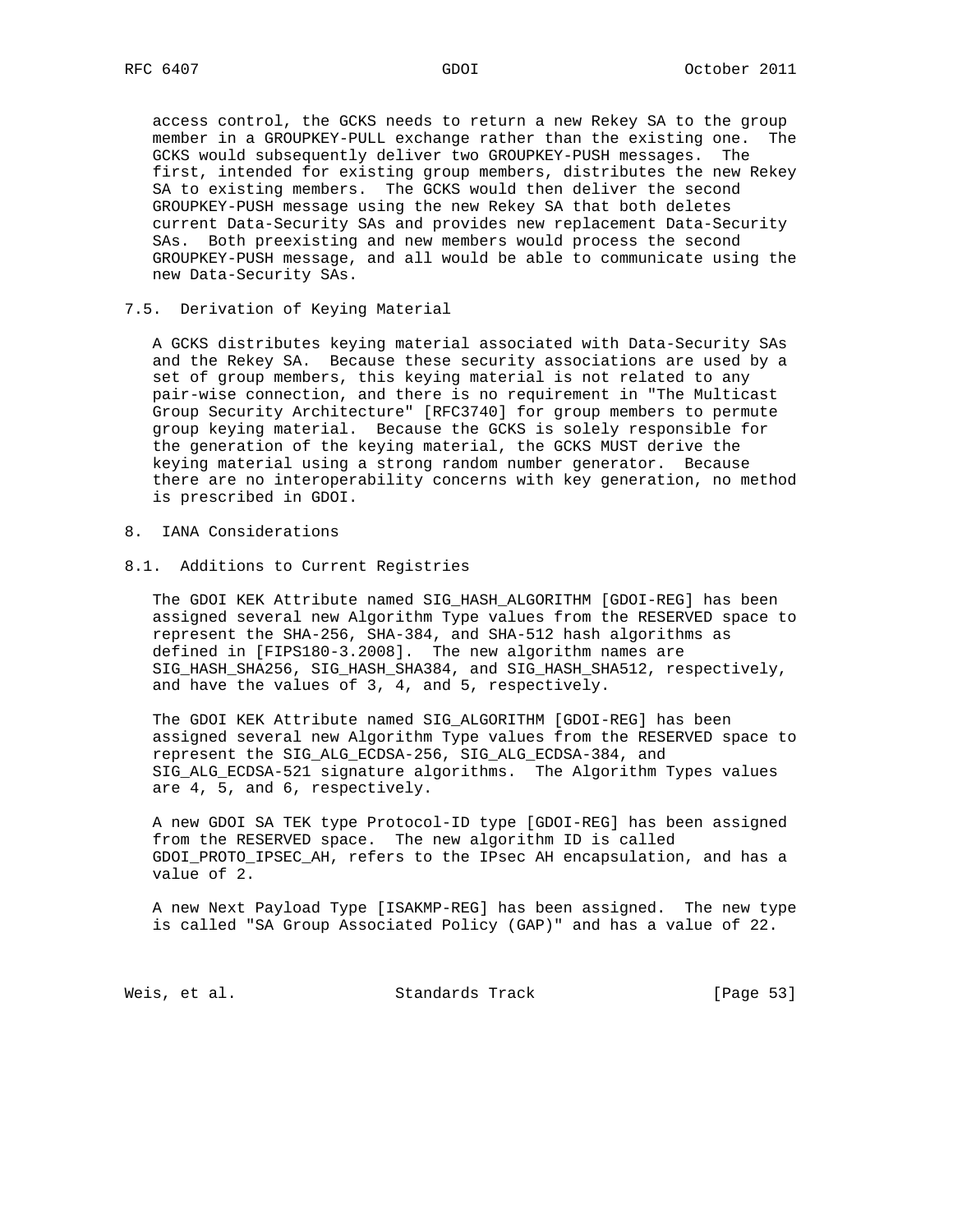access control, the GCKS needs to return a new Rekey SA to the group member in a GROUPKEY-PULL exchange rather than the existing one. The GCKS would subsequently deliver two GROUPKEY-PUSH messages. The first, intended for existing group members, distributes the new Rekey SA to existing members. The GCKS would then deliver the second GROUPKEY-PUSH message using the new Rekey SA that both deletes current Data-Security SAs and provides new replacement Data-Security SAs. Both preexisting and new members would process the second GROUPKEY-PUSH message, and all would be able to communicate using the new Data-Security SAs.

### 7.5. Derivation of Keying Material

A GCKS distributes keying material associated with Data-Security SAs and the Rekey SA. Because these security associations are used by a set of group members, this keying material is not related to any pair-wise connection, and there is no requirement in "The Multicast Group Security Architecture" [RFC3740] for group members to permute group keying material. Because the GCKS is solely responsible for the generation of the keying material, the GCKS MUST derive the keying material using a strong random number generator. Because there are no interoperability concerns with key generation, no method is prescribed in GDOI.

## 8. IANA Considerations

### 8.1. Additions to Current Registries

The GDOI KEK Attribute named SIG_HASH_ALGORITHM [GDOI-REG] has been assigned several new Algorithm Type values from the RESERVED space to represent the SHA-256, SHA-384, and SHA-512 hash algorithms as defined in [FIPS180-3.2008]. The new algorithm names are SIG_HASH_SHA256, SIG_HASH_SHA384, and SIG_HASH_SHA512, respectively, and have the values of 3, 4, and 5, respectively.

The GDOI KEK Attribute named SIG_ALGORITHM [GDOI-REG] has been assigned several new Algorithm Type values from the RESERVED space to represent the SIG_ALG_ECDSA-256, SIG_ALG_ECDSA-384, and SIG_ALG_ECDSA-521 signature algorithms. The Algorithm Types values are 4, 5, and 6, respectively.

A new GDOI SA TEK type Protocol-ID type [GDOI-REG] has been assigned from the RESERVED space. The new algorithm ID is called GDOI_PROTO_IPSEC_AH, refers to the IPsec AH encapsulation, and has a value of 2.

A new Next Payload Type [ISAKMP-REG] has been assigned. The new type is called "SA Group Associated Policy (GAP)" and has a value of 22.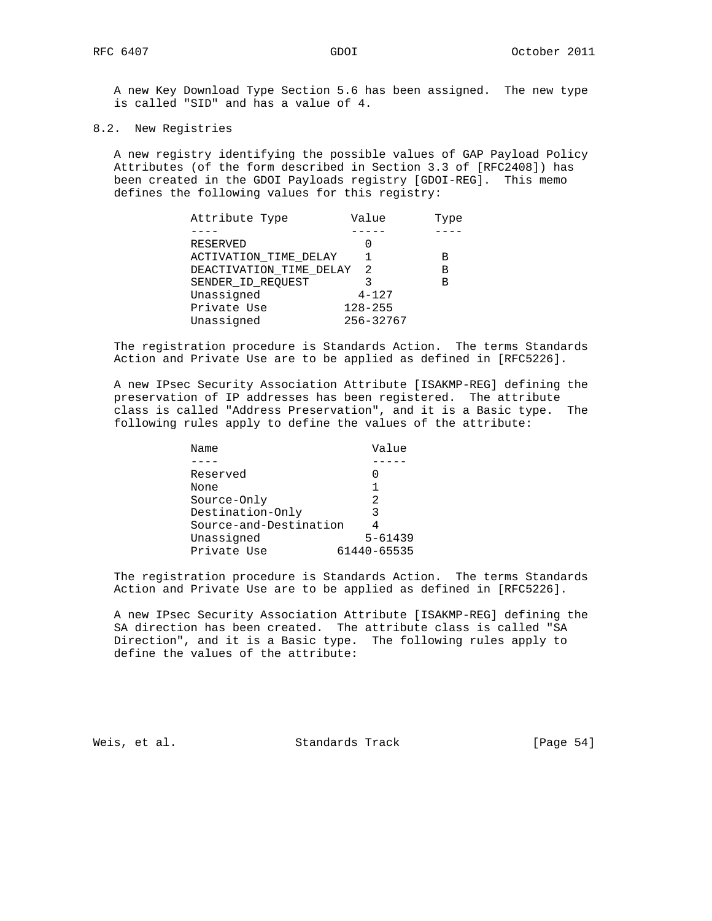A new Key Download Type Section 5.6 has been assigned. The new type is called "SID" and has a value of 4.

## 8.2. New Registries

A new registry identifying the possible values of GAP Payload Policy Attributes (of the form described in Section 3.3 of [RFC2408]) has been created in the GDOI Payloads registry [GDOI-REG]. This memo defines the following values for this registry:

| Attribute Type | Value | Type |
| --- | --- | --- |
| RESERVED | 0 | |
| ACTIVATION_TIME_DELAY | 1 | B |
| DEACTIVATION_TIME_DELAY | 2 | B |
| SENDER_ID_REQUEST | 3 | B |
| Unassigned | 4-127 | |
| Private Use | 128-255 | |
| Unassigned | 256-32767 | |

The registration procedure is Standards Action. The terms Standards Action and Private Use are to be applied as defined in [RFC5226].

A new IPsec Security Association Attribute [ISAKMP-REG] defining the preservation of IP addresses has been registered. The attribute class is called "Address Preservation", and it is a Basic type. The following rules apply to define the values of the attribute:

| Name | Value |
| --- | --- |
| Reserved | 0 |
| None | 1 |
| Source-Only | 2 |
| Destination-Only | 3 |
| Source-and-Destination | 4 |
| Unassigned | 5-61439 |
| Private Use | 61440-65535 |

The registration procedure is Standards Action. The terms Standards Action and Private Use are to be applied as defined in [RFC5226].

A new IPsec Security Association Attribute [ISAKMP-REG] defining the SA direction has been created. The attribute class is called "SA Direction", and it is a Basic type. The following rules apply to define the values of the attribute: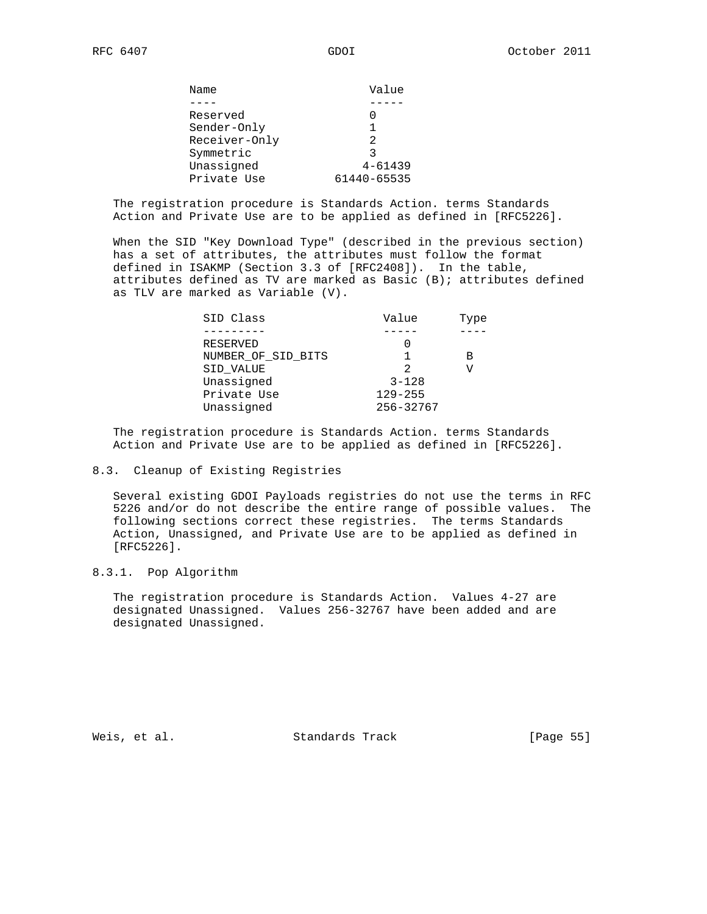| Name | Value |
| --- | --- |
| Reserved | 0 |
| Sender-Only | 1 |
| Receiver-Only | 2 |
| Symmetric | 3 |
| Unassigned | 4-61439 |
| Private Use | 61440-65535 |

The registration procedure is Standards Action. terms Standards Action and Private Use are to be applied as defined in [RFC5226].

When the SID "Key Download Type" (described in the previous section) has a set of attributes, the attributes must follow the format defined in ISAKMP (Section 3.3 of [RFC2408]). In the table, attributes defined as TV are marked as Basic (B); attributes defined as TLV are marked as Variable (V).

| SID Class | Value | Type |
| --- | --- | --- |
| RESERVED | 0 | |
| NUMBER_OF_SID_BITS | 1 | B |
| SID_VALUE | 2 | V |
| Unassigned | 3-128 | |
| Private Use | 129-255 | |
| Unassigned | 256-32767 | |

The registration procedure is Standards Action. terms Standards Action and Private Use are to be applied as defined in [RFC5226].

### 8.3. Cleanup of Existing Registries

Several existing GDOI Payloads registries do not use the terms in RFC 5226 and/or do not describe the entire range of possible values. The following sections correct these registries. The terms Standards Action, Unassigned, and Private Use are to be applied as defined in [RFC5226].

#### 8.3.1. Pop Algorithm

The registration procedure is Standards Action. Values 4-27 are designated Unassigned. Values 256-32767 have been added and are designated Unassigned.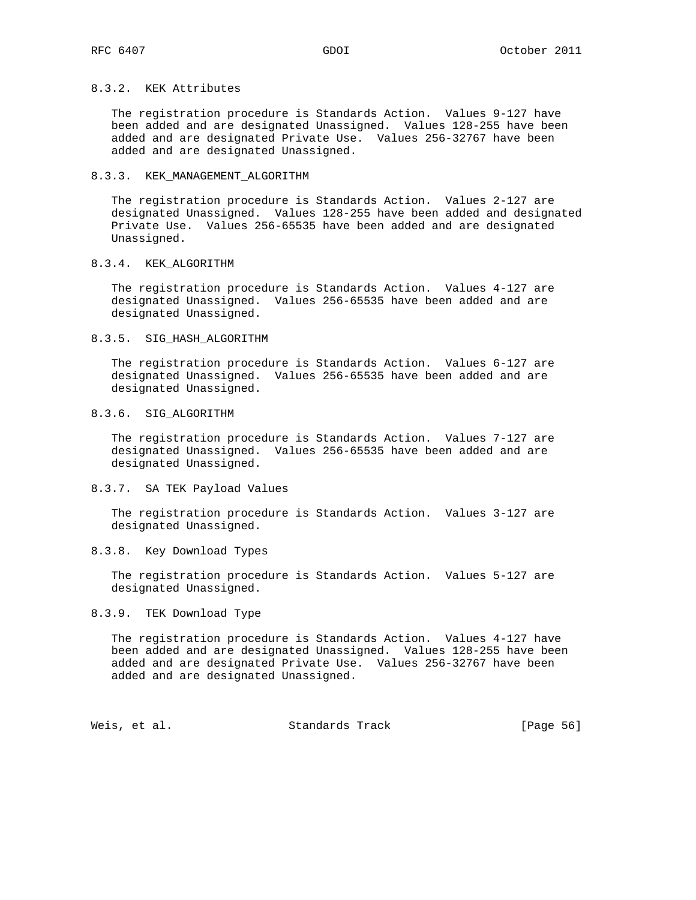### 8.3.2. KEK Attributes

The registration procedure is Standards Action. Values 9-127 have been added and are designated Unassigned. Values 128-255 have been added and are designated Private Use. Values 256-32767 have been added and are designated Unassigned.

### 8.3.3. KEK_MANAGEMENT_ALGORITHM

The registration procedure is Standards Action. Values 2-127 are designated Unassigned. Values 128-255 have been added and designated Private Use. Values 256-65535 have been added and are designated Unassigned.

### 8.3.4. KEK_ALGORITHM

The registration procedure is Standards Action. Values 4-127 are designated Unassigned. Values 256-65535 have been added and are designated Unassigned.

### 8.3.5. SIG_HASH_ALGORITHM

The registration procedure is Standards Action. Values 6-127 are designated Unassigned. Values 256-65535 have been added and are designated Unassigned.

### 8.3.6. SIG_ALGORITHM

The registration procedure is Standards Action. Values 7-127 are designated Unassigned. Values 256-65535 have been added and are designated Unassigned.

### 8.3.7. SA TEK Payload Values

The registration procedure is Standards Action. Values 3-127 are designated Unassigned.

### 8.3.8. Key Download Types

The registration procedure is Standards Action. Values 5-127 are designated Unassigned.

### 8.3.9. TEK Download Type

The registration procedure is Standards Action. Values 4-127 have been added and are designated Unassigned. Values 128-255 have been added and are designated Private Use. Values 256-32767 have been added and are designated Unassigned.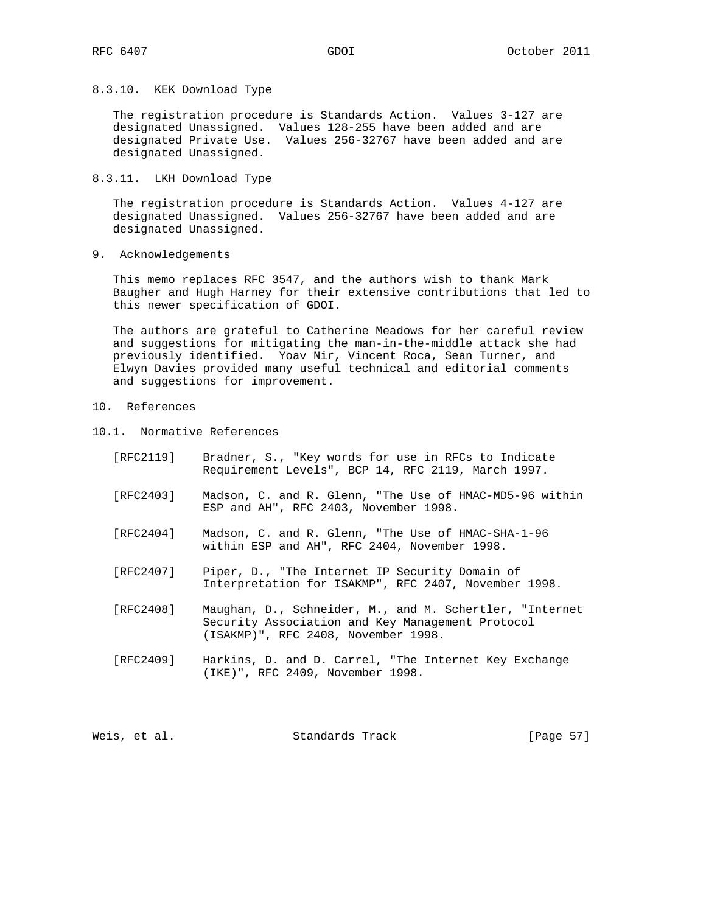#### 8.3.10. KEK Download Type

The registration procedure is Standards Action. Values 3-127 are designated Unassigned. Values 128-255 have been added and are designated Private Use. Values 256-32767 have been added and are designated Unassigned.

#### 8.3.11. LKH Download Type

The registration procedure is Standards Action. Values 4-127 are designated Unassigned. Values 256-32767 have been added and are designated Unassigned.

## 9. Acknowledgements

This memo replaces RFC 3547, and the authors wish to thank Mark Baugher and Hugh Harney for their extensive contributions that led to this newer specification of GDOI.

The authors are grateful to Catherine Meadows for her careful review and suggestions for mitigating the man-in-the-middle attack she had previously identified. Yoav Nir, Vincent Roca, Sean Turner, and Elwyn Davies provided many useful technical and editorial comments and suggestions for improvement.

## 10. References

### 10.1. Normative References

[RFC2119] Bradner, S., "Key words for use in RFCs to Indicate Requirement Levels", BCP 14, RFC 2119, March 1997.

[RFC2403] Madson, C. and R. Glenn, "The Use of HMAC-MD5-96 within ESP and AH", RFC 2403, November 1998.

[RFC2404] Madson, C. and R. Glenn, "The Use of HMAC-SHA-1-96 within ESP and AH", RFC 2404, November 1998.

[RFC2407] Piper, D., "The Internet IP Security Domain of Interpretation for ISAKMP", RFC 2407, November 1998.

[RFC2408] Maughan, D., Schneider, M., and M. Schertler, "Internet Security Association and Key Management Protocol (ISAKMP)", RFC 2408, November 1998.

[RFC2409] Harkins, D. and D. Carrel, "The Internet Key Exchange (IKE)", RFC 2409, November 1998.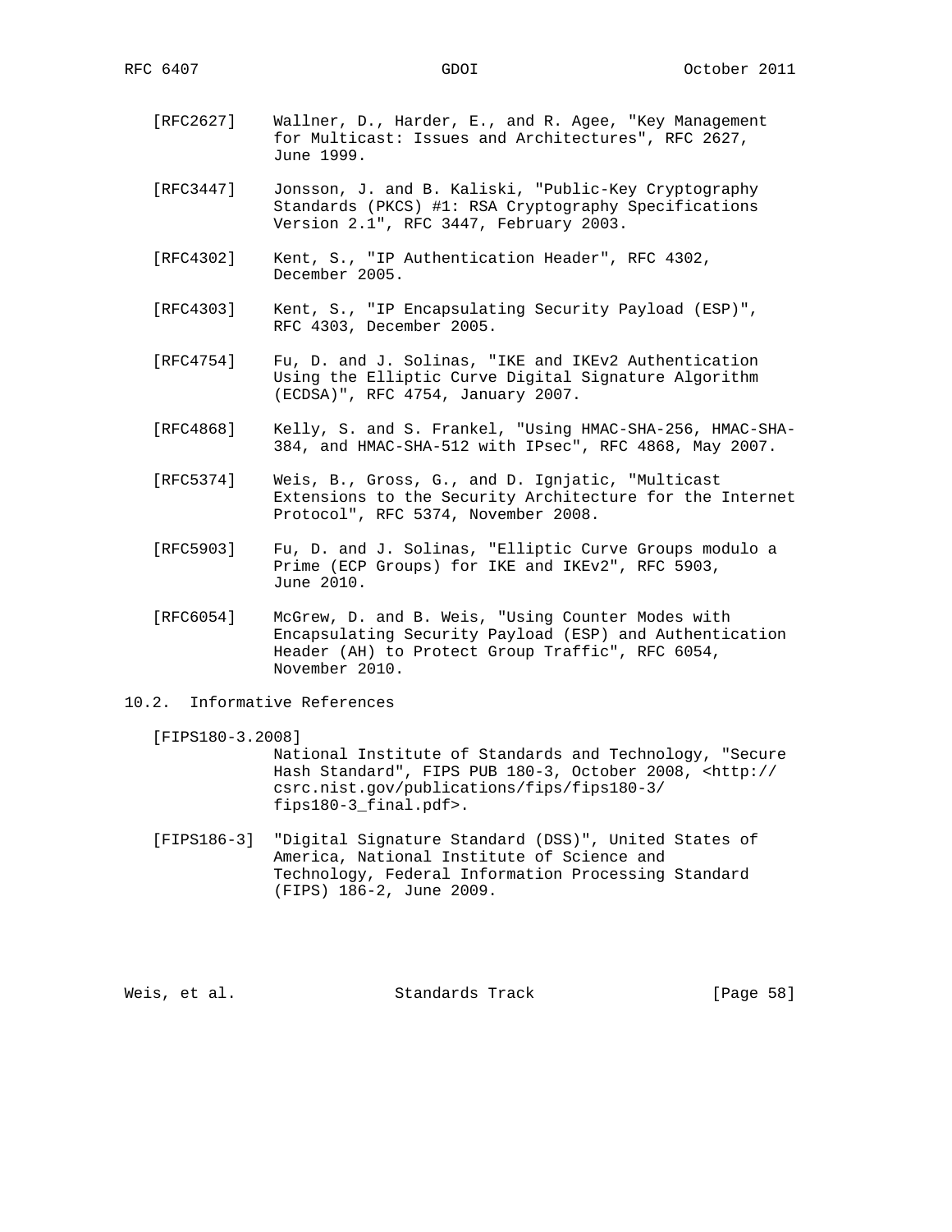[RFC2627] Wallner, D., Harder, E., and R. Agee, "Key Management for Multicast: Issues and Architectures", RFC 2627, June 1999.

[RFC3447] Jonsson, J. and B. Kaliski, "Public-Key Cryptography Standards (PKCS) #1: RSA Cryptography Specifications Version 2.1", RFC 3447, February 2003.

[RFC4302] Kent, S., "IP Authentication Header", RFC 4302, December 2005.

[RFC4303] Kent, S., "IP Encapsulating Security Payload (ESP)", RFC 4303, December 2005.

[RFC4754] Fu, D. and J. Solinas, "IKE and IKEv2 Authentication Using the Elliptic Curve Digital Signature Algorithm (ECDSA)", RFC 4754, January 2007.

[RFC4868] Kelly, S. and S. Frankel, "Using HMAC-SHA-256, HMAC-SHA-384, and HMAC-SHA-512 with IPsec", RFC 4868, May 2007.

[RFC5374] Weis, B., Gross, G., and D. Ignjatic, "Multicast Extensions to the Security Architecture for the Internet Protocol", RFC 5374, November 2008.

[RFC5903] Fu, D. and J. Solinas, "Elliptic Curve Groups modulo a Prime (ECP Groups) for IKE and IKEv2", RFC 5903, June 2010.

[RFC6054] McGrew, D. and B. Weis, "Using Counter Modes with Encapsulating Security Payload (ESP) and Authentication Header (AH) to Protect Group Traffic", RFC 6054, November 2010.

## 10.2. Informative References

[FIPS180-3.2008] National Institute of Standards and Technology, "Secure Hash Standard", FIPS PUB 180-3, October 2008, <http://csrc.nist.gov/publications/fips/fips180-3/fips180-3_final.pdf>.

[FIPS186-3] "Digital Signature Standard (DSS)", United States of America, National Institute of Science and Technology, Federal Information Processing Standard (FIPS) 186-2, June 2009.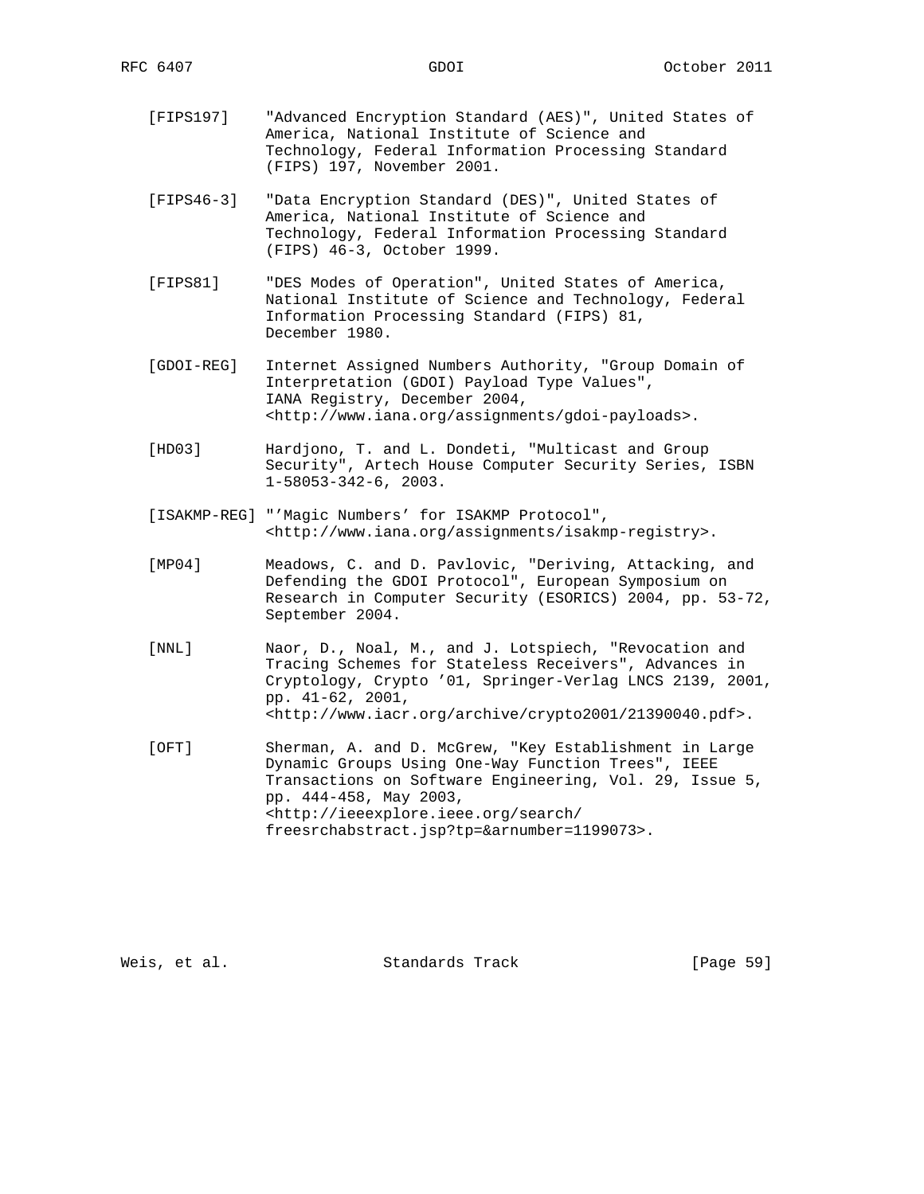[FIPS197] "Advanced Encryption Standard (AES)", United States of America, National Institute of Science and Technology, Federal Information Processing Standard (FIPS) 197, November 2001.

[FIPS46-3] "Data Encryption Standard (DES)", United States of America, National Institute of Science and Technology, Federal Information Processing Standard (FIPS) 46-3, October 1999.

[FIPS81] "DES Modes of Operation", United States of America, National Institute of Science and Technology, Federal Information Processing Standard (FIPS) 81, December 1980.

[GDOI-REG] Internet Assigned Numbers Authority, "Group Domain of Interpretation (GDOI) Payload Type Values", IANA Registry, December 2004, <http://www.iana.org/assignments/gdoi-payloads>.

[HD03] Hardjono, T. and L. Dondeti, "Multicast and Group Security", Artech House Computer Security Series, ISBN 1-58053-342-6, 2003.

[ISAKMP-REG] "'Magic Numbers' for ISAKMP Protocol", <http://www.iana.org/assignments/isakmp-registry>.

[MP04] Meadows, C. and D. Pavlovic, "Deriving, Attacking, and Defending the GDOI Protocol", European Symposium on Research in Computer Security (ESORICS) 2004, pp. 53-72, September 2004.

[NNL] Naor, D., Noal, M., and J. Lotspiech, "Revocation and Tracing Schemes for Stateless Receivers", Advances in Cryptology, Crypto '01, Springer-Verlag LNCS 2139, 2001, pp. 41-62, 2001, <http://www.iacr.org/archive/crypto2001/21390040.pdf>.

[OFT] Sherman, A. and D. McGrew, "Key Establishment in Large Dynamic Groups Using One-Way Function Trees", IEEE Transactions on Software Engineering, Vol. 29, Issue 5, pp. 444-458, May 2003, <http://ieeexplore.ieee.org/search/freesrchabstract.jsp?tp=&arnumber=1199073>.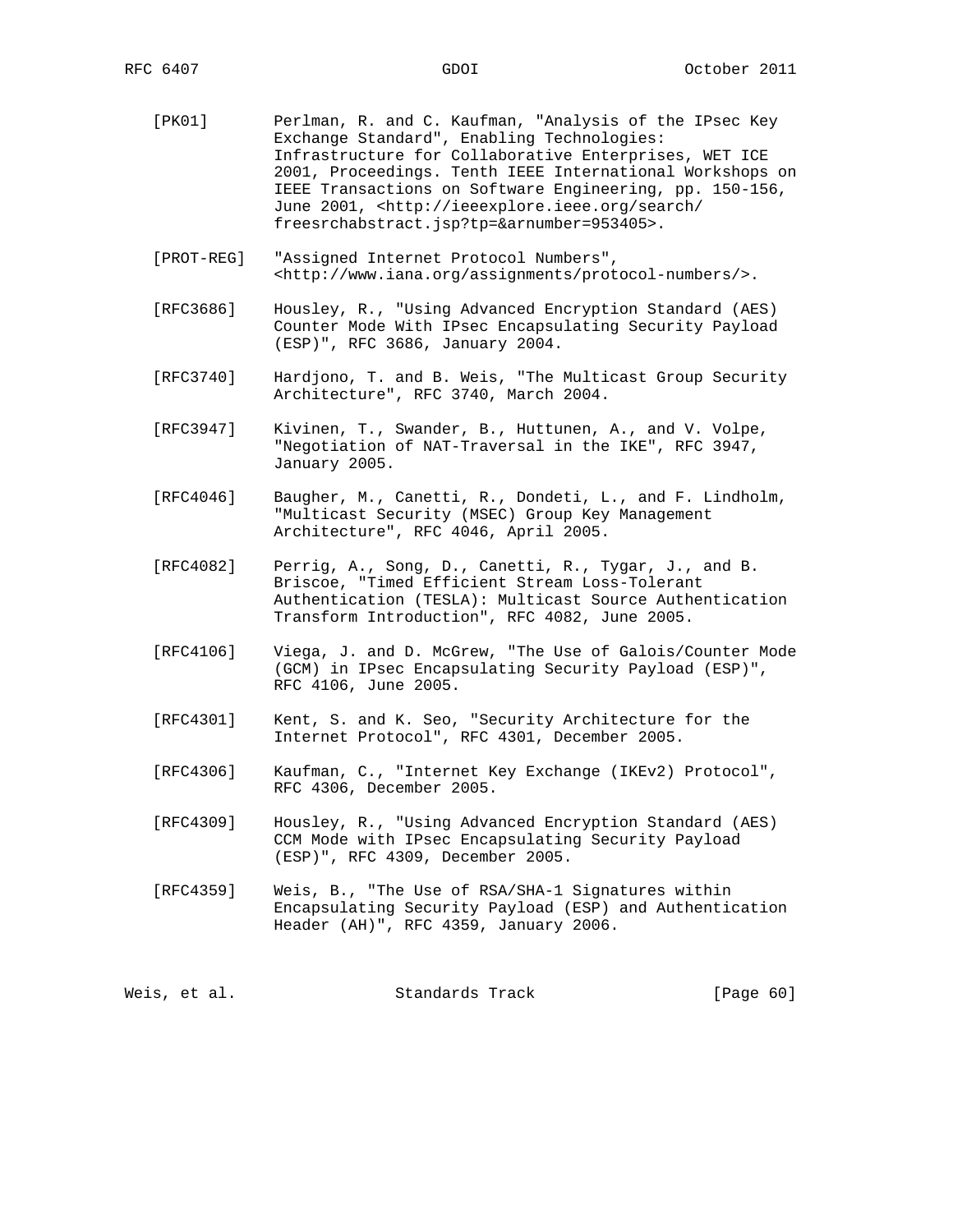[PK01] Perlman, R. and C. Kaufman, "Analysis of the IPsec Key Exchange Standard", Enabling Technologies: Infrastructure for Collaborative Enterprises, WET ICE 2001, Proceedings. Tenth IEEE International Workshops on IEEE Transactions on Software Engineering, pp. 150-156, June 2001, <http://ieeexplore.ieee.org/search/freesrchabstract.jsp?tp=&arnumber=953405>.

[PROT-REG] "Assigned Internet Protocol Numbers", <http://www.iana.org/assignments/protocol-numbers/>.

[RFC3686] Housley, R., "Using Advanced Encryption Standard (AES) Counter Mode With IPsec Encapsulating Security Payload (ESP)", RFC 3686, January 2004.

[RFC3740] Hardjono, T. and B. Weis, "The Multicast Group Security Architecture", RFC 3740, March 2004.

[RFC3947] Kivinen, T., Swander, B., Huttunen, A., and V. Volpe, "Negotiation of NAT-Traversal in the IKE", RFC 3947, January 2005.

[RFC4046] Baugher, M., Canetti, R., Dondeti, L., and F. Lindholm, "Multicast Security (MSEC) Group Key Management Architecture", RFC 4046, April 2005.

[RFC4082] Perrig, A., Song, D., Canetti, R., Tygar, J., and B. Briscoe, "Timed Efficient Stream Loss-Tolerant Authentication (TESLA): Multicast Source Authentication Transform Introduction", RFC 4082, June 2005.

[RFC4106] Viega, J. and D. McGrew, "The Use of Galois/Counter Mode (GCM) in IPsec Encapsulating Security Payload (ESP)", RFC 4106, June 2005.

[RFC4301] Kent, S. and K. Seo, "Security Architecture for the Internet Protocol", RFC 4301, December 2005.

[RFC4306] Kaufman, C., "Internet Key Exchange (IKEv2) Protocol", RFC 4306, December 2005.

[RFC4309] Housley, R., "Using Advanced Encryption Standard (AES) CCM Mode with IPsec Encapsulating Security Payload (ESP)", RFC 4309, December 2005.

[RFC4359] Weis, B., "The Use of RSA/SHA-1 Signatures within Encapsulating Security Payload (ESP) and Authentication Header (AH)", RFC 4359, January 2006.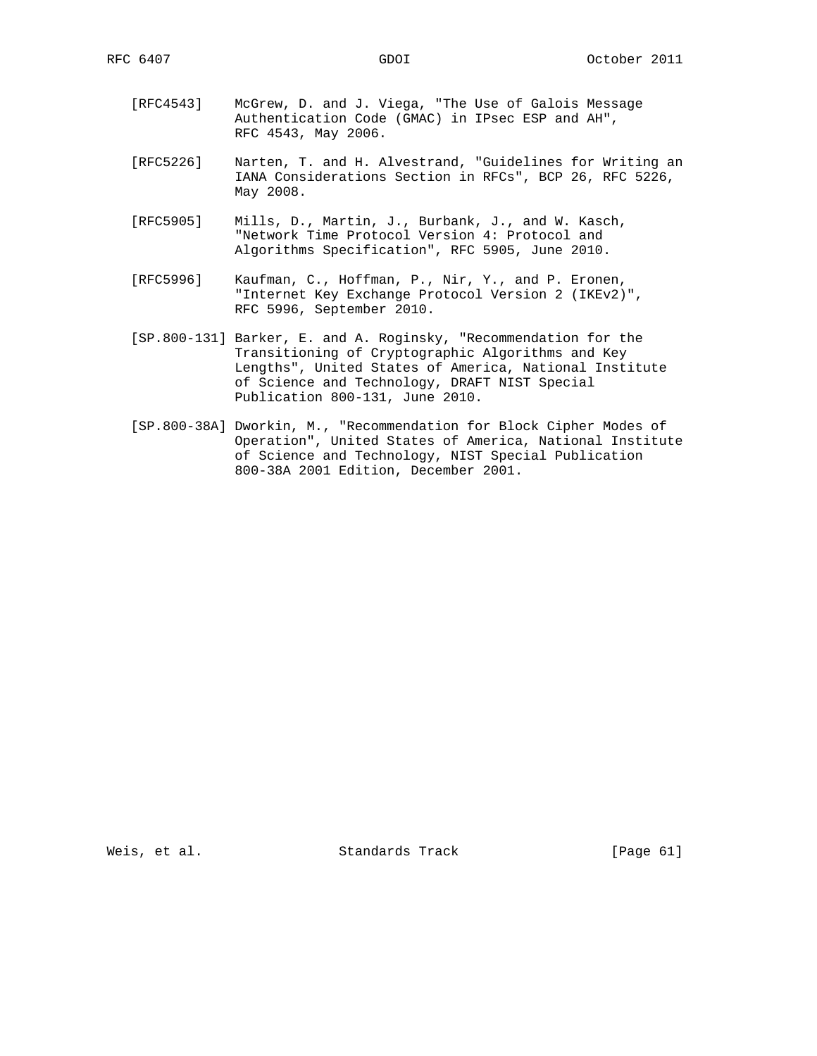[RFC4543] McGrew, D. and J. Viega, "The Use of Galois Message Authentication Code (GMAC) in IPsec ESP and AH", RFC 4543, May 2006.

[RFC5226] Narten, T. and H. Alvestrand, "Guidelines for Writing an IANA Considerations Section in RFCs", BCP 26, RFC 5226, May 2008.

[RFC5905] Mills, D., Martin, J., Burbank, J., and W. Kasch, "Network Time Protocol Version 4: Protocol and Algorithms Specification", RFC 5905, June 2010.

[RFC5996] Kaufman, C., Hoffman, P., Nir, Y., and P. Eronen, "Internet Key Exchange Protocol Version 2 (IKEv2)", RFC 5996, September 2010.

[SP.800-131] Barker, E. and A. Roginsky, "Recommendation for the Transitioning of Cryptographic Algorithms and Key Lengths", United States of America, National Institute of Science and Technology, DRAFT NIST Special Publication 800-131, June 2010.

[SP.800-38A] Dworkin, M., "Recommendation for Block Cipher Modes of Operation", United States of America, National Institute of Science and Technology, NIST Special Publication 800-38A 2001 Edition, December 2001.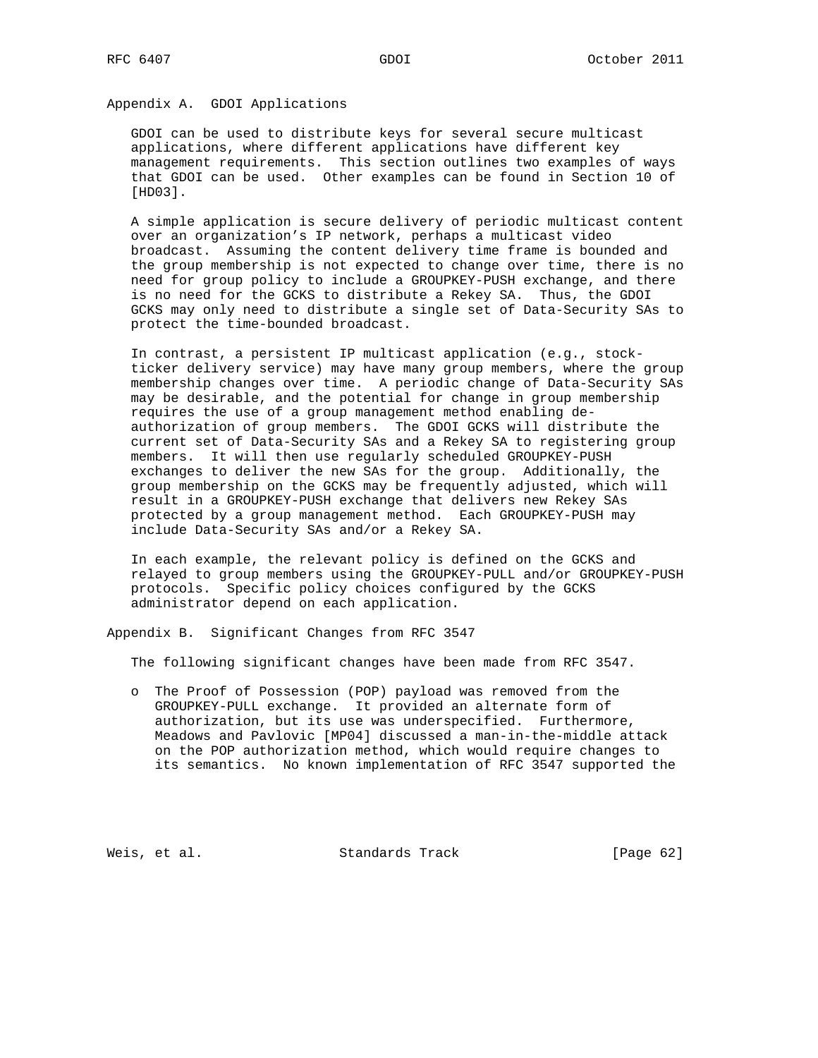## Appendix A. GDOI Applications

GDOI can be used to distribute keys for several secure multicast applications, where different applications have different key management requirements. This section outlines two examples of ways that GDOI can be used. Other examples can be found in Section 10 of [HD03].

A simple application is secure delivery of periodic multicast content over an organization's IP network, perhaps a multicast video broadcast. Assuming the content delivery time frame is bounded and the group membership is not expected to change over time, there is no need for group policy to include a GROUPKEY-PUSH exchange, and there is no need for the GCKS to distribute a Rekey SA. Thus, the GDOI GCKS may only need to distribute a single set of Data-Security SAs to protect the time-bounded broadcast.

In contrast, a persistent IP multicast application (e.g., stock-ticker delivery service) may have many group members, where the group membership changes over time. A periodic change of Data-Security SAs may be desirable, and the potential for change in group membership requires the use of a group management method enabling de-authorization of group members. The GDOI GCKS will distribute the current set of Data-Security SAs and a Rekey SA to registering group members. It will then use regularly scheduled GROUPKEY-PUSH exchanges to deliver the new SAs for the group. Additionally, the group membership on the GCKS may be frequently adjusted, which will result in a GROUPKEY-PUSH exchange that delivers new Rekey SAs protected by a group management method. Each GROUPKEY-PUSH may include Data-Security SAs and/or a Rekey SA.

In each example, the relevant policy is defined on the GCKS and relayed to group members using the GROUPKEY-PULL and/or GROUPKEY-PUSH protocols. Specific policy choices configured by the GCKS administrator depend on each application.

## Appendix B. Significant Changes from RFC 3547

The following significant changes have been made from RFC 3547.

- The Proof of Possession (POP) payload was removed from the GROUPKEY-PULL exchange. It provided an alternate form of authorization, but its use was underspecified. Furthermore, Meadows and Pavlovic [MP04] discussed a man-in-the-middle attack on the POP authorization method, which would require changes to its semantics. No known implementation of RFC 3547 supported the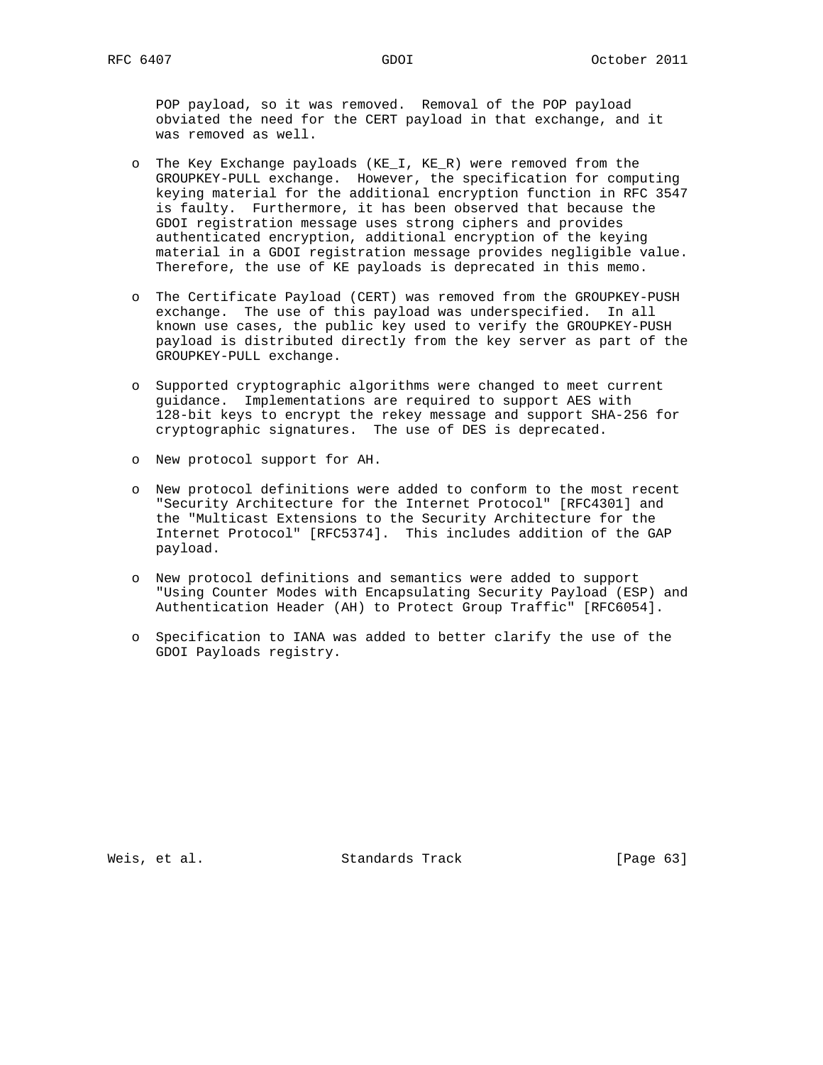POP payload, so it was removed. Removal of the POP payload obviated the need for the CERT payload in that exchange, and it was removed as well.

- The Key Exchange payloads (KE_I, KE_R) were removed from the GROUPKEY-PULL exchange. However, the specification for computing keying material for the additional encryption function in RFC 3547 is faulty. Furthermore, it has been observed that because the GDOI registration message uses strong ciphers and provides authenticated encryption, additional encryption of the keying material in a GDOI registration message provides negligible value. Therefore, the use of KE payloads is deprecated in this memo.

- The Certificate Payload (CERT) was removed from the GROUPKEY-PUSH exchange. The use of this payload was underspecified. In all known use cases, the public key used to verify the GROUPKEY-PUSH payload is distributed directly from the key server as part of the GROUPKEY-PULL exchange.

- Supported cryptographic algorithms were changed to meet current guidance. Implementations are required to support AES with 128-bit keys to encrypt the rekey message and support SHA-256 for cryptographic signatures. The use of DES is deprecated.

- New protocol support for AH.

- New protocol definitions were added to conform to the most recent "Security Architecture for the Internet Protocol" [RFC4301] and the "Multicast Extensions to the Security Architecture for the Internet Protocol" [RFC5374]. This includes addition of the GAP payload.

- New protocol definitions and semantics were added to support "Using Counter Modes with Encapsulating Security Payload (ESP) and Authentication Header (AH) to Protect Group Traffic" [RFC6054].

- Specification to IANA was added to better clarify the use of the GDOI Payloads registry.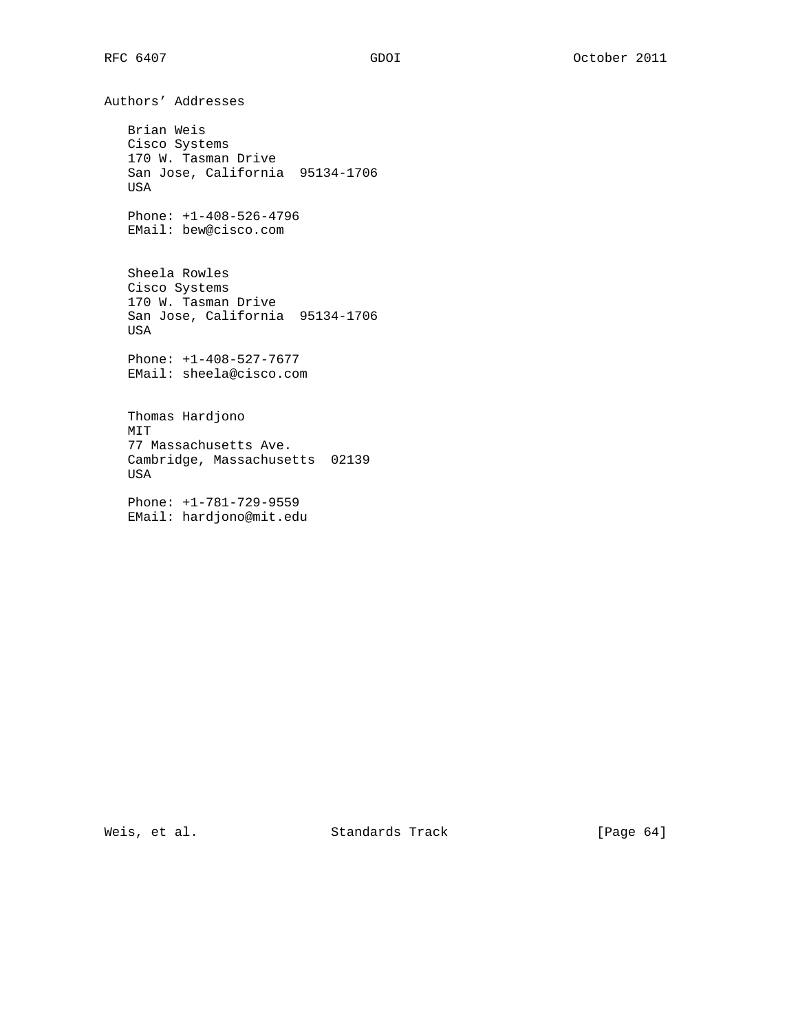## Authors' Addresses

Brian Weis
Cisco Systems
170 W. Tasman Drive
San Jose, California  95134-1706
USA

Phone: +1-408-526-4796
EMail: bew@cisco.com

Sheela Rowles
Cisco Systems
170 W. Tasman Drive
San Jose, California  95134-1706
USA

Phone: +1-408-527-7677
EMail: sheela@cisco.com

Thomas Hardjono
MIT
77 Massachusetts Ave.
Cambridge, Massachusetts  02139
USA

Phone: +1-781-729-9559
EMail: hardjono@mit.edu